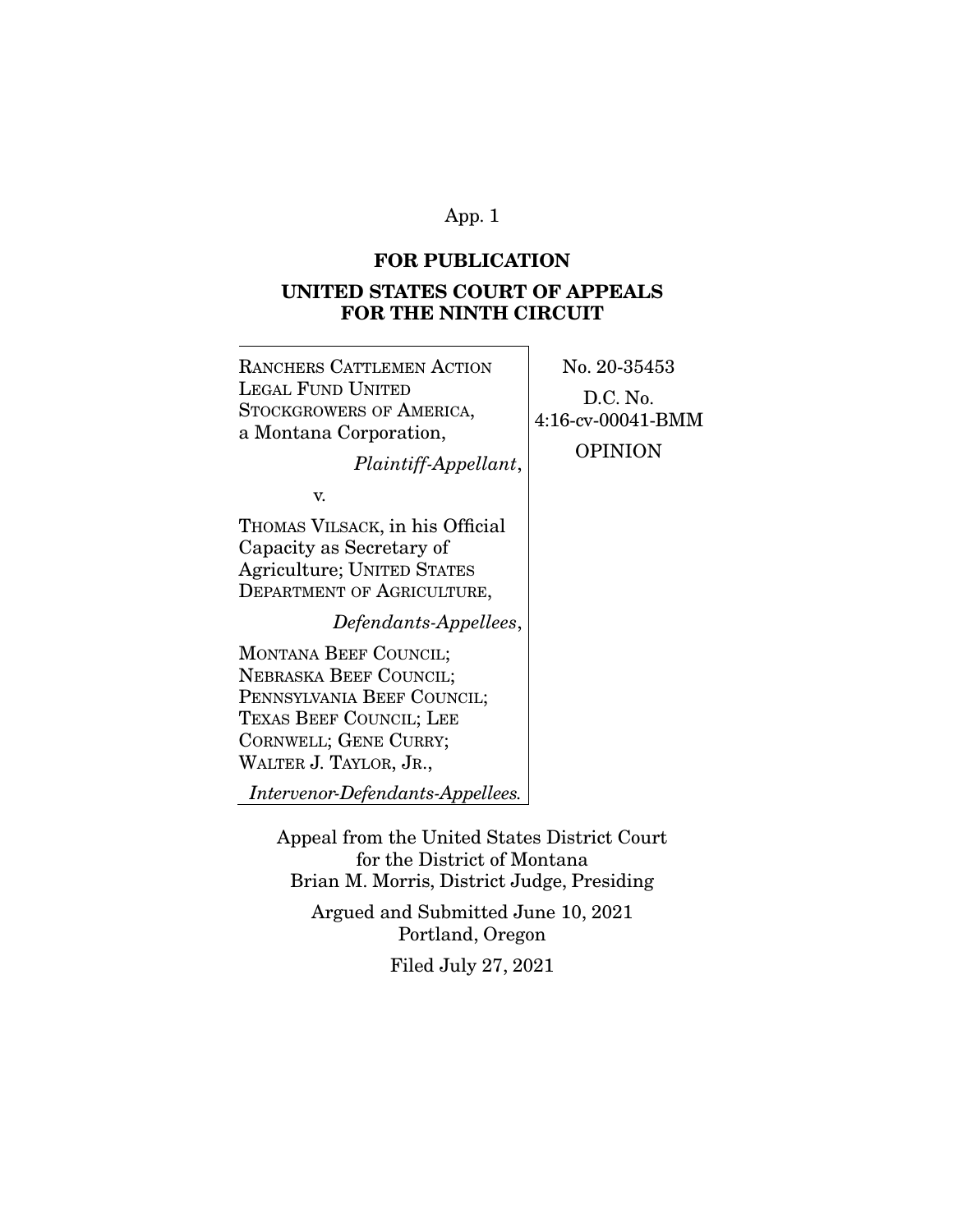**FOR PUBLICATION**

**UNITED STATES COURT OF APPEALS FOR THE NINTH CIRCUIT**

RANCHERS CATTLEMEN ACTION LEGAL FUND UNITED STOCKGROWERS OF AMERICA, a Montana Corporation,

*Plaintiff-Appellant*,

v.

THOMAS VILSACK, in his Official Capacity as Secretary of Agriculture; UNITED STATES DEPARTMENT OF AGRICULTURE,

*Defendants-Appellees*,

MONTANA BEEF COUNCIL; NEBRASKA BEEF COUNCIL; PENNSYLVANIA BEEF COUNCIL; TEXAS BEEF COUNCIL; LEE CORNWELL; GENE CURRY; WALTER J. TAYLOR, JR.,

*Intervenor-Defendants-Appellees.*

No. 20-35453

D.C. No. 4:16-cv-00041-BMM

OPINION

Appeal from the United States District Court for the District of Montana
Brian M. Morris, District Judge, Presiding

Argued and Submitted June 10, 2021
Portland, Oregon

Filed July 27, 2021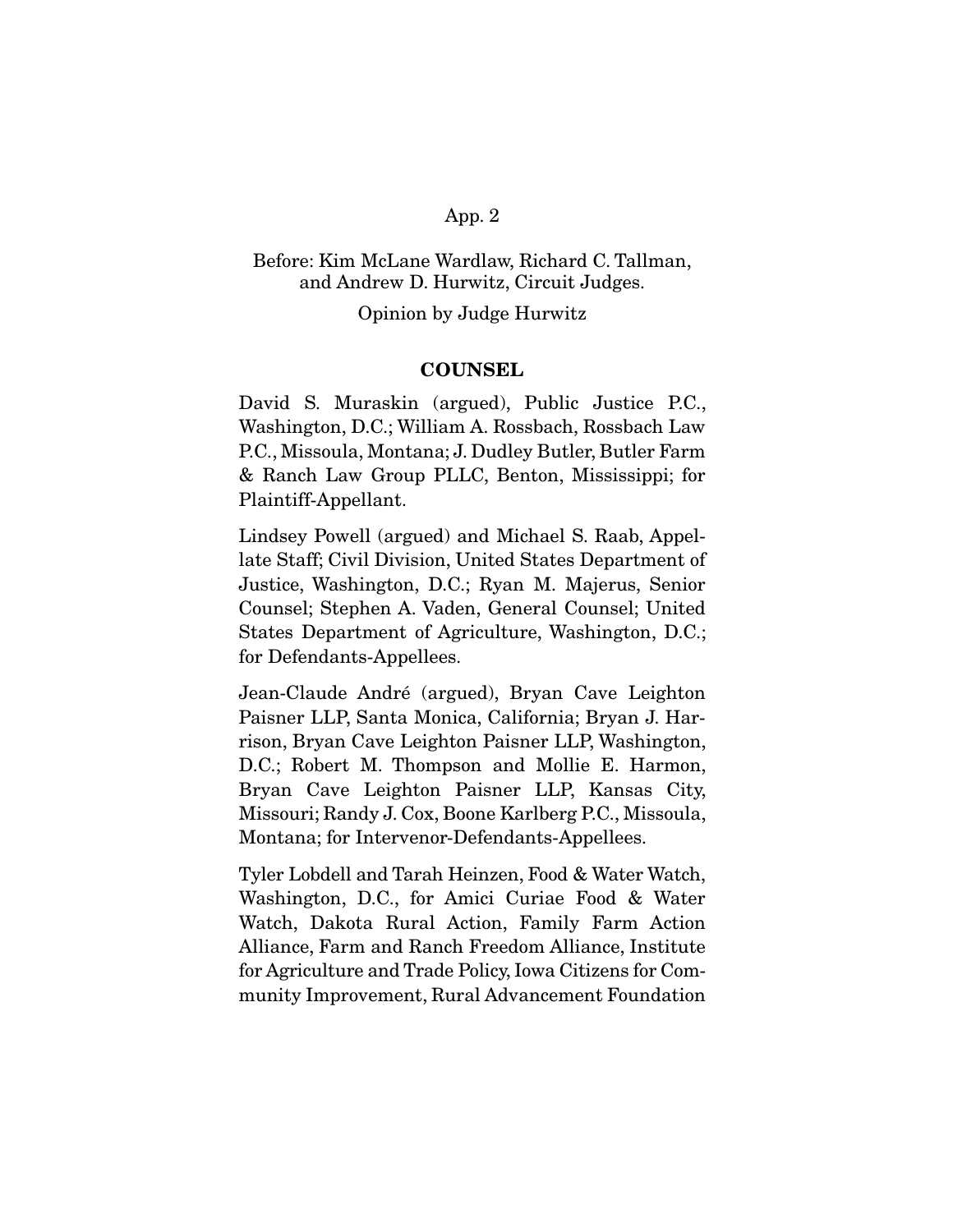Before: Kim McLane Wardlaw, Richard C. Tallman, and Andrew D. Hurwitz, Circuit Judges.

Opinion by Judge Hurwitz

## COUNSEL

David S. Muraskin (argued), Public Justice P.C., Washington, D.C.; William A. Rossbach, Rossbach Law P.C., Missoula, Montana; J. Dudley Butler, Butler Farm & Ranch Law Group PLLC, Benton, Mississippi; for Plaintiff-Appellant.

Lindsey Powell (argued) and Michael S. Raab, Appellate Staff; Civil Division, United States Department of Justice, Washington, D.C.; Ryan M. Majerus, Senior Counsel; Stephen A. Vaden, General Counsel; United States Department of Agriculture, Washington, D.C.; for Defendants-Appellees.

Jean-Claude André (argued), Bryan Cave Leighton Paisner LLP, Santa Monica, California; Bryan J. Harrison, Bryan Cave Leighton Paisner LLP, Washington, D.C.; Robert M. Thompson and Mollie E. Harmon, Bryan Cave Leighton Paisner LLP, Kansas City, Missouri; Randy J. Cox, Boone Karlberg P.C., Missoula, Montana; for Intervenor-Defendants-Appellees.

Tyler Lobdell and Tarah Heinzen, Food & Water Watch, Washington, D.C., for Amici Curiae Food & Water Watch, Dakota Rural Action, Family Farm Action Alliance, Farm and Ranch Freedom Alliance, Institute for Agriculture and Trade Policy, Iowa Citizens for Community Improvement, Rural Advancement Foundation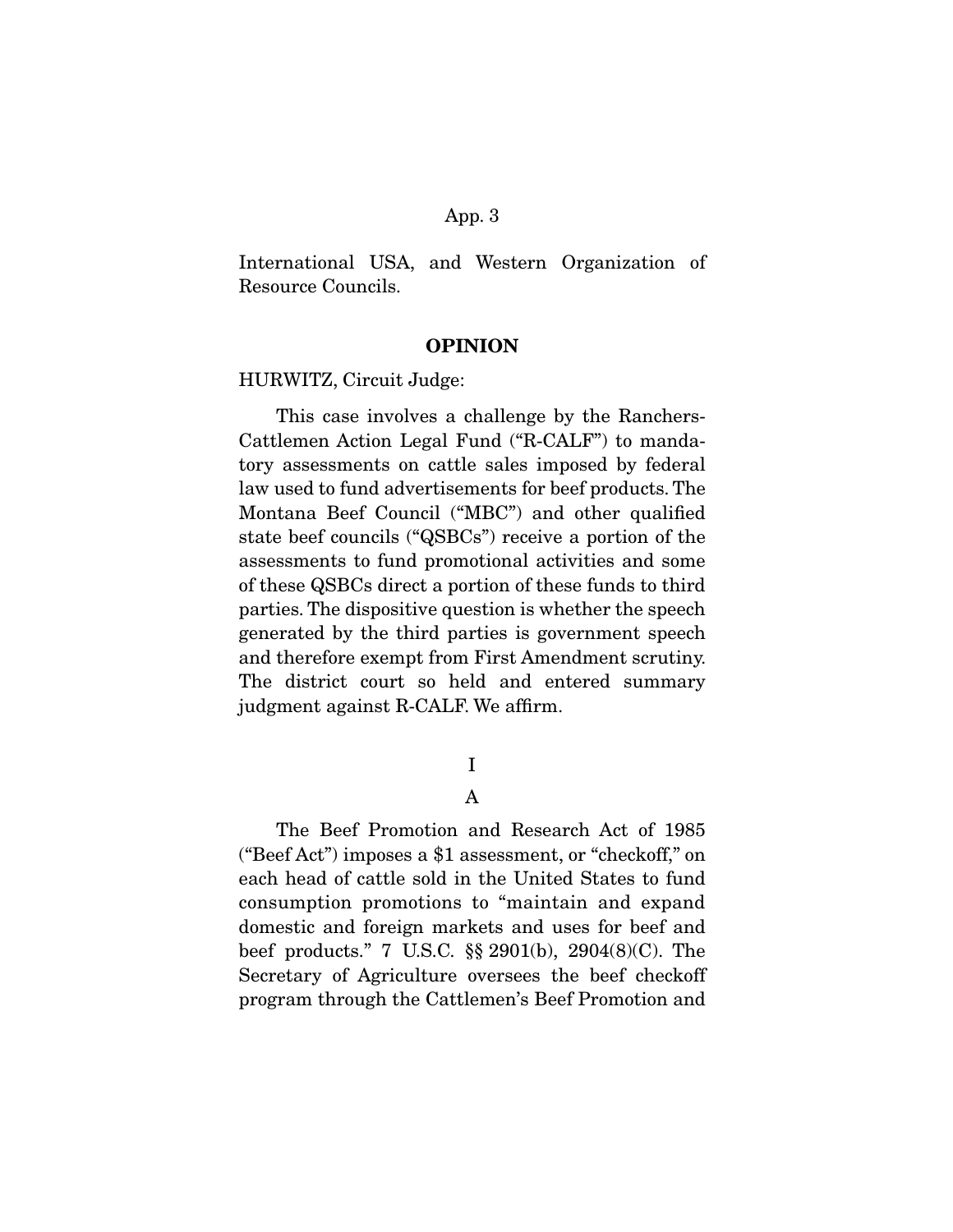International USA, and Western Organization of Resource Councils.

## OPINION

HURWITZ, Circuit Judge:

This case involves a challenge by the Ranchers-Cattlemen Action Legal Fund ("R-CALF") to mandatory assessments on cattle sales imposed by federal law used to fund advertisements for beef products. The Montana Beef Council ("MBC") and other qualified state beef councils ("QSBCs") receive a portion of the assessments to fund promotional activities and some of these QSBCs direct a portion of these funds to third parties. The dispositive question is whether the speech generated by the third parties is government speech and therefore exempt from First Amendment scrutiny. The district court so held and entered summary judgment against R-CALF. We affirm.

### I

### A

The Beef Promotion and Research Act of 1985 ("Beef Act") imposes a $1 assessment, or "checkoff," on each head of cattle sold in the United States to fund consumption promotions to "maintain and expand domestic and foreign markets and uses for beef and beef products." 7 U.S.C. §§ 2901(b), 2904(8)(C). The Secretary of Agriculture oversees the beef checkoff program through the Cattlemen's Beef Promotion and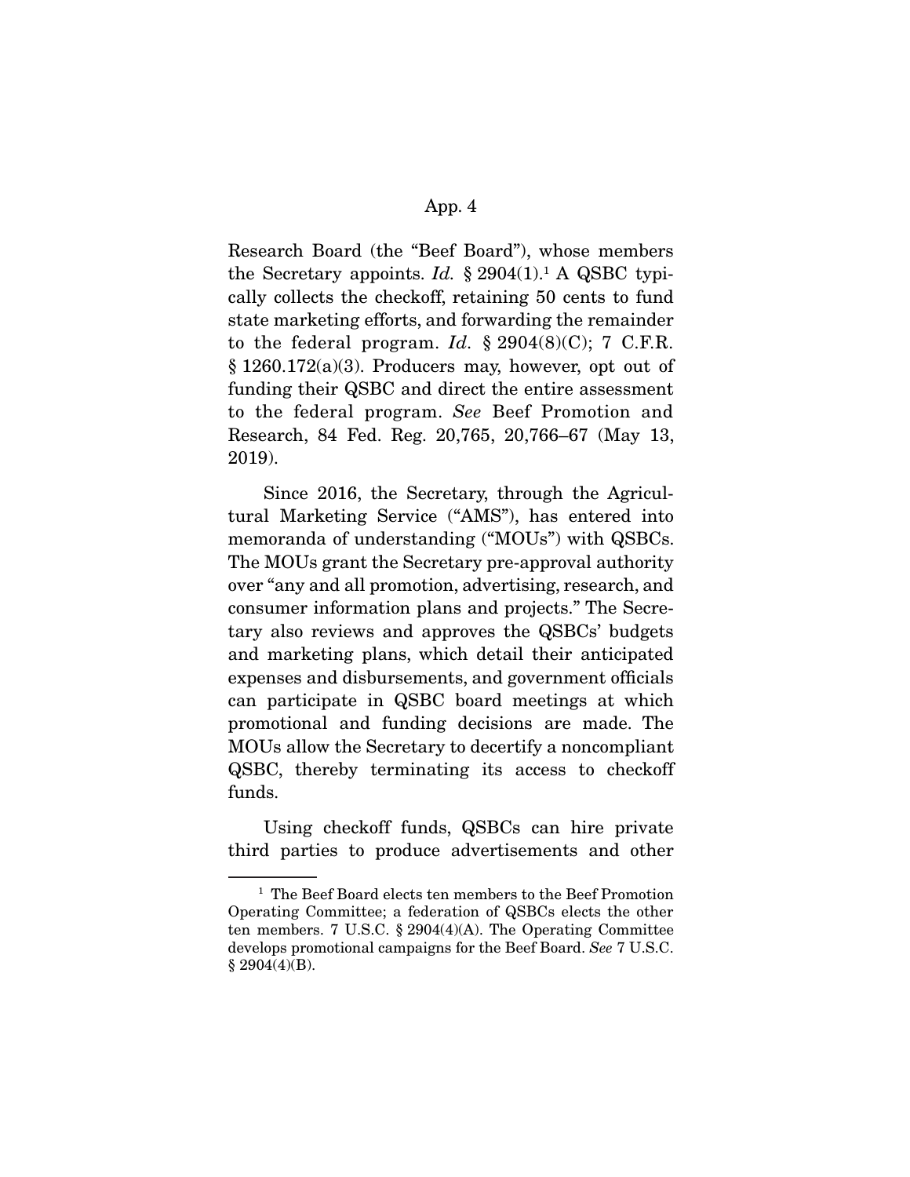Research Board (the "Beef Board"), whose members the Secretary appoints. *Id.* § 2904(1).[1] A QSBC typically collects the checkoff, retaining 50 cents to fund state marketing efforts, and forwarding the remainder to the federal program. *Id.* § 2904(8)(C); 7 C.F.R. § 1260.172(a)(3). Producers may, however, opt out of funding their QSBC and direct the entire assessment to the federal program. *See* Beef Promotion and Research, 84 Fed. Reg. 20,765, 20,766–67 (May 13, 2019).

Since 2016, the Secretary, through the Agricultural Marketing Service ("AMS"), has entered into memoranda of understanding ("MOUs") with QSBCs. The MOUs grant the Secretary pre-approval authority over "any and all promotion, advertising, research, and consumer information plans and projects." The Secretary also reviews and approves the QSBCs' budgets and marketing plans, which detail their anticipated expenses and disbursements, and government officials can participate in QSBC board meetings at which promotional and funding decisions are made. The MOUs allow the Secretary to decertify a noncompliant QSBC, thereby terminating its access to checkoff funds.

Using checkoff funds, QSBCs can hire private third parties to produce advertisements and other

---

[1] The Beef Board elects ten members to the Beef Promotion Operating Committee; a federation of QSBCs elects the other ten members. 7 U.S.C. § 2904(4)(A). The Operating Committee develops promotional campaigns for the Beef Board. *See* 7 U.S.C. § 2904(4)(B).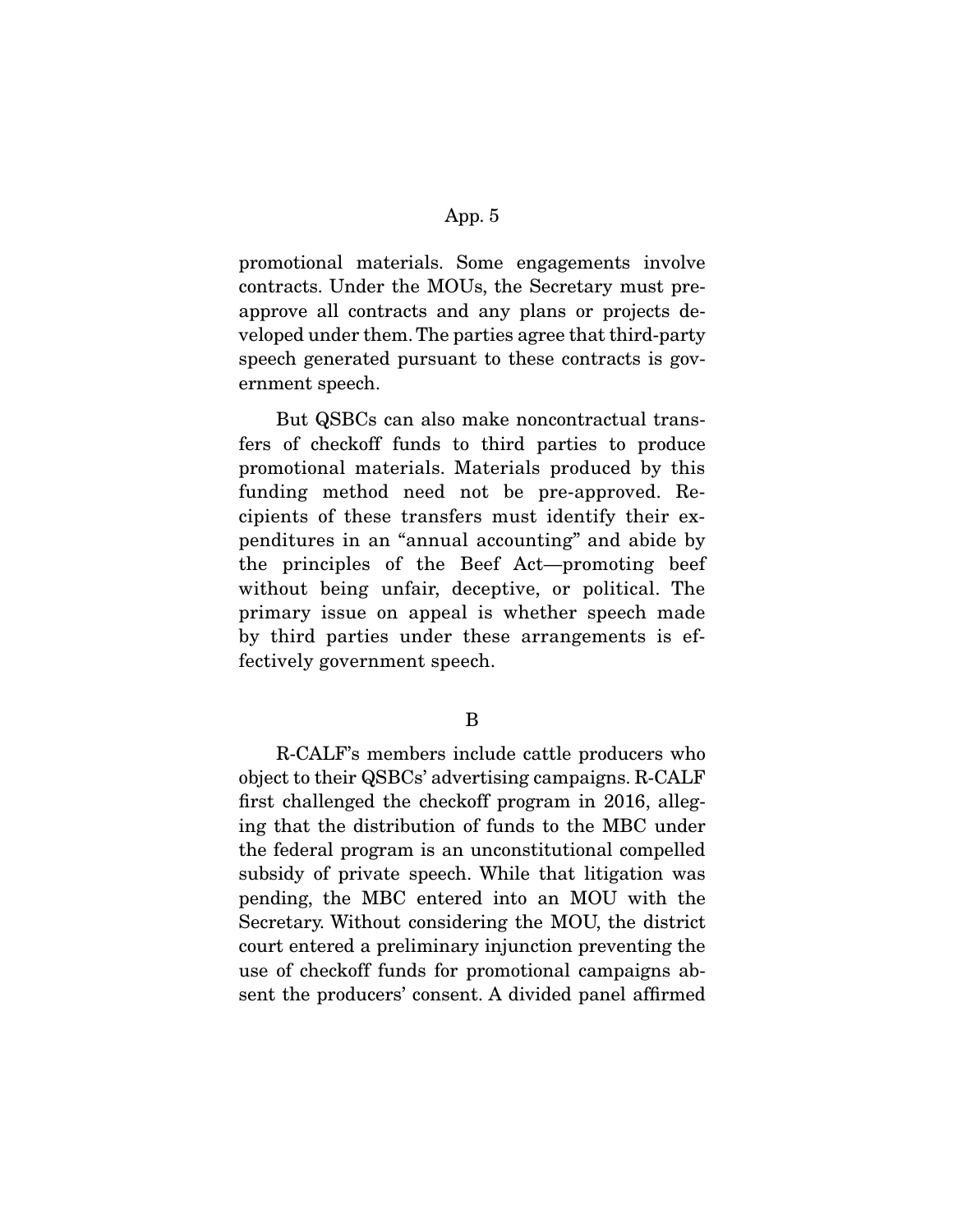promotional materials. Some engagements involve contracts. Under the MOUs, the Secretary must pre-approve all contracts and any plans or projects developed under them. The parties agree that third-party speech generated pursuant to these contracts is government speech.

But QSBCs can also make noncontractual transfers of checkoff funds to third parties to produce promotional materials. Materials produced by this funding method need not be pre-approved. Recipients of these transfers must identify their expenditures in an "annual accounting" and abide by the principles of the Beef Act—promoting beef without being unfair, deceptive, or political. The primary issue on appeal is whether speech made by third parties under these arrangements is effectively government speech.

### B

R-CALF's members include cattle producers who object to their QSBCs' advertising campaigns. R-CALF first challenged the checkoff program in 2016, alleging that the distribution of funds to the MBC under the federal program is an unconstitutional compelled subsidy of private speech. While that litigation was pending, the MBC entered into an MOU with the Secretary. Without considering the MOU, the district court entered a preliminary injunction preventing the use of checkoff funds for promotional campaigns absent the producers' consent. A divided panel affirmed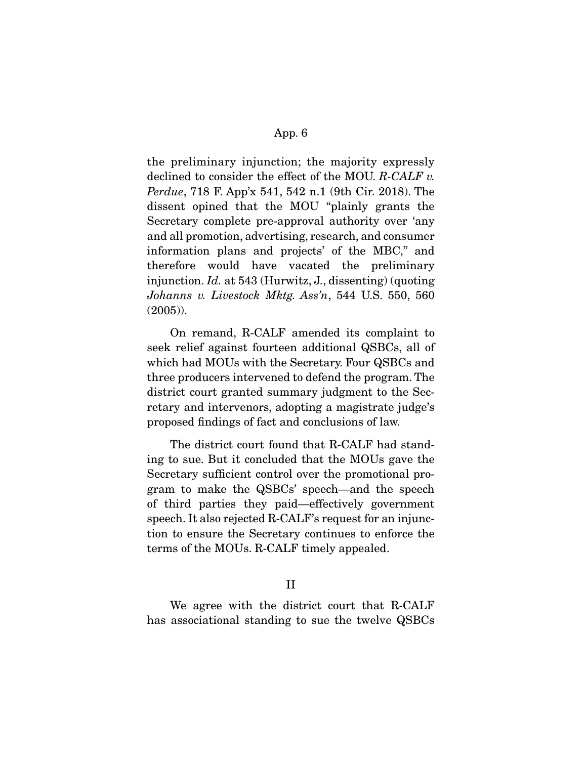the preliminary injunction; the majority expressly declined to consider the effect of the MOU. *R-CALF v. Perdue*, 718 F. App'x 541, 542 n.1 (9th Cir. 2018). The dissent opined that the MOU "plainly grants the Secretary complete pre-approval authority over 'any and all promotion, advertising, research, and consumer information plans and projects' of the MBC," and therefore would have vacated the preliminary injunction. *Id.* at 543 (Hurwitz, J., dissenting) (quoting *Johanns v. Livestock Mktg. Ass'n*, 544 U.S. 550, 560 (2005)).

On remand, R-CALF amended its complaint to seek relief against fourteen additional QSBCs, all of which had MOUs with the Secretary. Four QSBCs and three producers intervened to defend the program. The district court granted summary judgment to the Secretary and intervenors, adopting a magistrate judge's proposed findings of fact and conclusions of law.

The district court found that R-CALF had standing to sue. But it concluded that the MOUs gave the Secretary sufficient control over the promotional program to make the QSBCs' speech—and the speech of third parties they paid—effectively government speech. It also rejected R-CALF's request for an injunction to ensure the Secretary continues to enforce the terms of the MOUs. R-CALF timely appealed.

## II

We agree with the district court that R-CALF has associational standing to sue the twelve QSBCs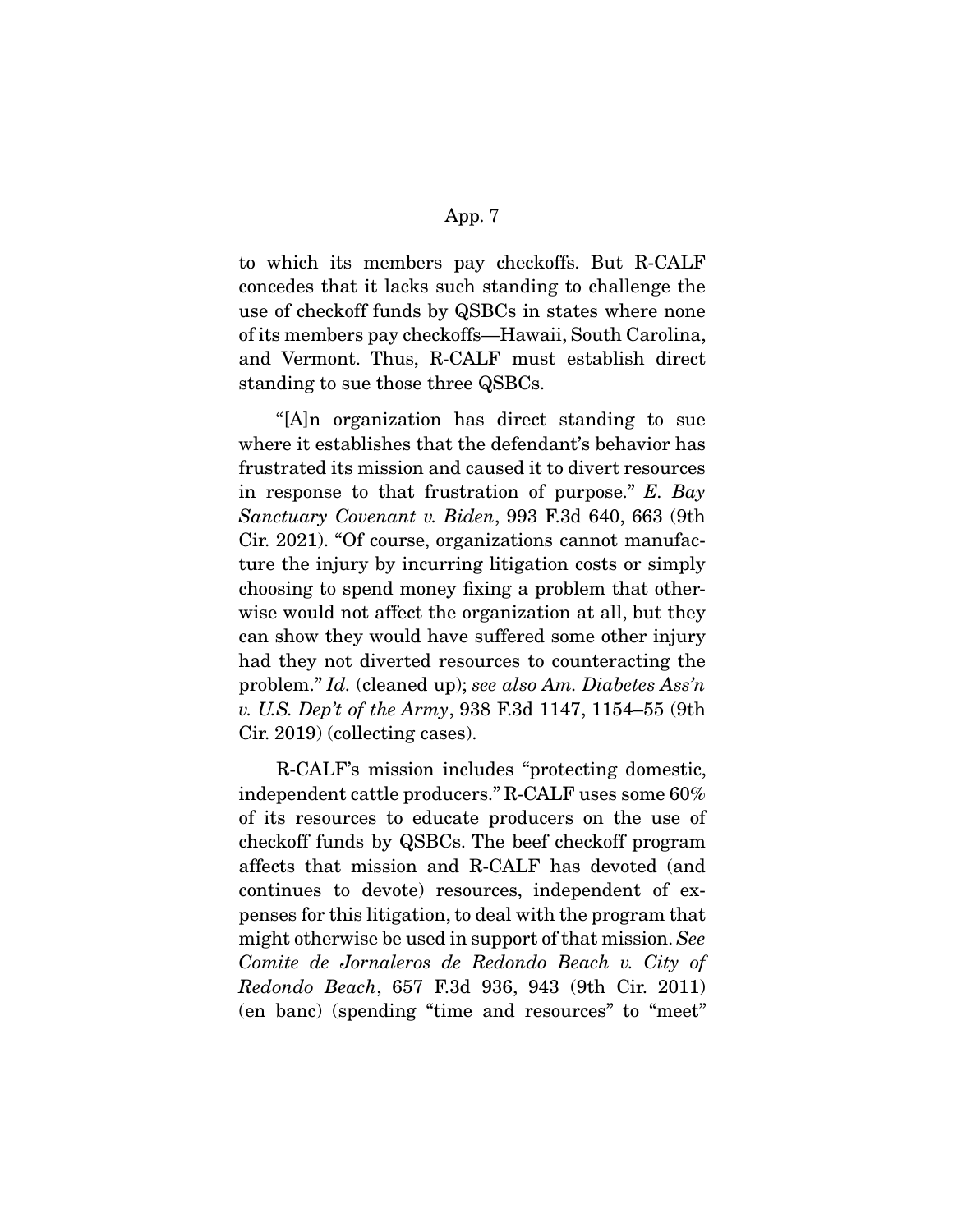to which its members pay checkoffs. But R-CALF concedes that it lacks such standing to challenge the use of checkoff funds by QSBCs in states where none of its members pay checkoffs—Hawaii, South Carolina, and Vermont. Thus, R-CALF must establish direct standing to sue those three QSBCs.

"[A]n organization has direct standing to sue where it establishes that the defendant's behavior has frustrated its mission and caused it to divert resources in response to that frustration of purpose." *E. Bay Sanctuary Covenant v. Biden*, 993 F.3d 640, 663 (9th Cir. 2021). "Of course, organizations cannot manufacture the injury by incurring litigation costs or simply choosing to spend money fixing a problem that otherwise would not affect the organization at all, but they can show they would have suffered some other injury had they not diverted resources to counteracting the problem." *Id.* (cleaned up); *see also Am. Diabetes Ass'n v. U.S. Dep't of the Army*, 938 F.3d 1147, 1154–55 (9th Cir. 2019) (collecting cases).

R-CALF's mission includes "protecting domestic, independent cattle producers." R-CALF uses some 60% of its resources to educate producers on the use of checkoff funds by QSBCs. The beef checkoff program affects that mission and R-CALF has devoted (and continues to devote) resources, independent of expenses for this litigation, to deal with the program that might otherwise be used in support of that mission. *See Comite de Jornaleros de Redondo Beach v. City of Redondo Beach*, 657 F.3d 936, 943 (9th Cir. 2011) (en banc) (spending "time and resources" to "meet"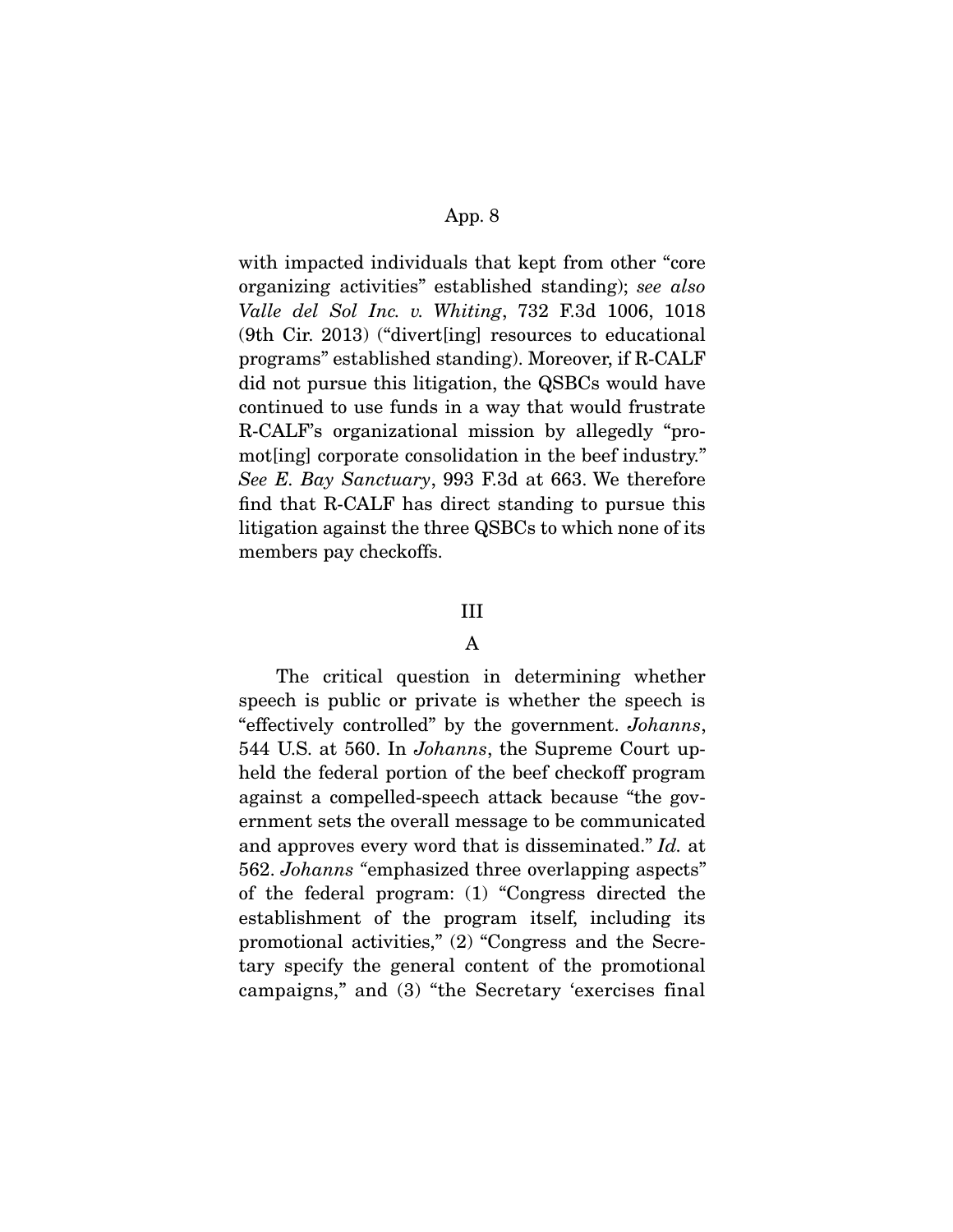with impacted individuals that kept from other "core organizing activities" established standing); *see also Valle del Sol Inc. v. Whiting*, 732 F.3d 1006, 1018 (9th Cir. 2013) ("divert[ing] resources to educational programs" established standing). Moreover, if R-CALF did not pursue this litigation, the QSBCs would have continued to use funds in a way that would frustrate R-CALF's organizational mission by allegedly "promot[ing] corporate consolidation in the beef industry." *See E. Bay Sanctuary*, 993 F.3d at 663. We therefore find that R-CALF has direct standing to pursue this litigation against the three QSBCs to which none of its members pay checkoffs.

## III

### A

The critical question in determining whether speech is public or private is whether the speech is "effectively controlled" by the government. *Johanns*, 544 U.S. at 560. In *Johanns*, the Supreme Court upheld the federal portion of the beef checkoff program against a compelled-speech attack because "the government sets the overall message to be communicated and approves every word that is disseminated." *Id.* at 562. *Johanns* "emphasized three overlapping aspects" of the federal program: (1) "Congress directed the establishment of the program itself, including its promotional activities," (2) "Congress and the Secretary specify the general content of the promotional campaigns," and (3) "the Secretary 'exercises final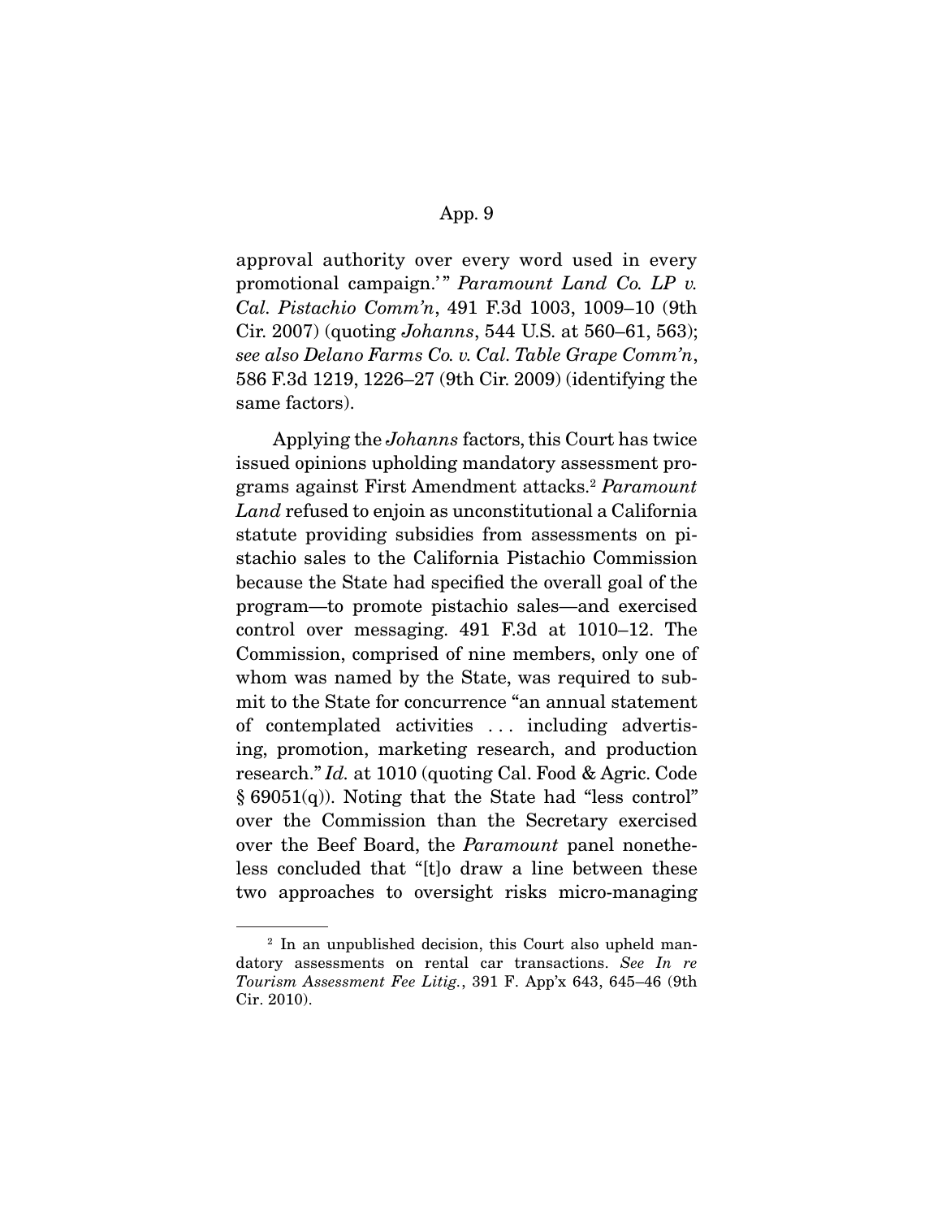approval authority over every word used in every promotional campaign.'" *Paramount Land Co. LP v. Cal. Pistachio Comm'n*, 491 F.3d 1003, 1009–10 (9th Cir. 2007) (quoting *Johanns*, 544 U.S. at 560–61, 563); *see also Delano Farms Co. v. Cal. Table Grape Comm'n*, 586 F.3d 1219, 1226–27 (9th Cir. 2009) (identifying the same factors).

Applying the *Johanns* factors, this Court has twice issued opinions upholding mandatory assessment programs against First Amendment attacks.[2] *Paramount Land* refused to enjoin as unconstitutional a California statute providing subsidies from assessments on pistachio sales to the California Pistachio Commission because the State had specified the overall goal of the program—to promote pistachio sales—and exercised control over messaging. 491 F.3d at 1010–12. The Commission, comprised of nine members, only one of whom was named by the State, was required to submit to the State for concurrence "an annual statement of contemplated activities . . . including advertising, promotion, marketing research, and production research." *Id.* at 1010 (quoting Cal. Food & Agric. Code § 69051(q)). Noting that the State had "less control" over the Commission than the Secretary exercised over the Beef Board, the *Paramount* panel nonetheless concluded that "[t]o draw a line between these two approaches to oversight risks micro-managing

---

[2] In an unpublished decision, this Court also upheld mandatory assessments on rental car transactions. *See In re Tourism Assessment Fee Litig.*, 391 F. App'x 643, 645–46 (9th Cir. 2010).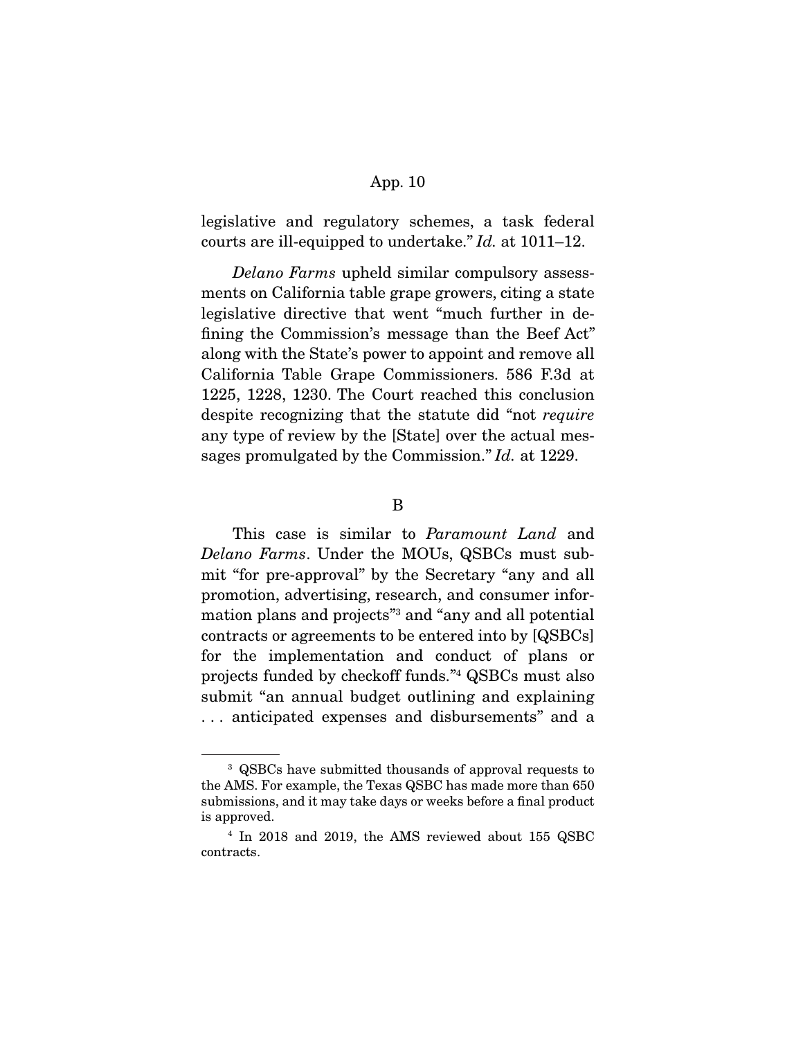legislative and regulatory schemes, a task federal courts are ill-equipped to undertake." *Id.* at 1011–12.

*Delano Farms* upheld similar compulsory assessments on California table grape growers, citing a state legislative directive that went "much further in defining the Commission's message than the Beef Act" along with the State's power to appoint and remove all California Table Grape Commissioners. 586 F.3d at 1225, 1228, 1230. The Court reached this conclusion despite recognizing that the statute did "not *require* any type of review by the [State] over the actual messages promulgated by the Commission." *Id.* at 1229.

B

This case is similar to *Paramount Land* and *Delano Farms*. Under the MOUs, QSBCs must submit "for pre-approval" by the Secretary "any and all promotion, advertising, research, and consumer information plans and projects"[3] and "any and all potential contracts or agreements to be entered into by [QSBCs] for the implementation and conduct of plans or projects funded by checkoff funds."[4] QSBCs must also submit "an annual budget outlining and explaining . . . anticipated expenses and disbursements" and a

---

[3] QSBCs have submitted thousands of approval requests to the AMS. For example, the Texas QSBC has made more than 650 submissions, and it may take days or weeks before a final product is approved.

[4] In 2018 and 2019, the AMS reviewed about 155 QSBC contracts.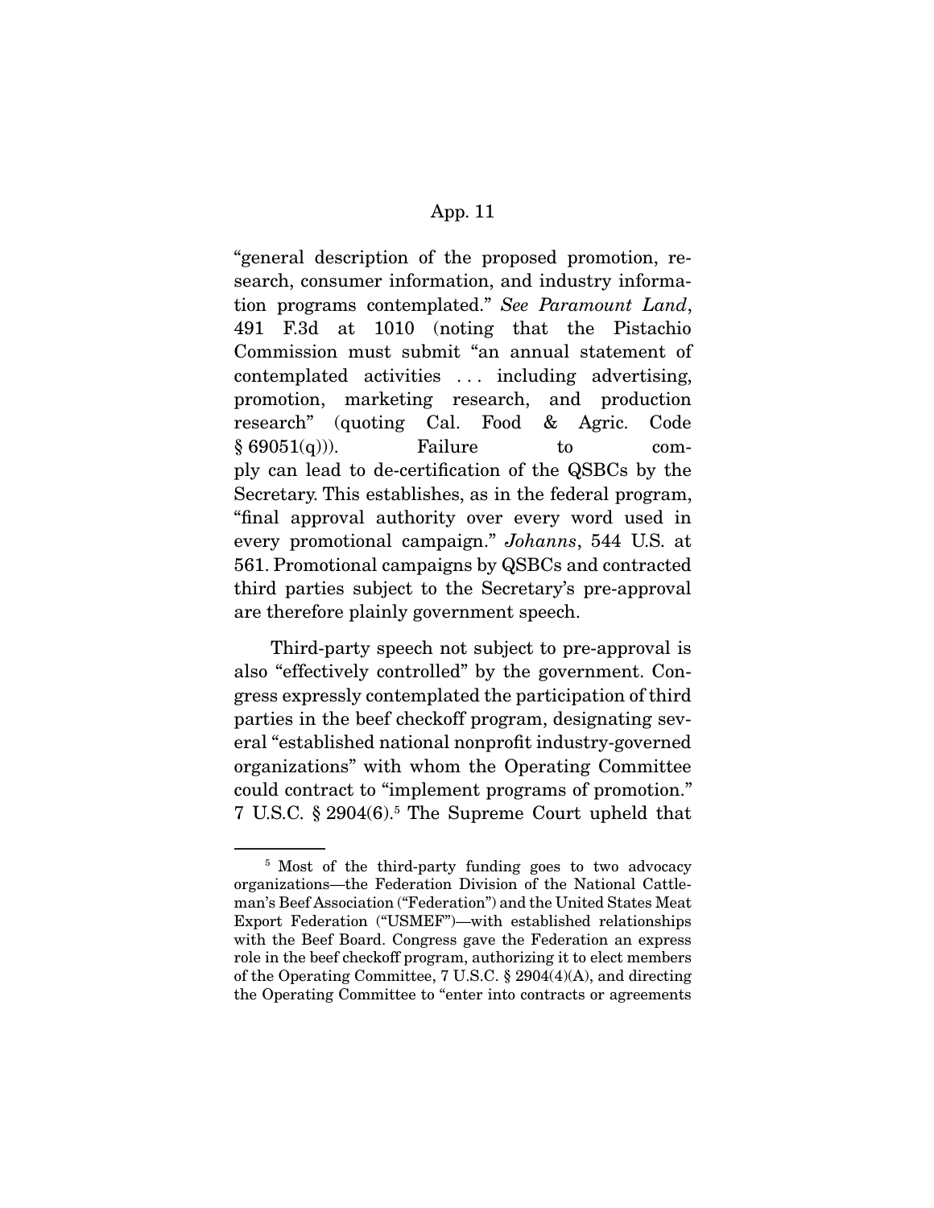"general description of the proposed promotion, research, consumer information, and industry information programs contemplated." *See Paramount Land*, 491 F.3d at 1010 (noting that the Pistachio Commission must submit "an annual statement of contemplated activities . . . including advertising, promotion, marketing research, and production research" (quoting Cal. Food & Agric. Code § 69051(q))). Failure to comply can lead to de-certification of the QSBCs by the Secretary. This establishes, as in the federal program, "final approval authority over every word used in every promotional campaign." *Johanns*, 544 U.S. at 561. Promotional campaigns by QSBCs and contracted third parties subject to the Secretary's pre-approval are therefore plainly government speech.

Third-party speech not subject to pre-approval is also "effectively controlled" by the government. Congress expressly contemplated the participation of third parties in the beef checkoff program, designating several "established national nonprofit industry-governed organizations" with whom the Operating Committee could contract to "implement programs of promotion." 7 U.S.C. § 2904(6).[5] The Supreme Court upheld that

---

[5] Most of the third-party funding goes to two advocacy organizations—the Federation Division of the National Cattleman's Beef Association ("Federation") and the United States Meat Export Federation ("USMEF")—with established relationships with the Beef Board. Congress gave the Federation an express role in the beef checkoff program, authorizing it to elect members of the Operating Committee, 7 U.S.C. § 2904(4)(A), and directing the Operating Committee to "enter into contracts or agreements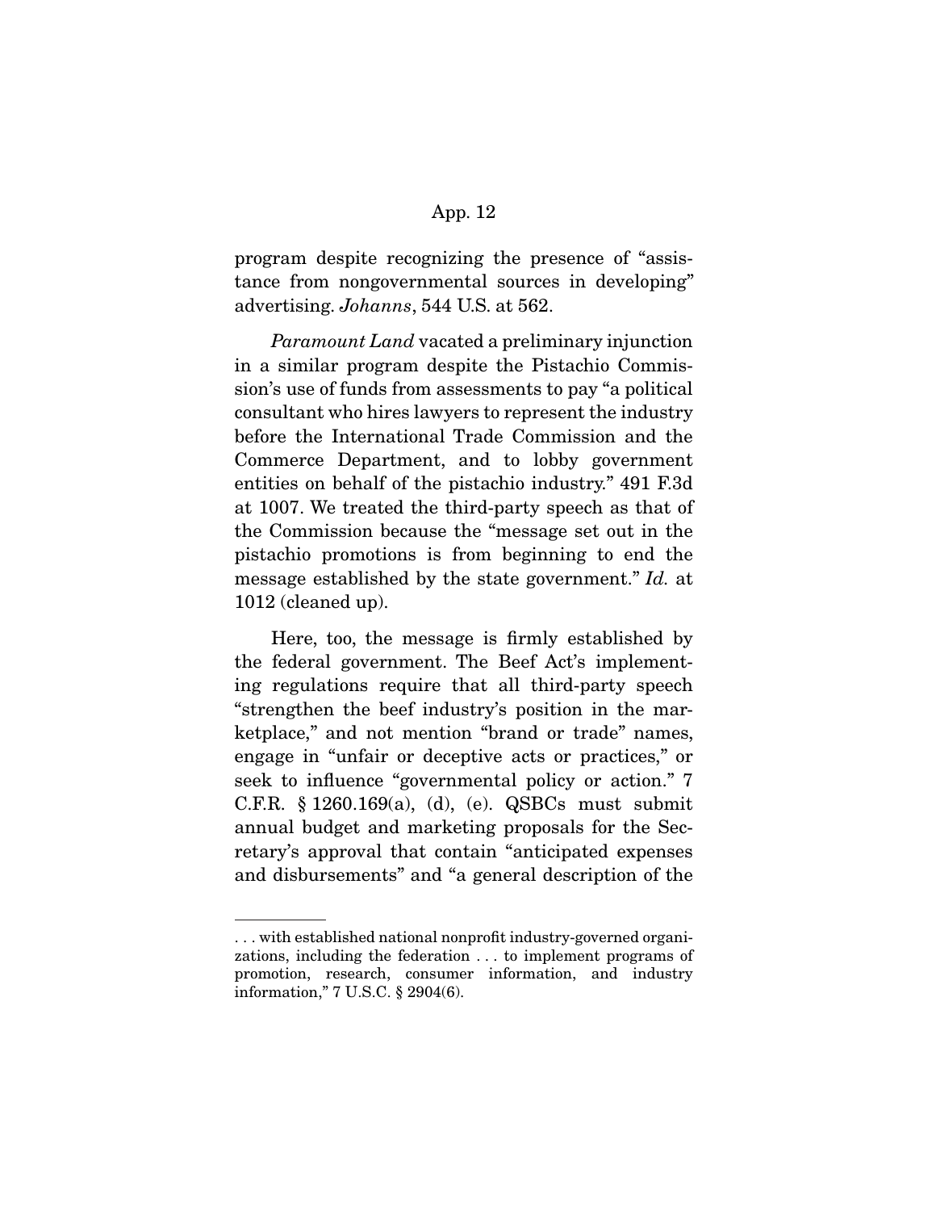program despite recognizing the presence of "assistance from nongovernmental sources in developing" advertising. *Johanns*, 544 U.S. at 562.

*Paramount Land* vacated a preliminary injunction in a similar program despite the Pistachio Commission's use of funds from assessments to pay "a political consultant who hires lawyers to represent the industry before the International Trade Commission and the Commerce Department, and to lobby government entities on behalf of the pistachio industry." 491 F.3d at 1007. We treated the third-party speech as that of the Commission because the "message set out in the pistachio promotions is from beginning to end the message established by the state government." *Id.* at 1012 (cleaned up).

Here, too, the message is firmly established by the federal government. The Beef Act's implementing regulations require that all third-party speech "strengthen the beef industry's position in the marketplace," and not mention "brand or trade" names, engage in "unfair or deceptive acts or practices," or seek to influence "governmental policy or action." 7 C.F.R. § 1260.169(a), (d), (e). QSBCs must submit annual budget and marketing proposals for the Secretary's approval that contain "anticipated expenses and disbursements" and "a general description of the

---

. . . with established national nonprofit industry-governed organizations, including the federation . . . to implement programs of promotion, research, consumer information, and industry information," 7 U.S.C. § 2904(6).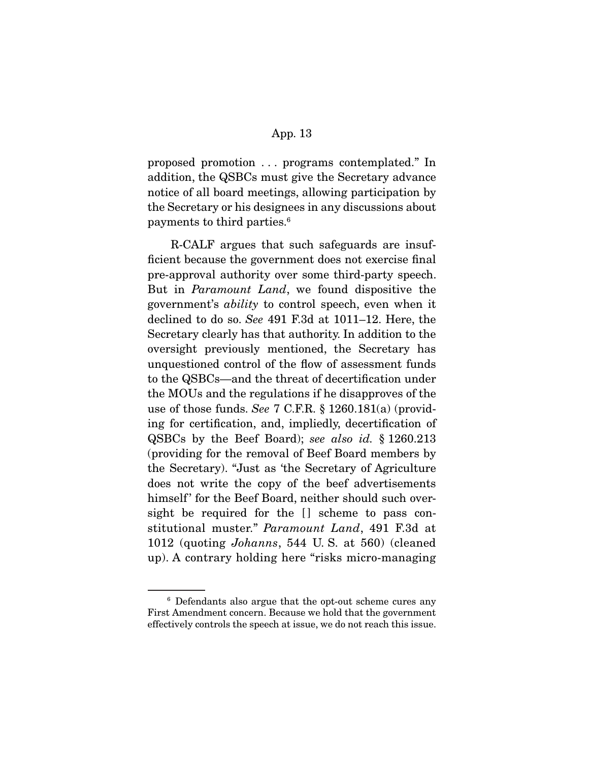proposed promotion . . . programs contemplated." In addition, the QSBCs must give the Secretary advance notice of all board meetings, allowing participation by the Secretary or his designees in any discussions about payments to third parties.[6]

R-CALF argues that such safeguards are insufficient because the government does not exercise final pre-approval authority over some third-party speech. But in *Paramount Land*, we found dispositive the government's *ability* to control speech, even when it declined to do so. *See* 491 F.3d at 1011–12. Here, the Secretary clearly has that authority. In addition to the oversight previously mentioned, the Secretary has unquestioned control of the flow of assessment funds to the QSBCs—and the threat of decertification under the MOUs and the regulations if he disapproves of the use of those funds. *See* 7 C.F.R. § 1260.181(a) (providing for certification, and, impliedly, decertification of QSBCs by the Beef Board); *see also id.* § 1260.213 (providing for the removal of Beef Board members by the Secretary). "Just as 'the Secretary of Agriculture does not write the copy of the beef advertisements himself' for the Beef Board, neither should such oversight be required for the [] scheme to pass constitutional muster." *Paramount Land*, 491 F.3d at 1012 (quoting *Johanns*, 544 U. S. at 560) (cleaned up). A contrary holding here "risks micro-managing

[6] Defendants also argue that the opt-out scheme cures any First Amendment concern. Because we hold that the government effectively controls the speech at issue, we do not reach this issue.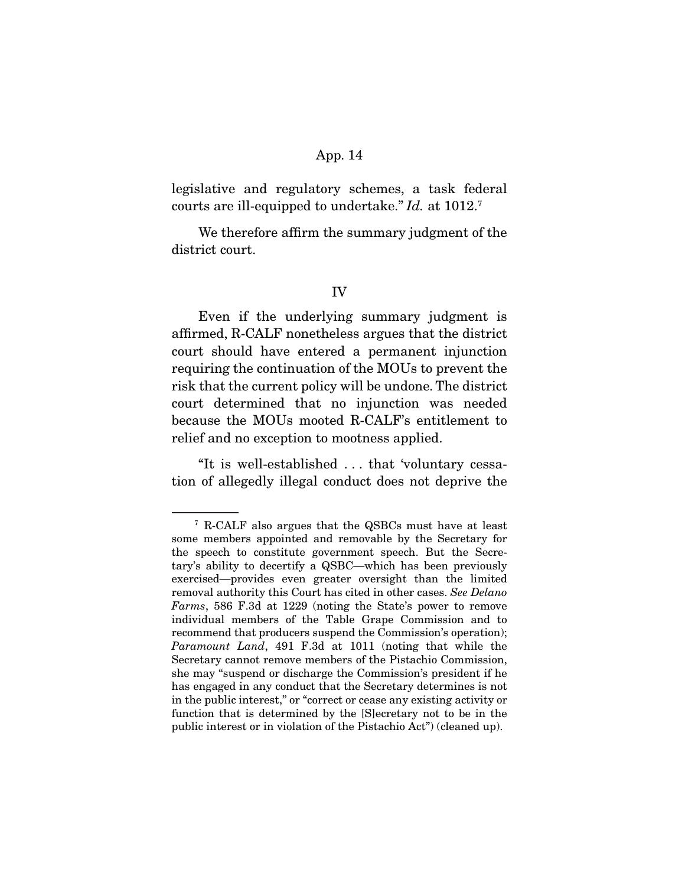legislative and regulatory schemes, a task federal courts are ill-equipped to undertake." *Id.* at 1012.[7]

We therefore affirm the summary judgment of the district court.

## IV

Even if the underlying summary judgment is affirmed, R-CALF nonetheless argues that the district court should have entered a permanent injunction requiring the continuation of the MOUs to prevent the risk that the current policy will be undone. The district court determined that no injunction was needed because the MOUs mooted R-CALF's entitlement to relief and no exception to mootness applied.

"It is well-established . . . that 'voluntary cessation of allegedly illegal conduct does not deprive the

---

[7] R-CALF also argues that the QSBCs must have at least some members appointed and removable by the Secretary for the speech to constitute government speech. But the Secretary's ability to decertify a QSBC—which has been previously exercised—provides even greater oversight than the limited removal authority this Court has cited in other cases. *See Delano Farms*, 586 F.3d at 1229 (noting the State's power to remove individual members of the Table Grape Commission and to recommend that producers suspend the Commission's operation); *Paramount Land*, 491 F.3d at 1011 (noting that while the Secretary cannot remove members of the Pistachio Commission, she may "suspend or discharge the Commission's president if he has engaged in any conduct that the Secretary determines is not in the public interest," or "correct or cease any existing activity or function that is determined by the [S]ecretary not to be in the public interest or in violation of the Pistachio Act") (cleaned up).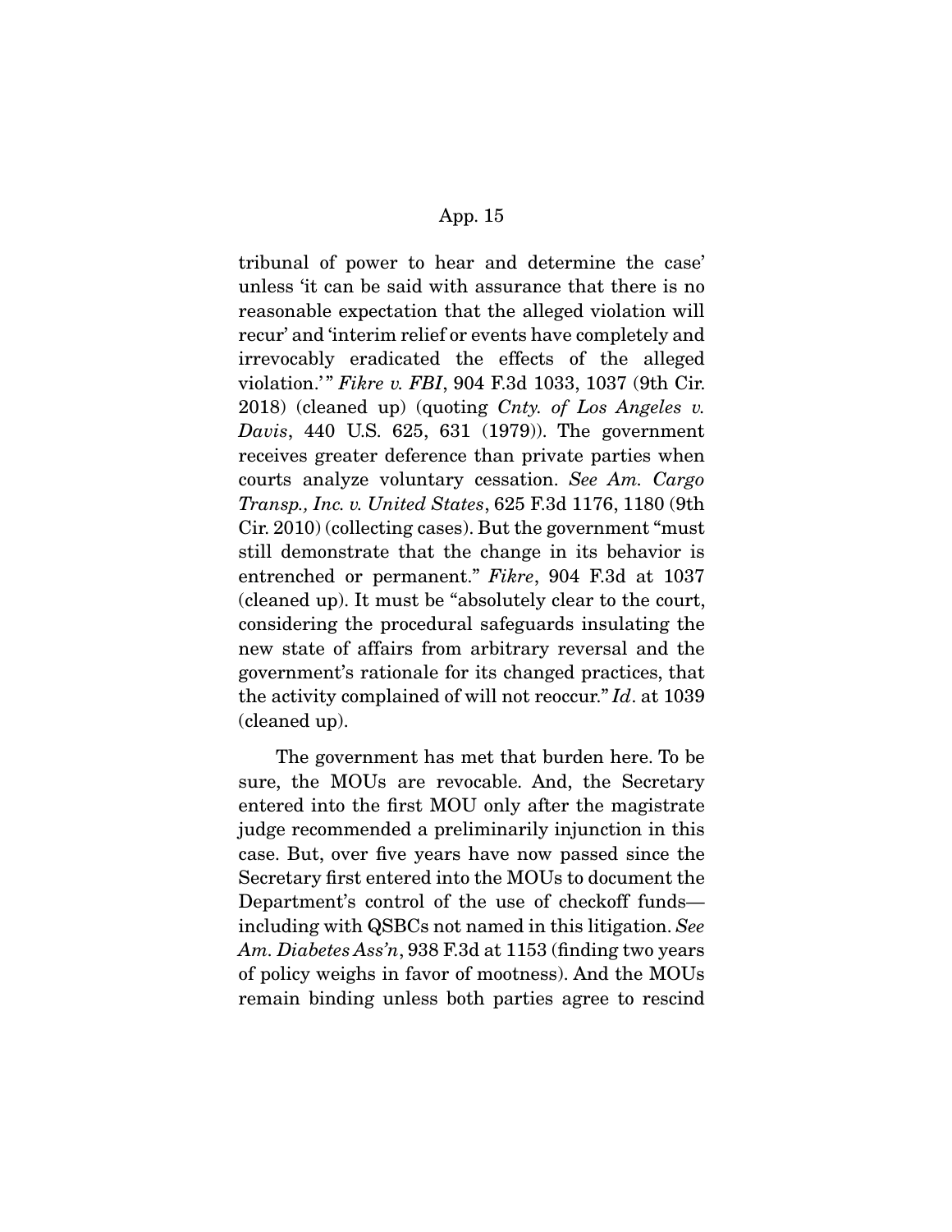tribunal of power to hear and determine the case' unless 'it can be said with assurance that there is no reasonable expectation that the alleged violation will recur' and 'interim relief or events have completely and irrevocably eradicated the effects of the alleged violation.'" *Fikre v. FBI*, 904 F.3d 1033, 1037 (9th Cir. 2018) (cleaned up) (quoting *Cnty. of Los Angeles v. Davis*, 440 U.S. 625, 631 (1979)). The government receives greater deference than private parties when courts analyze voluntary cessation. *See Am. Cargo Transp., Inc. v. United States*, 625 F.3d 1176, 1180 (9th Cir. 2010) (collecting cases). But the government "must still demonstrate that the change in its behavior is entrenched or permanent." *Fikre*, 904 F.3d at 1037 (cleaned up). It must be "absolutely clear to the court, considering the procedural safeguards insulating the new state of affairs from arbitrary reversal and the government's rationale for its changed practices, that the activity complained of will not reoccur." *Id*. at 1039 (cleaned up).

The government has met that burden here. To be sure, the MOUs are revocable. And, the Secretary entered into the first MOU only after the magistrate judge recommended a preliminarily injunction in this case. But, over five years have now passed since the Secretary first entered into the MOUs to document the Department's control of the use of checkoff funds—including with QSBCs not named in this litigation. *See Am. Diabetes Ass'n*, 938 F.3d at 1153 (finding two years of policy weighs in favor of mootness). And the MOUs remain binding unless both parties agree to rescind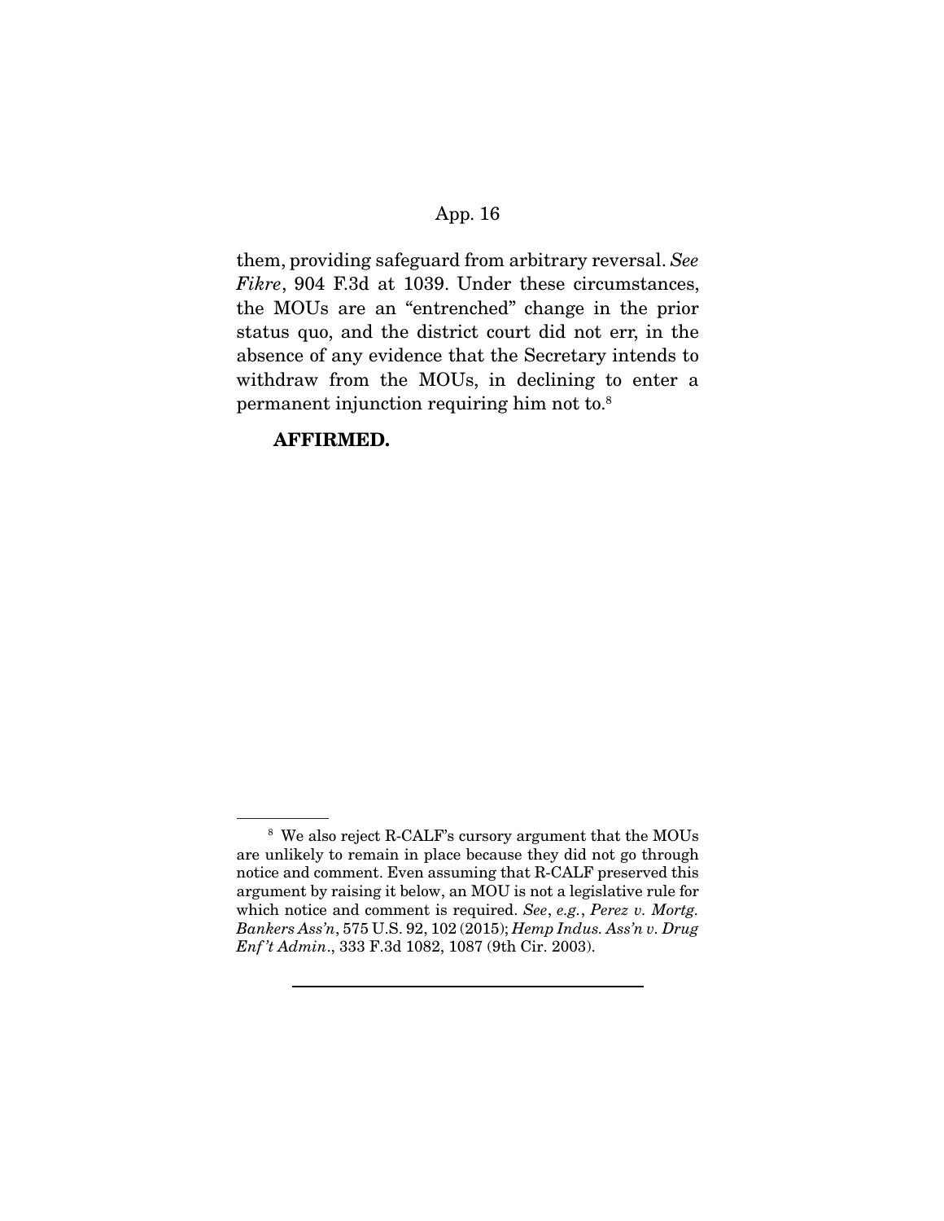them, providing safeguard from arbitrary reversal. *See Fikre*, 904 F.3d at 1039. Under these circumstances, the MOUs are an "entrenched" change in the prior status quo, and the district court did not err, in the absence of any evidence that the Secretary intends to withdraw from the MOUs, in declining to enter a permanent injunction requiring him not to.[8]

**AFFIRMED.**

---

[8] We also reject R-CALF's cursory argument that the MOUs are unlikely to remain in place because they did not go through notice and comment. Even assuming that R-CALF preserved this argument by raising it below, an MOU is not a legislative rule for which notice and comment is required. *See*, *e.g.*, *Perez v. Mortg. Bankers Ass'n*, 575 U.S. 92, 102 (2015); *Hemp Indus. Ass'n v. Drug Enf't Admin.*, 333 F.3d 1082, 1087 (9th Cir. 2003).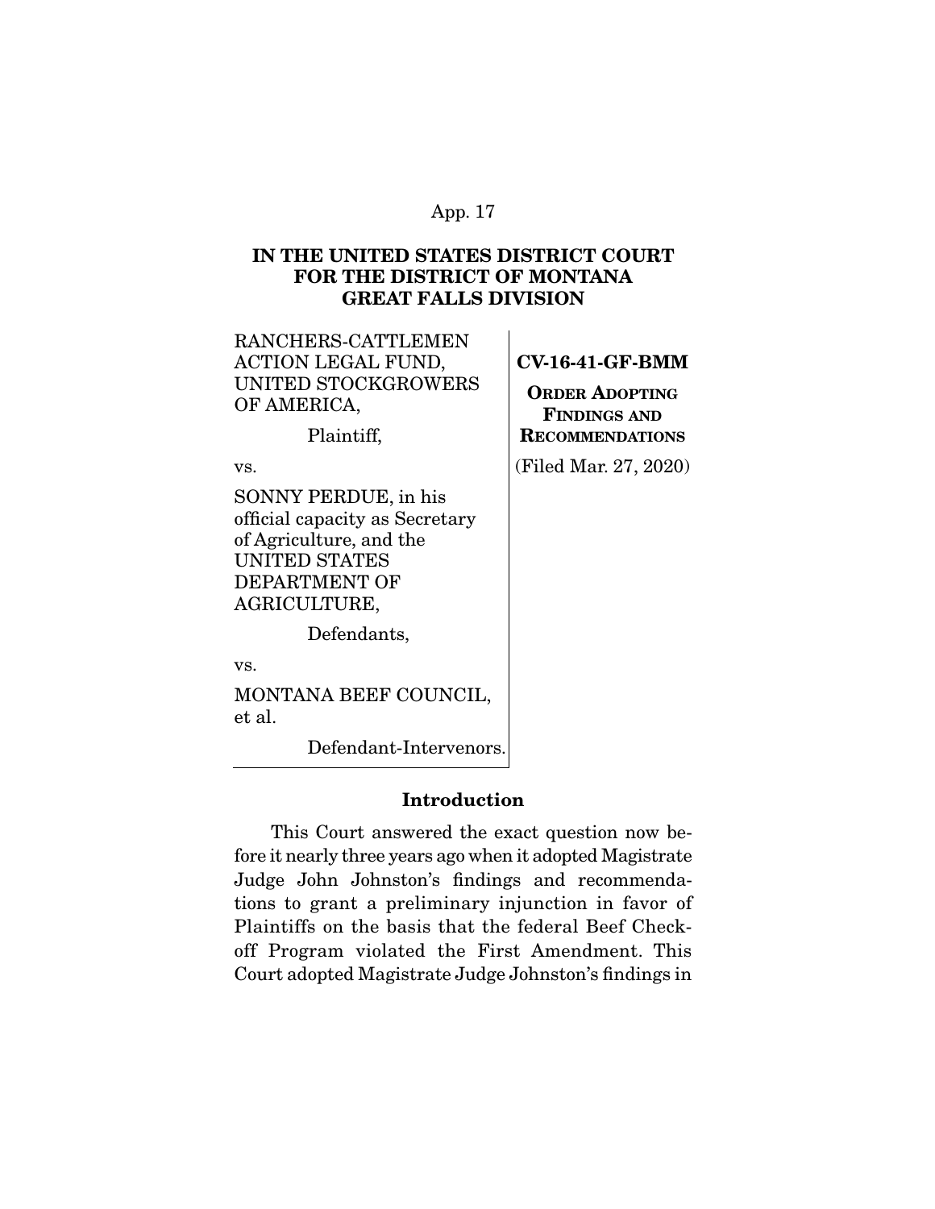**IN THE UNITED STATES DISTRICT COURT FOR THE DISTRICT OF MONTANA GREAT FALLS DIVISION**

| | |
|---|---|
| RANCHERS-CATTLEMEN ACTION LEGAL FUND, UNITED STOCKGROWERS OF AMERICA,<br><br>Plaintiff,<br><br>vs.<br><br>SONNY PERDUE, in his official capacity as Secretary of Agriculture, and the UNITED STATES DEPARTMENT OF AGRICULTURE,<br><br>Defendants,<br><br>vs.<br><br>MONTANA BEEF COUNCIL, et al.<br><br>Defendant-Intervenors. | **CV-16-41-GF-BMM**<br><br>**ORDER ADOPTING FINDINGS AND RECOMMENDATIONS**<br><br>(Filed Mar. 27, 2020) |

**Introduction**

This Court answered the exact question now before it nearly three years ago when it adopted Magistrate Judge John Johnston's findings and recommendations to grant a preliminary injunction in favor of Plaintiffs on the basis that the federal Beef Checkoff Program violated the First Amendment. This Court adopted Magistrate Judge Johnston's findings in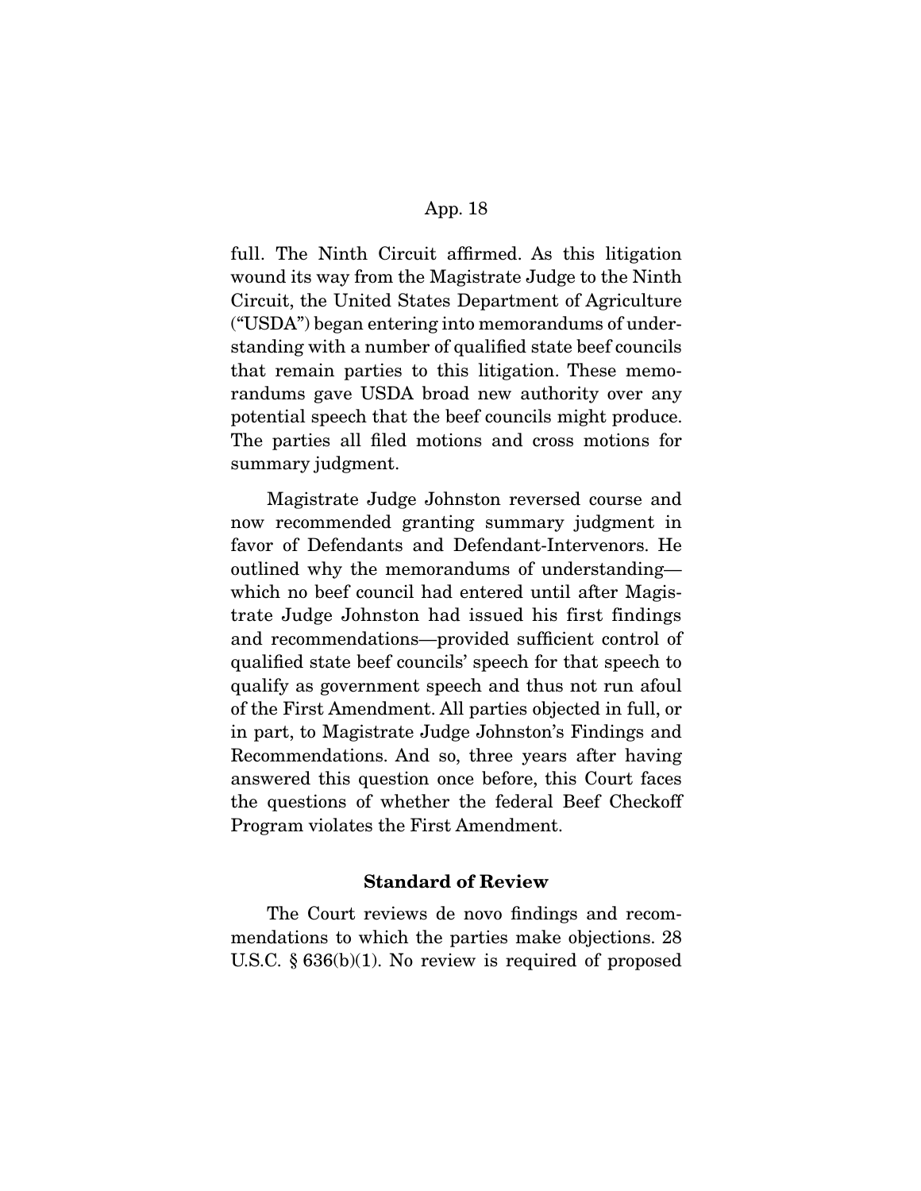full. The Ninth Circuit affirmed. As this litigation wound its way from the Magistrate Judge to the Ninth Circuit, the United States Department of Agriculture ("USDA") began entering into memorandums of understanding with a number of qualified state beef councils that remain parties to this litigation. These memorandums gave USDA broad new authority over any potential speech that the beef councils might produce. The parties all filed motions and cross motions for summary judgment.

Magistrate Judge Johnston reversed course and now recommended granting summary judgment in favor of Defendants and Defendant-Intervenors. He outlined why the memorandums of understanding—which no beef council had entered until after Magistrate Judge Johnston had issued his first findings and recommendations—provided sufficient control of qualified state beef councils' speech for that speech to qualify as government speech and thus not run afoul of the First Amendment. All parties objected in full, or in part, to Magistrate Judge Johnston's Findings and Recommendations. And so, three years after having answered this question once before, this Court faces the questions of whether the federal Beef Checkoff Program violates the First Amendment.

**Standard of Review**

The Court reviews de novo findings and recommendations to which the parties make objections. 28 U.S.C. § 636(b)(1). No review is required of proposed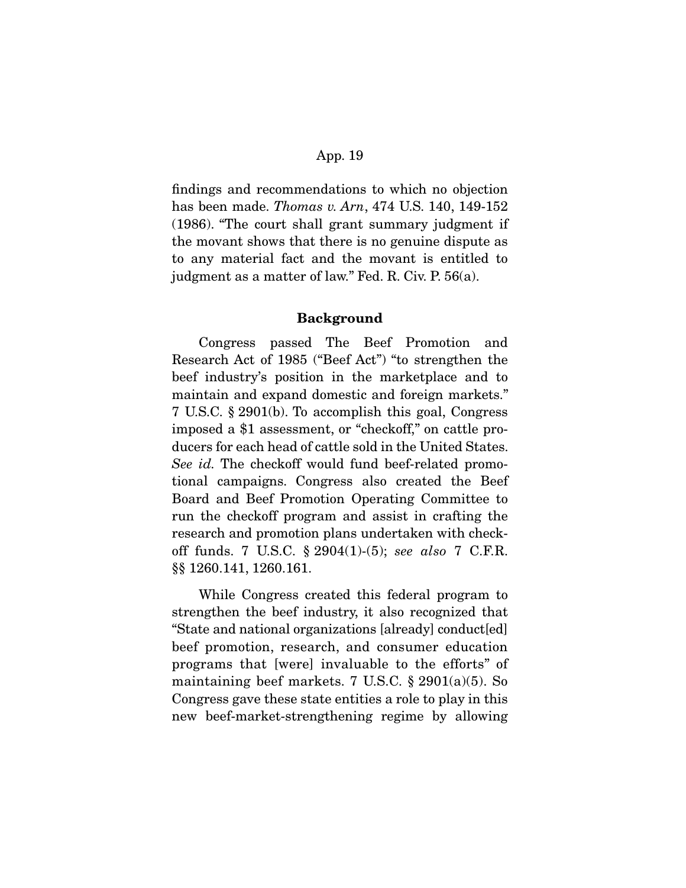findings and recommendations to which no objection has been made. *Thomas v. Arn*, 474 U.S. 140, 149-152 (1986). "The court shall grant summary judgment if the movant shows that there is no genuine dispute as to any material fact and the movant is entitled to judgment as a matter of law." Fed. R. Civ. P. 56(a).

## Background

Congress passed The Beef Promotion and Research Act of 1985 ("Beef Act") "to strengthen the beef industry's position in the marketplace and to maintain and expand domestic and foreign markets." 7 U.S.C. § 2901(b). To accomplish this goal, Congress imposed a $1 assessment, or "checkoff," on cattle producers for each head of cattle sold in the United States. *See id.* The checkoff would fund beef-related promotional campaigns. Congress also created the Beef Board and Beef Promotion Operating Committee to run the checkoff program and assist in crafting the research and promotion plans undertaken with checkoff funds. 7 U.S.C. § 2904(1)-(5); *see also* 7 C.F.R. §§ 1260.141, 1260.161.

While Congress created this federal program to strengthen the beef industry, it also recognized that "State and national organizations [already] conduct[ed] beef promotion, research, and consumer education programs that [were] invaluable to the efforts" of maintaining beef markets. 7 U.S.C. § 2901(a)(5). So Congress gave these state entities a role to play in this new beef-market-strengthening regime by allowing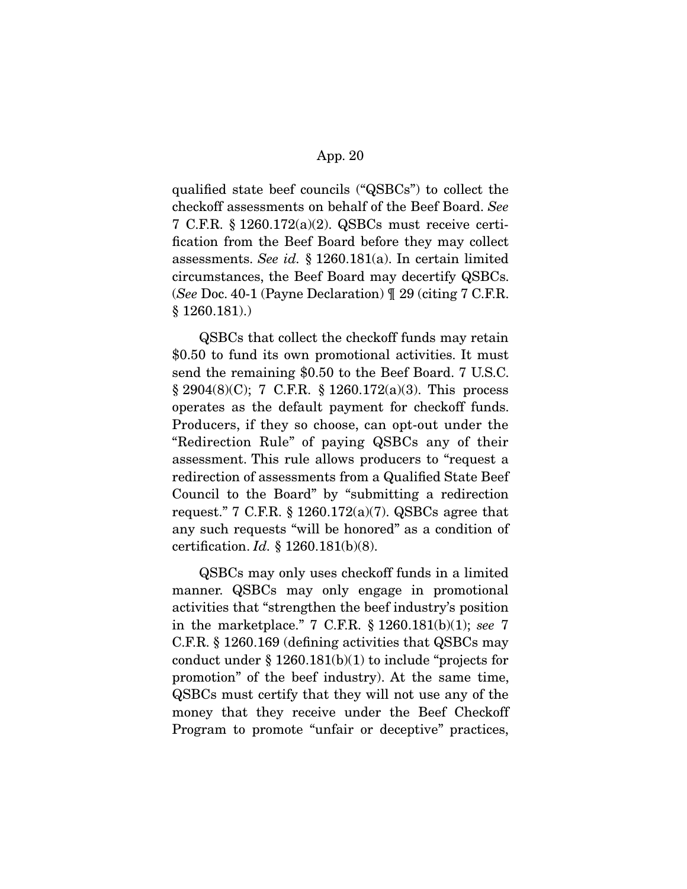qualified state beef councils ("QSBCs") to collect the checkoff assessments on behalf of the Beef Board. *See* 7 C.F.R. § 1260.172(a)(2). QSBCs must receive certification from the Beef Board before they may collect assessments. *See id.* § 1260.181(a). In certain limited circumstances, the Beef Board may decertify QSBCs. (*See* Doc. 40-1 (Payne Declaration) ¶ 29 (citing 7 C.F.R. § 1260.181).)

QSBCs that collect the checkoff funds may retain $0.50 to fund its own promotional activities. It must send the remaining $0.50 to the Beef Board. 7 U.S.C. § 2904(8)(C); 7 C.F.R. § 1260.172(a)(3). This process operates as the default payment for checkoff funds. Producers, if they so choose, can opt-out under the "Redirection Rule" of paying QSBCs any of their assessment. This rule allows producers to "request a redirection of assessments from a Qualified State Beef Council to the Board" by "submitting a redirection request." 7 C.F.R. § 1260.172(a)(7). QSBCs agree that any such requests "will be honored" as a condition of certification. *Id.* § 1260.181(b)(8).

QSBCs may only uses checkoff funds in a limited manner. QSBCs may only engage in promotional activities that "strengthen the beef industry's position in the marketplace." 7 C.F.R. § 1260.181(b)(1); *see* 7 C.F.R. § 1260.169 (defining activities that QSBCs may conduct under § 1260.181(b)(1) to include "projects for promotion" of the beef industry). At the same time, QSBCs must certify that they will not use any of the money that they receive under the Beef Checkoff Program to promote "unfair or deceptive" practices,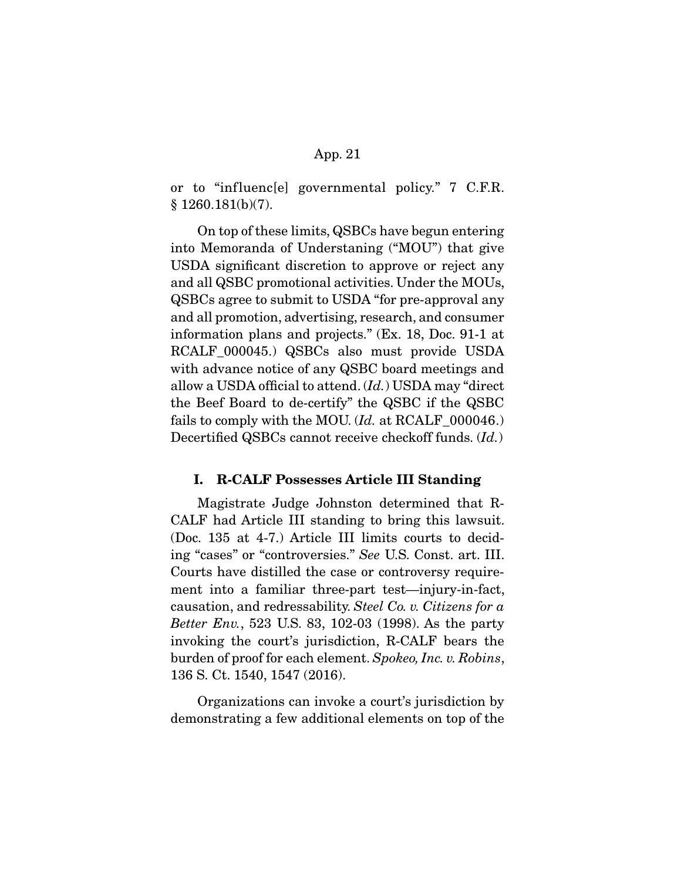or to "influenc[e] governmental policy." 7 C.F.R. § 1260.181(b)(7).

On top of these limits, QSBCs have begun entering into Memoranda of Understaning ("MOU") that give USDA significant discretion to approve or reject any and all QSBC promotional activities. Under the MOUs, QSBCs agree to submit to USDA "for pre-approval any and all promotion, advertising, research, and consumer information plans and projects." (Ex. 18, Doc. 91-1 at RCALF_000045.) QSBCs also must provide USDA with advance notice of any QSBC board meetings and allow a USDA official to attend. (*Id.*) USDA may "direct the Beef Board to de-certify" the QSBC if the QSBC fails to comply with the MOU. (*Id.* at RCALF_000046.) Decertified QSBCs cannot receive checkoff funds. (*Id.*)

## I. R-CALF Possesses Article III Standing

Magistrate Judge Johnston determined that R-CALF had Article III standing to bring this lawsuit. (Doc. 135 at 4-7.) Article III limits courts to deciding "cases" or "controversies." *See* U.S. Const. art. III. Courts have distilled the case or controversy requirement into a familiar three-part test—injury-in-fact, causation, and redressability. *Steel Co. v. Citizens for a Better Env.*, 523 U.S. 83, 102-03 (1998). As the party invoking the court's jurisdiction, R-CALF bears the burden of proof for each element. *Spokeo, Inc. v. Robins*, 136 S. Ct. 1540, 1547 (2016).

Organizations can invoke a court's jurisdiction by demonstrating a few additional elements on top of the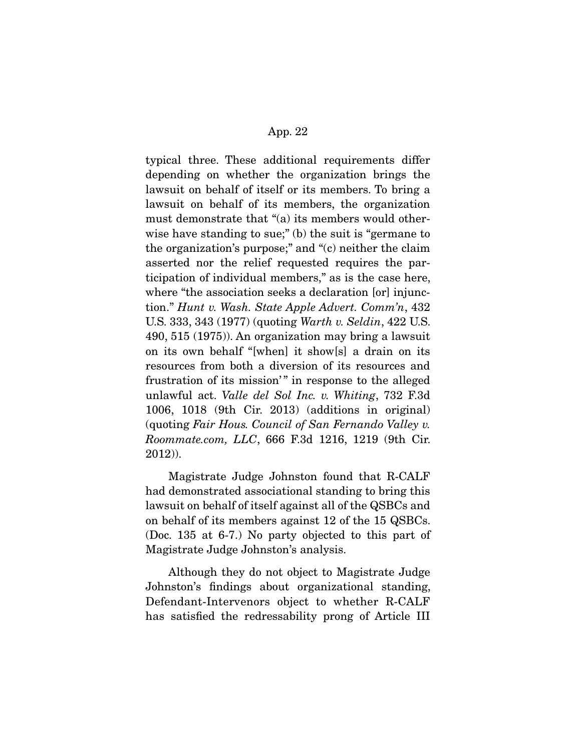typical three. These additional requirements differ depending on whether the organization brings the lawsuit on behalf of itself or its members. To bring a lawsuit on behalf of its members, the organization must demonstrate that "(a) its members would otherwise have standing to sue;" (b) the suit is "germane to the organization's purpose;" and "(c) neither the claim asserted nor the relief requested requires the participation of individual members," as is the case here, where "the association seeks a declaration [or] injunction." *Hunt v. Wash. State Apple Advert. Comm'n*, 432 U.S. 333, 343 (1977) (quoting *Warth v. Seldin*, 422 U.S. 490, 515 (1975)). An organization may bring a lawsuit on its own behalf "[when] it show[s] a drain on its resources from both a diversion of its resources and frustration of its mission'" in response to the alleged unlawful act. *Valle del Sol Inc. v. Whiting*, 732 F.3d 1006, 1018 (9th Cir. 2013) (additions in original) (quoting *Fair Hous. Council of San Fernando Valley v. Roommate.com, LLC*, 666 F.3d 1216, 1219 (9th Cir. 2012)).

Magistrate Judge Johnston found that R-CALF had demonstrated associational standing to bring this lawsuit on behalf of itself against all of the QSBCs and on behalf of its members against 12 of the 15 QSBCs. (Doc. 135 at 6-7.) No party objected to this part of Magistrate Judge Johnston's analysis.

Although they do not object to Magistrate Judge Johnston's findings about organizational standing, Defendant-Intervenors object to whether R-CALF has satisfied the redressability prong of Article III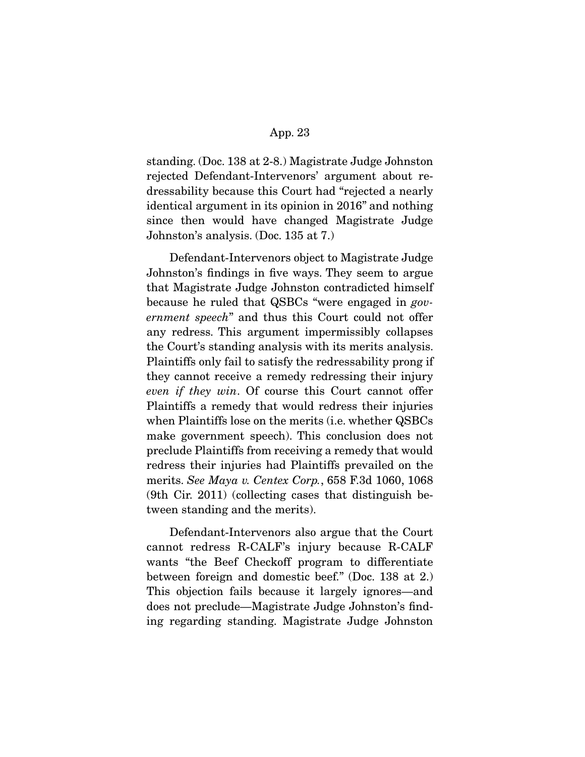standing. (Doc. 138 at 2-8.) Magistrate Judge Johnston rejected Defendant-Intervenors' argument about redressability because this Court had "rejected a nearly identical argument in its opinion in 2016" and nothing since then would have changed Magistrate Judge Johnston's analysis. (Doc. 135 at 7.)

Defendant-Intervenors object to Magistrate Judge Johnston's findings in five ways. They seem to argue that Magistrate Judge Johnston contradicted himself because he ruled that QSBCs "were engaged in *government speech*" and thus this Court could not offer any redress. This argument impermissibly collapses the Court's standing analysis with its merits analysis. Plaintiffs only fail to satisfy the redressability prong if they cannot receive a remedy redressing their injury *even if they win*. Of course this Court cannot offer Plaintiffs a remedy that would redress their injuries when Plaintiffs lose on the merits (i.e. whether QSBCs make government speech). This conclusion does not preclude Plaintiffs from receiving a remedy that would redress their injuries had Plaintiffs prevailed on the merits. *See Maya v. Centex Corp.*, 658 F.3d 1060, 1068 (9th Cir. 2011) (collecting cases that distinguish between standing and the merits).

Defendant-Intervenors also argue that the Court cannot redress R-CALF's injury because R-CALF wants "the Beef Checkoff program to differentiate between foreign and domestic beef." (Doc. 138 at 2.) This objection fails because it largely ignores—and does not preclude—Magistrate Judge Johnston's finding regarding standing. Magistrate Judge Johnston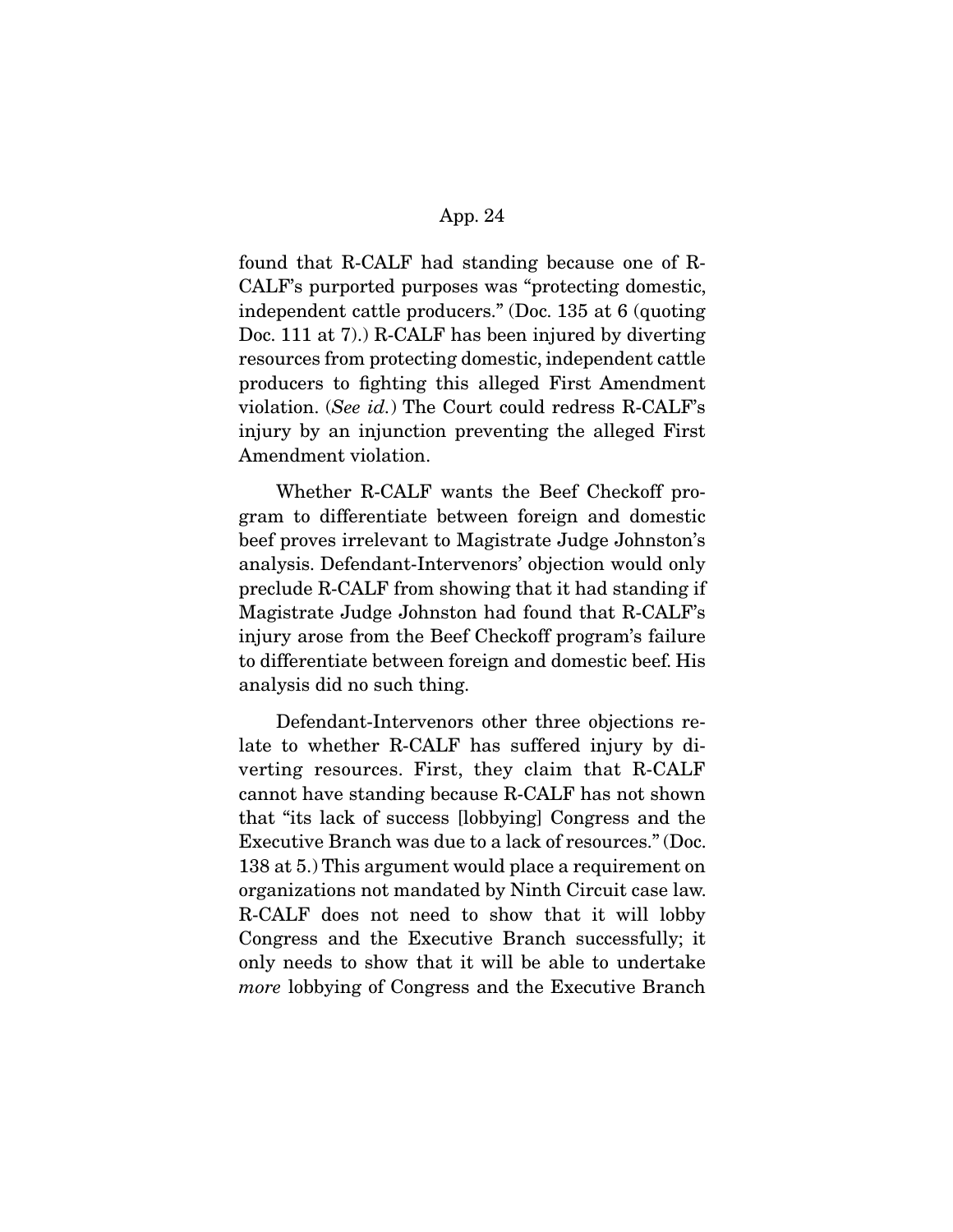found that R-CALF had standing because one of R-CALF's purported purposes was "protecting domestic, independent cattle producers." (Doc. 135 at 6 (quoting Doc. 111 at 7).) R-CALF has been injured by diverting resources from protecting domestic, independent cattle producers to fighting this alleged First Amendment violation. (*See id.*) The Court could redress R-CALF's injury by an injunction preventing the alleged First Amendment violation.

Whether R-CALF wants the Beef Checkoff program to differentiate between foreign and domestic beef proves irrelevant to Magistrate Judge Johnston's analysis. Defendant-Intervenors' objection would only preclude R-CALF from showing that it had standing if Magistrate Judge Johnston had found that R-CALF's injury arose from the Beef Checkoff program's failure to differentiate between foreign and domestic beef. His analysis did no such thing.

Defendant-Intervenors other three objections relate to whether R-CALF has suffered injury by diverting resources. First, they claim that R-CALF cannot have standing because R-CALF has not shown that "its lack of success [lobbying] Congress and the Executive Branch was due to a lack of resources." (Doc. 138 at 5.) This argument would place a requirement on organizations not mandated by Ninth Circuit case law. R-CALF does not need to show that it will lobby Congress and the Executive Branch successfully; it only needs to show that it will be able to undertake *more* lobbying of Congress and the Executive Branch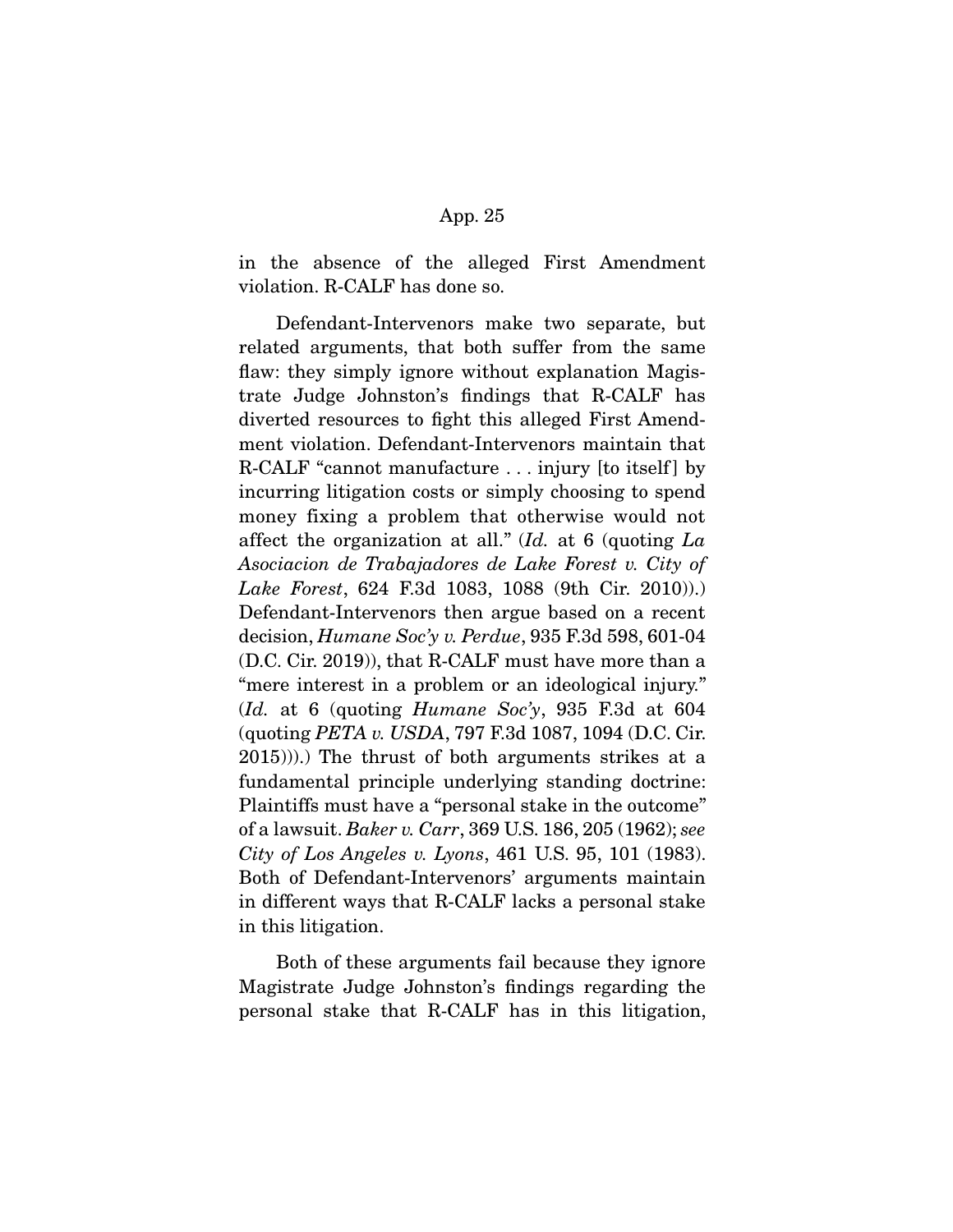in the absence of the alleged First Amendment violation. R-CALF has done so.

Defendant-Intervenors make two separate, but related arguments, that both suffer from the same flaw: they simply ignore without explanation Magistrate Judge Johnston's findings that R-CALF has diverted resources to fight this alleged First Amendment violation. Defendant-Intervenors maintain that R-CALF "cannot manufacture . . . injury [to itself] by incurring litigation costs or simply choosing to spend money fixing a problem that otherwise would not affect the organization at all." (*Id.* at 6 (quoting *La Asociacion de Trabajadores de Lake Forest v. City of Lake Forest*, 624 F.3d 1083, 1088 (9th Cir. 2010)).) Defendant-Intervenors then argue based on a recent decision, *Humane Soc'y v. Perdue*, 935 F.3d 598, 601-04 (D.C. Cir. 2019)), that R-CALF must have more than a "mere interest in a problem or an ideological injury." (*Id.* at 6 (quoting *Humane Soc'y*, 935 F.3d at 604 (quoting *PETA v. USDA*, 797 F.3d 1087, 1094 (D.C. Cir. 2015))).) The thrust of both arguments strikes at a fundamental principle underlying standing doctrine: Plaintiffs must have a "personal stake in the outcome" of a lawsuit. *Baker v. Carr*, 369 U.S. 186, 205 (1962); *see City of Los Angeles v. Lyons*, 461 U.S. 95, 101 (1983). Both of Defendant-Intervenors' arguments maintain in different ways that R-CALF lacks a personal stake in this litigation.

Both of these arguments fail because they ignore Magistrate Judge Johnston's findings regarding the personal stake that R-CALF has in this litigation,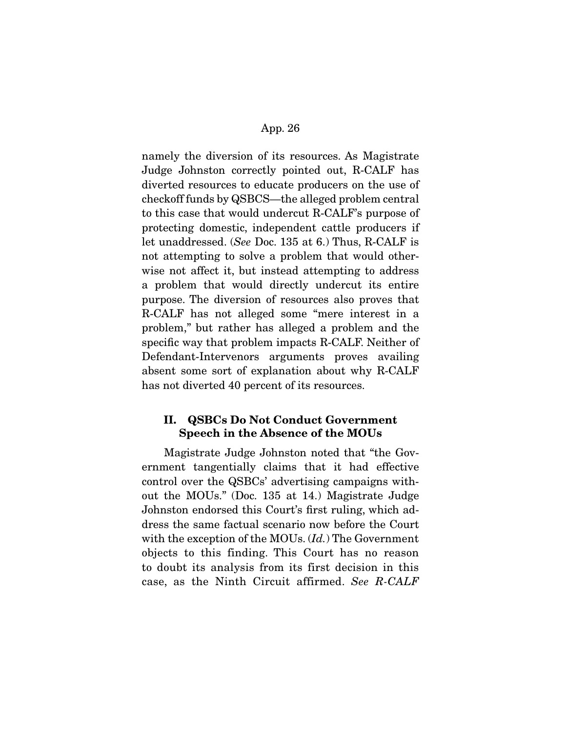namely the diversion of its resources. As Magistrate Judge Johnston correctly pointed out, R-CALF has diverted resources to educate producers on the use of checkoff funds by QSBCS—the alleged problem central to this case that would undercut R-CALF's purpose of protecting domestic, independent cattle producers if let unaddressed. (*See* Doc. 135 at 6.) Thus, R-CALF is not attempting to solve a problem that would otherwise not affect it, but instead attempting to address a problem that would directly undercut its entire purpose. The diversion of resources also proves that R-CALF has not alleged some "mere interest in a problem," but rather has alleged a problem and the specific way that problem impacts R-CALF. Neither of Defendant-Intervenors arguments proves availing absent some sort of explanation about why R-CALF has not diverted 40 percent of its resources.

## II. QSBCs Do Not Conduct Government Speech in the Absence of the MOUs

Magistrate Judge Johnston noted that "the Government tangentially claims that it had effective control over the QSBCs' advertising campaigns without the MOUs." (Doc. 135 at 14.) Magistrate Judge Johnston endorsed this Court's first ruling, which address the same factual scenario now before the Court with the exception of the MOUs. (*Id.*) The Government objects to this finding. This Court has no reason to doubt its analysis from its first decision in this case, as the Ninth Circuit affirmed. *See R-CALF*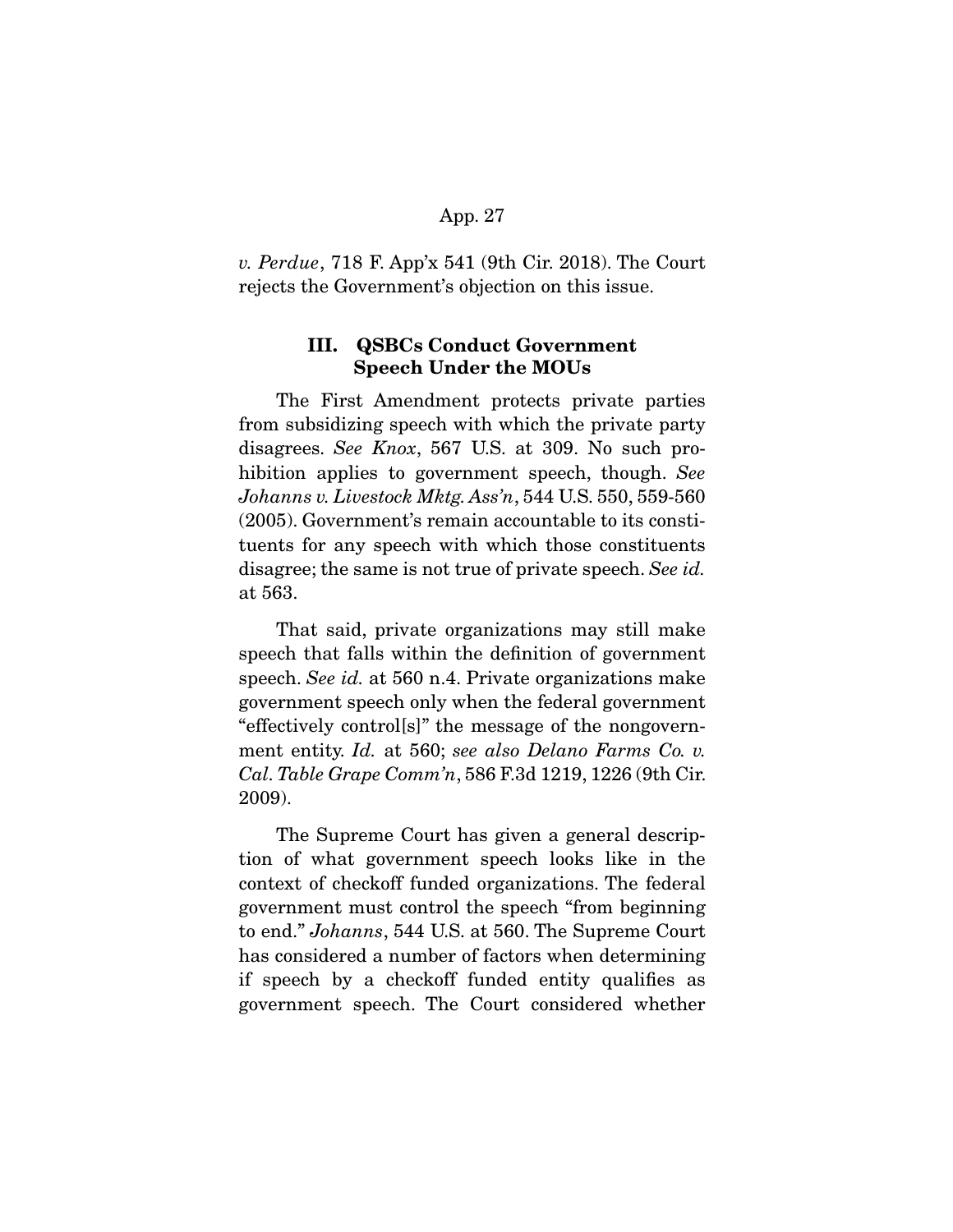*v. Perdue*, 718 F. App'x 541 (9th Cir. 2018). The Court rejects the Government's objection on this issue.

### III. QSBCs Conduct Government Speech Under the MOUs

The First Amendment protects private parties from subsidizing speech with which the private party disagrees. *See Knox*, 567 U.S. at 309. No such prohibition applies to government speech, though. *See Johanns v. Livestock Mktg. Ass'n*, 544 U.S. 550, 559-560 (2005). Government's remain accountable to its constituents for any speech with which those constituents disagree; the same is not true of private speech. *See id.* at 563.

That said, private organizations may still make speech that falls within the definition of government speech. *See id.* at 560 n.4. Private organizations make government speech only when the federal government "effectively control[s]" the message of the nongovernment entity. *Id.* at 560; *see also Delano Farms Co. v. Cal. Table Grape Comm'n*, 586 F.3d 1219, 1226 (9th Cir. 2009).

The Supreme Court has given a general description of what government speech looks like in the context of checkoff funded organizations. The federal government must control the speech "from beginning to end." *Johanns*, 544 U.S. at 560. The Supreme Court has considered a number of factors when determining if speech by a checkoff funded entity qualifies as government speech. The Court considered whether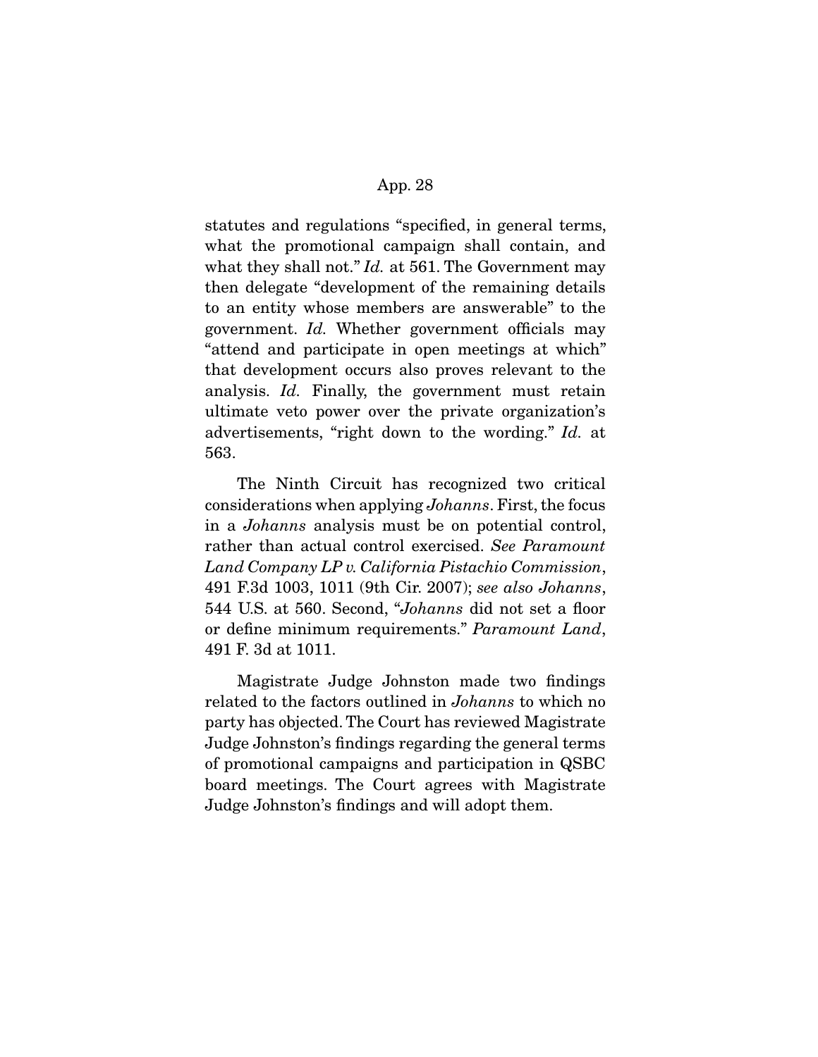statutes and regulations "specified, in general terms, what the promotional campaign shall contain, and what they shall not." *Id.* at 561. The Government may then delegate "development of the remaining details to an entity whose members are answerable" to the government. *Id.* Whether government officials may "attend and participate in open meetings at which" that development occurs also proves relevant to the analysis. *Id.* Finally, the government must retain ultimate veto power over the private organization's advertisements, "right down to the wording." *Id.* at 563.

The Ninth Circuit has recognized two critical considerations when applying *Johanns*. First, the focus in a *Johanns* analysis must be on potential control, rather than actual control exercised. *See Paramount Land Company LP v. California Pistachio Commission*, 491 F.3d 1003, 1011 (9th Cir. 2007); *see also Johanns*, 544 U.S. at 560. Second, "*Johanns* did not set a floor or define minimum requirements." *Paramount Land*, 491 F. 3d at 1011.

Magistrate Judge Johnston made two findings related to the factors outlined in *Johanns* to which no party has objected. The Court has reviewed Magistrate Judge Johnston's findings regarding the general terms of promotional campaigns and participation in QSBC board meetings. The Court agrees with Magistrate Judge Johnston's findings and will adopt them.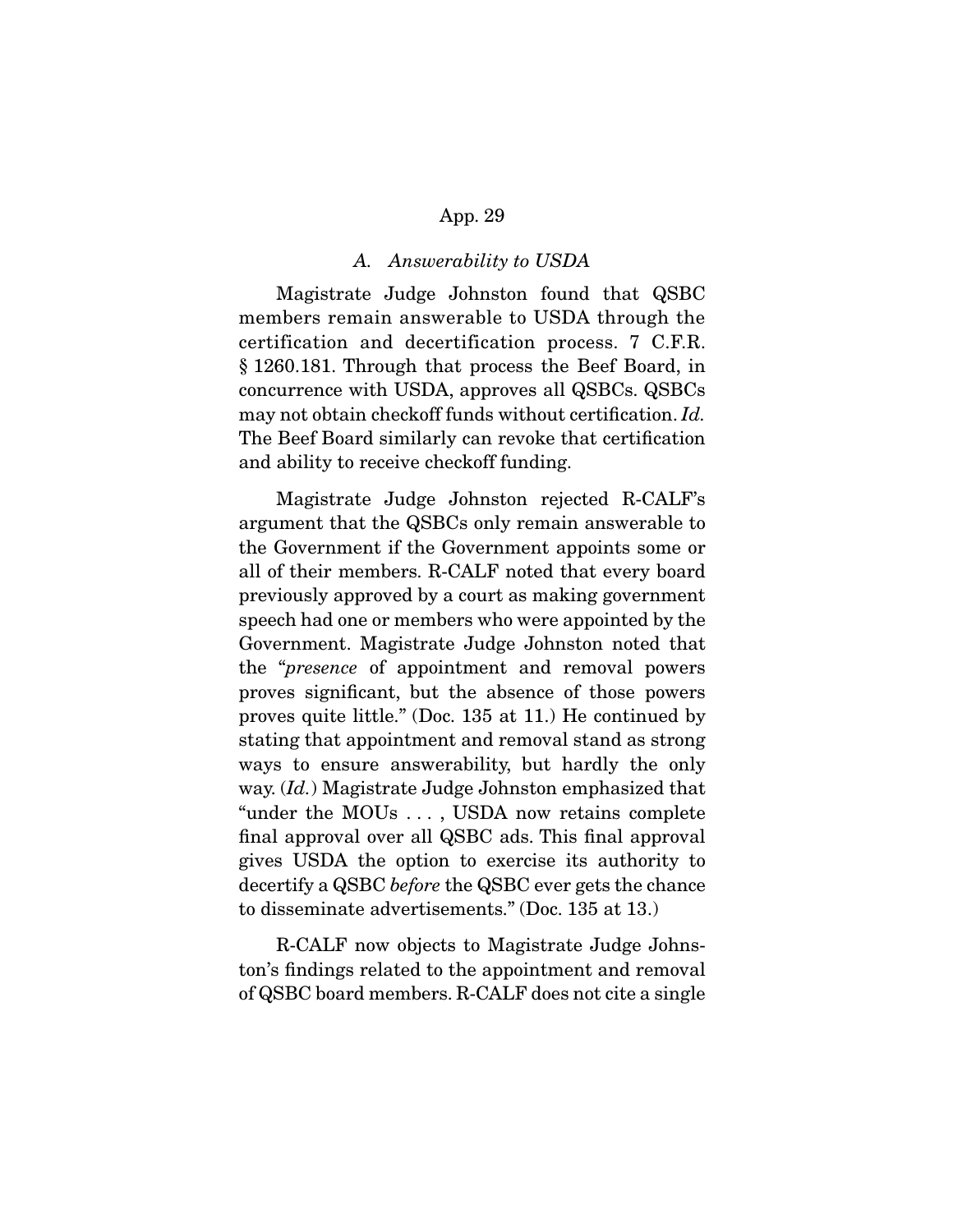### *A. Answerability to USDA*

Magistrate Judge Johnston found that QSBC members remain answerable to USDA through the certification and decertification process. 7 C.F.R. § 1260.181. Through that process the Beef Board, in concurrence with USDA, approves all QSBCs. QSBCs may not obtain checkoff funds without certification. *Id.* The Beef Board similarly can revoke that certification and ability to receive checkoff funding.

Magistrate Judge Johnston rejected R-CALF's argument that the QSBCs only remain answerable to the Government if the Government appoints some or all of their members. R-CALF noted that every board previously approved by a court as making government speech had one or members who were appointed by the Government. Magistrate Judge Johnston noted that the "*presence* of appointment and removal powers proves significant, but the absence of those powers proves quite little." (Doc. 135 at 11.) He continued by stating that appointment and removal stand as strong ways to ensure answerability, but hardly the only way. (*Id.*) Magistrate Judge Johnston emphasized that "under the MOUs . . . , USDA now retains complete final approval over all QSBC ads. This final approval gives USDA the option to exercise its authority to decertify a QSBC *before* the QSBC ever gets the chance to disseminate advertisements." (Doc. 135 at 13.)

R-CALF now objects to Magistrate Judge Johnston's findings related to the appointment and removal of QSBC board members. R-CALF does not cite a single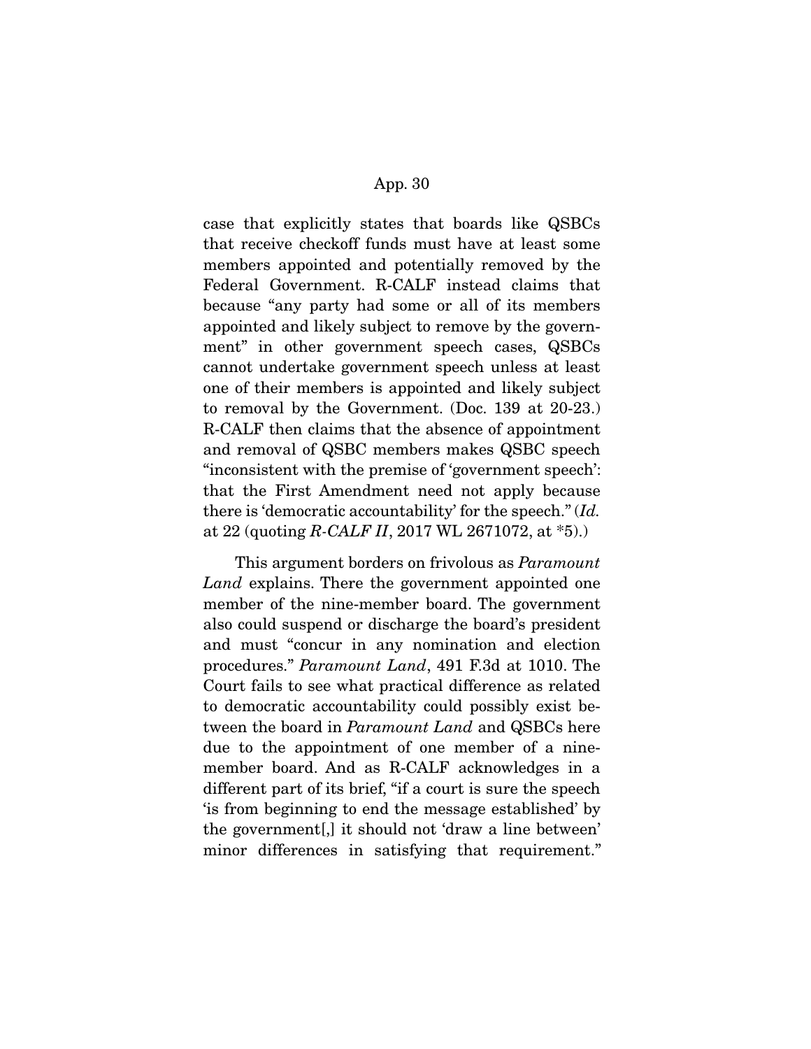case that explicitly states that boards like QSBCs that receive checkoff funds must have at least some members appointed and potentially removed by the Federal Government. R-CALF instead claims that because "any party had some or all of its members appointed and likely subject to remove by the government" in other government speech cases, QSBCs cannot undertake government speech unless at least one of their members is appointed and likely subject to removal by the Government. (Doc. 139 at 20-23.) R-CALF then claims that the absence of appointment and removal of QSBC members makes QSBC speech "inconsistent with the premise of 'government speech': that the First Amendment need not apply because there is 'democratic accountability' for the speech." (*Id.* at 22 (quoting *R-CALF II*, 2017 WL 2671072, at *5).)

This argument borders on frivolous as *Paramount Land* explains. There the government appointed one member of the nine-member board. The government also could suspend or discharge the board's president and must "concur in any nomination and election procedures." *Paramount Land*, 491 F.3d at 1010. The Court fails to see what practical difference as related to democratic accountability could possibly exist between the board in *Paramount Land* and QSBCs here due to the appointment of one member of a nine-member board. And as R-CALF acknowledges in a different part of its brief, "if a court is sure the speech 'is from beginning to end the message established' by the government[,] it should not 'draw a line between' minor differences in satisfying that requirement."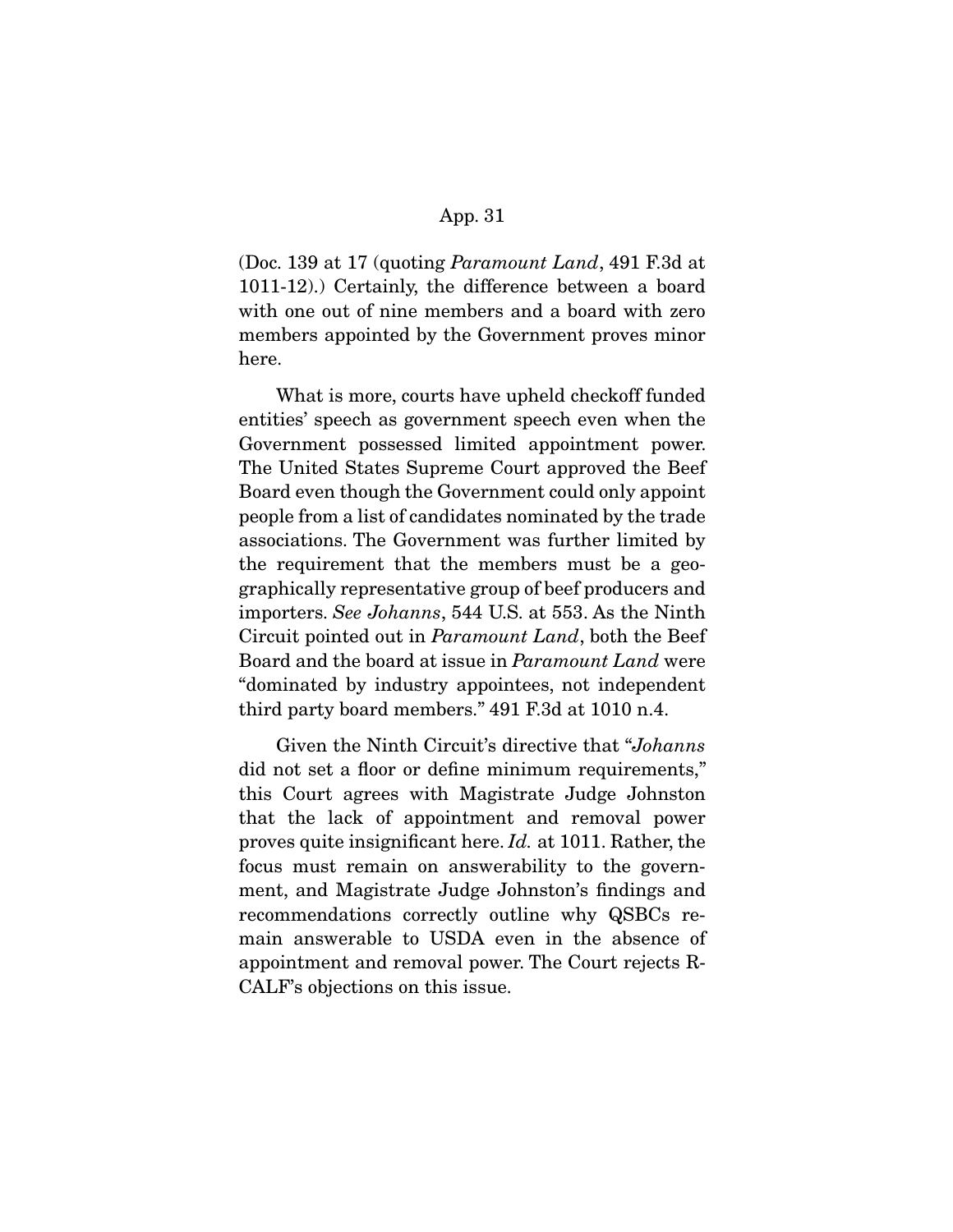(Doc. 139 at 17 (quoting *Paramount Land*, 491 F.3d at 1011-12).) Certainly, the difference between a board with one out of nine members and a board with zero members appointed by the Government proves minor here.

What is more, courts have upheld checkoff funded entities' speech as government speech even when the Government possessed limited appointment power. The United States Supreme Court approved the Beef Board even though the Government could only appoint people from a list of candidates nominated by the trade associations. The Government was further limited by the requirement that the members must be a geographically representative group of beef producers and importers. *See Johanns*, 544 U.S. at 553. As the Ninth Circuit pointed out in *Paramount Land*, both the Beef Board and the board at issue in *Paramount Land* were "dominated by industry appointees, not independent third party board members." 491 F.3d at 1010 n.4.

Given the Ninth Circuit's directive that "*Johanns* did not set a floor or define minimum requirements," this Court agrees with Magistrate Judge Johnston that the lack of appointment and removal power proves quite insignificant here. *Id.* at 1011. Rather, the focus must remain on answerability to the government, and Magistrate Judge Johnston's findings and recommendations correctly outline why QSBCs remain answerable to USDA even in the absence of appointment and removal power. The Court rejects R-CALF's objections on this issue.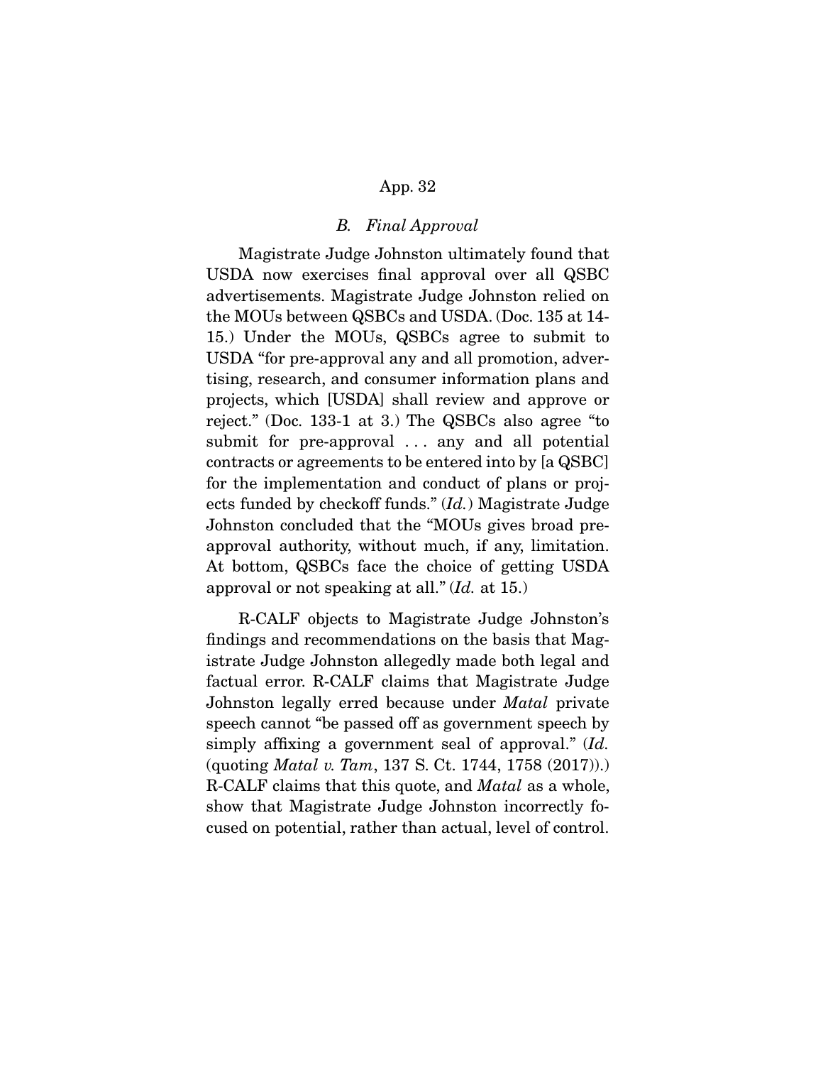### *B. Final Approval*

Magistrate Judge Johnston ultimately found that USDA now exercises final approval over all QSBC advertisements. Magistrate Judge Johnston relied on the MOUs between QSBCs and USDA. (Doc. 135 at 14-15.) Under the MOUs, QSBCs agree to submit to USDA "for pre-approval any and all promotion, advertising, research, and consumer information plans and projects, which [USDA] shall review and approve or reject." (Doc. 133-1 at 3.) The QSBCs also agree "to submit for pre-approval . . . any and all potential contracts or agreements to be entered into by [a QSBC] for the implementation and conduct of plans or projects funded by checkoff funds." (*Id.*) Magistrate Judge Johnston concluded that the "MOUs gives broad pre-approval authority, without much, if any, limitation. At bottom, QSBCs face the choice of getting USDA approval or not speaking at all." (*Id.* at 15.)

R-CALF objects to Magistrate Judge Johnston's findings and recommendations on the basis that Magistrate Judge Johnston allegedly made both legal and factual error. R-CALF claims that Magistrate Judge Johnston legally erred because under *Matal* private speech cannot "be passed off as government speech by simply affixing a government seal of approval." (*Id.* (quoting *Matal v. Tam*, 137 S. Ct. 1744, 1758 (2017)).) R-CALF claims that this quote, and *Matal* as a whole, show that Magistrate Judge Johnston incorrectly focused on potential, rather than actual, level of control.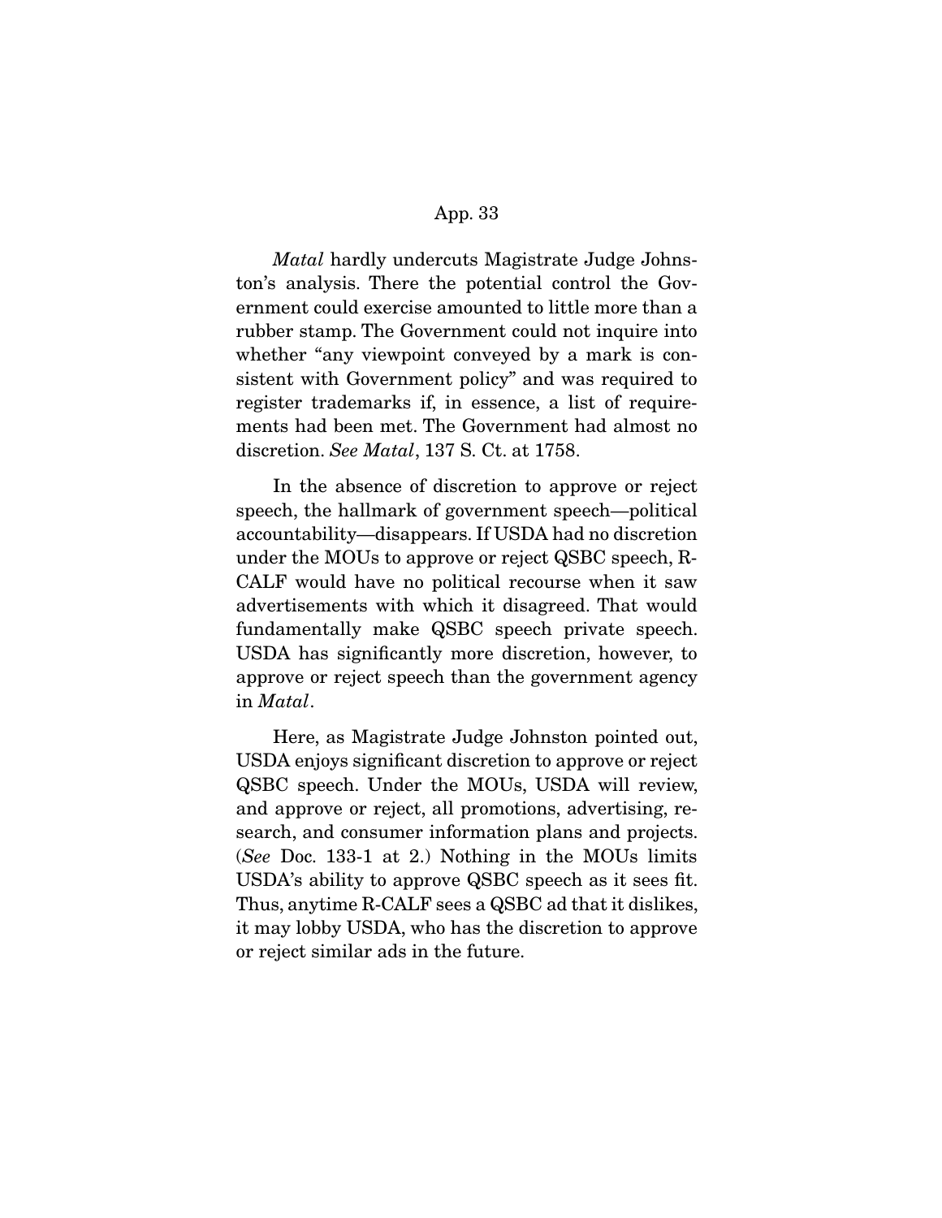*Matal* hardly undercuts Magistrate Judge Johnston's analysis. There the potential control the Government could exercise amounted to little more than a rubber stamp. The Government could not inquire into whether "any viewpoint conveyed by a mark is consistent with Government policy" and was required to register trademarks if, in essence, a list of requirements had been met. The Government had almost no discretion. *See Matal*, 137 S. Ct. at 1758.

In the absence of discretion to approve or reject speech, the hallmark of government speech—political accountability—disappears. If USDA had no discretion under the MOUs to approve or reject QSBC speech, R-CALF would have no political recourse when it saw advertisements with which it disagreed. That would fundamentally make QSBC speech private speech. USDA has significantly more discretion, however, to approve or reject speech than the government agency in *Matal*.

Here, as Magistrate Judge Johnston pointed out, USDA enjoys significant discretion to approve or reject QSBC speech. Under the MOUs, USDA will review, and approve or reject, all promotions, advertising, research, and consumer information plans and projects. (*See* Doc. 133-1 at 2.) Nothing in the MOUs limits USDA's ability to approve QSBC speech as it sees fit. Thus, anytime R-CALF sees a QSBC ad that it dislikes, it may lobby USDA, who has the discretion to approve or reject similar ads in the future.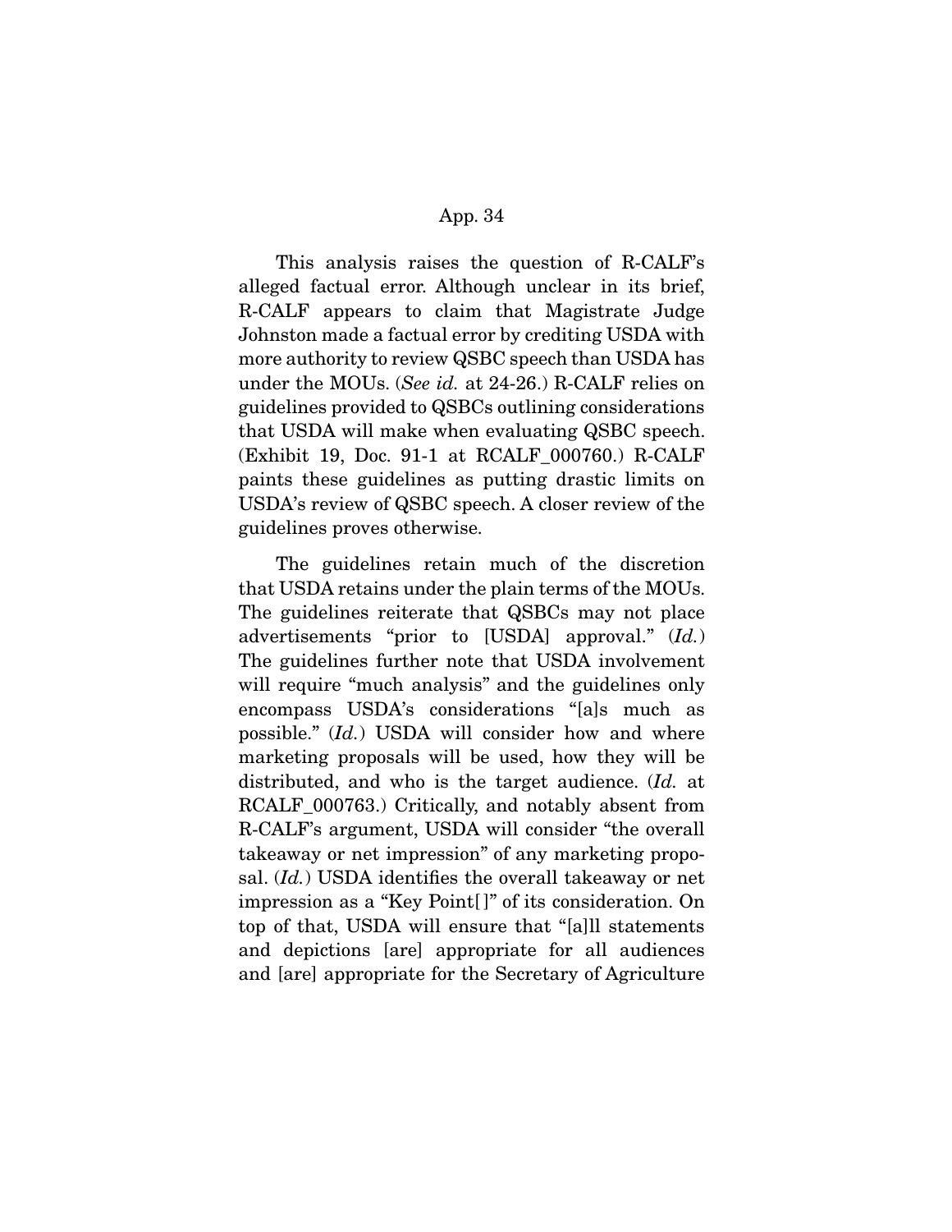This analysis raises the question of R-CALF's alleged factual error. Although unclear in its brief, R-CALF appears to claim that Magistrate Judge Johnston made a factual error by crediting USDA with more authority to review QSBC speech than USDA has under the MOUs. (*See id.* at 24-26.) R-CALF relies on guidelines provided to QSBCs outlining considerations that USDA will make when evaluating QSBC speech. (Exhibit 19, Doc. 91-1 at RCALF_000760.) R-CALF paints these guidelines as putting drastic limits on USDA's review of QSBC speech. A closer review of the guidelines proves otherwise.

The guidelines retain much of the discretion that USDA retains under the plain terms of the MOUs. The guidelines reiterate that QSBCs may not place advertisements "prior to [USDA] approval." (*Id.*) The guidelines further note that USDA involvement will require "much analysis" and the guidelines only encompass USDA's considerations "[a]s much as possible." (*Id.*) USDA will consider how and where marketing proposals will be used, how they will be distributed, and who is the target audience. (*Id.* at RCALF_000763.) Critically, and notably absent from R-CALF's argument, USDA will consider "the overall takeaway or net impression" of any marketing proposal. (*Id.*) USDA identifies the overall takeaway or net impression as a "Key Point[]" of its consideration. On top of that, USDA will ensure that "[a]ll statements and depictions [are] appropriate for all audiences and [are] appropriate for the Secretary of Agriculture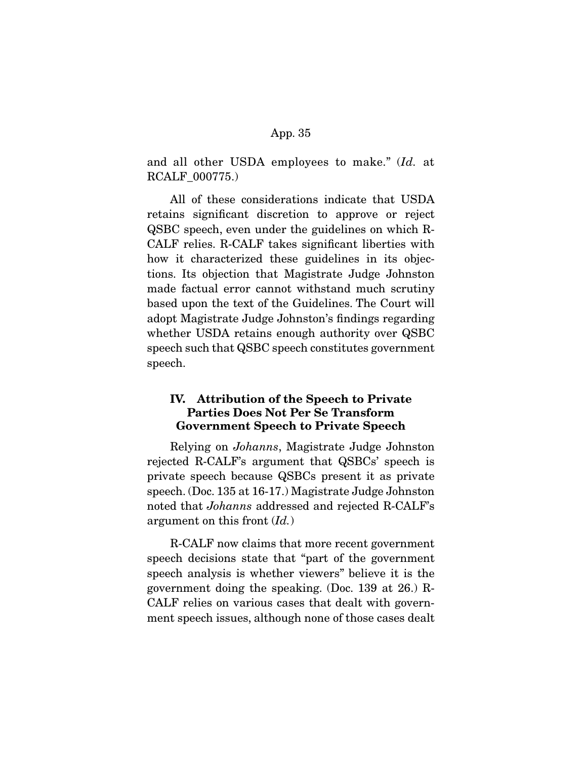and all other USDA employees to make." (*Id.* at RCALF_000775.)

All of these considerations indicate that USDA retains significant discretion to approve or reject QSBC speech, even under the guidelines on which R-CALF relies. R-CALF takes significant liberties with how it characterized these guidelines in its objections. Its objection that Magistrate Judge Johnston made factual error cannot withstand much scrutiny based upon the text of the Guidelines. The Court will adopt Magistrate Judge Johnston's findings regarding whether USDA retains enough authority over QSBC speech such that QSBC speech constitutes government speech.

## IV. Attribution of the Speech to Private Parties Does Not Per Se Transform Government Speech to Private Speech

Relying on *Johanns*, Magistrate Judge Johnston rejected R-CALF's argument that QSBCs' speech is private speech because QSBCs present it as private speech. (Doc. 135 at 16-17.) Magistrate Judge Johnston noted that *Johanns* addressed and rejected R-CALF's argument on this front (*Id.*)

R-CALF now claims that more recent government speech decisions state that "part of the government speech analysis is whether viewers" believe it is the government doing the speaking. (Doc. 139 at 26.) R-CALF relies on various cases that dealt with government speech issues, although none of those cases dealt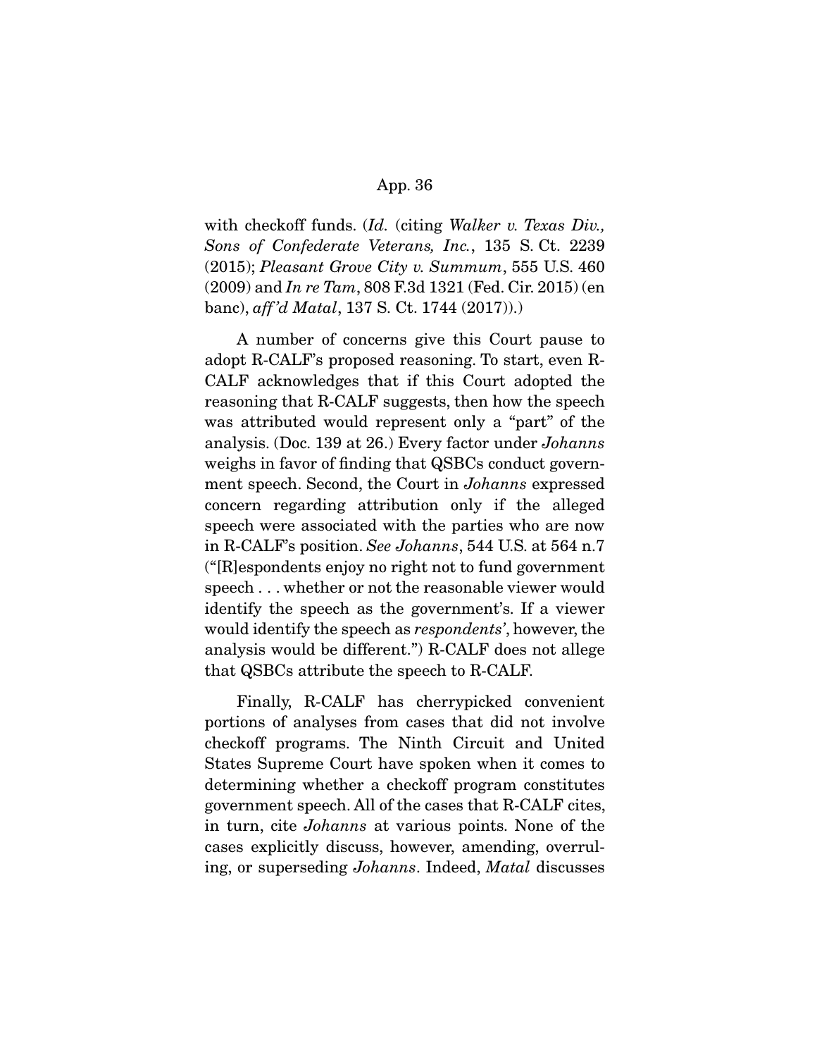with checkoff funds. (*Id.* (citing *Walker v. Texas Div., Sons of Confederate Veterans, Inc.*, 135 S. Ct. 2239 (2015); *Pleasant Grove City v. Summum*, 555 U.S. 460 (2009) and *In re Tam*, 808 F.3d 1321 (Fed. Cir. 2015) (en banc), *aff'd Matal*, 137 S. Ct. 1744 (2017)).)

A number of concerns give this Court pause to adopt R-CALF's proposed reasoning. To start, even R-CALF acknowledges that if this Court adopted the reasoning that R-CALF suggests, then how the speech was attributed would represent only a "part" of the analysis. (Doc. 139 at 26.) Every factor under *Johanns* weighs in favor of finding that QSBCs conduct government speech. Second, the Court in *Johanns* expressed concern regarding attribution only if the alleged speech were associated with the parties who are now in R-CALF's position. *See Johanns*, 544 U.S. at 564 n.7 ("[R]espondents enjoy no right not to fund government speech . . . whether or not the reasonable viewer would identify the speech as the government's. If a viewer would identify the speech as *respondents'*, however, the analysis would be different.") R-CALF does not allege that QSBCs attribute the speech to R-CALF.

Finally, R-CALF has cherrypicked convenient portions of analyses from cases that did not involve checkoff programs. The Ninth Circuit and United States Supreme Court have spoken when it comes to determining whether a checkoff program constitutes government speech. All of the cases that R-CALF cites, in turn, cite *Johanns* at various points. None of the cases explicitly discuss, however, amending, overruling, or superseding *Johanns*. Indeed, *Matal* discusses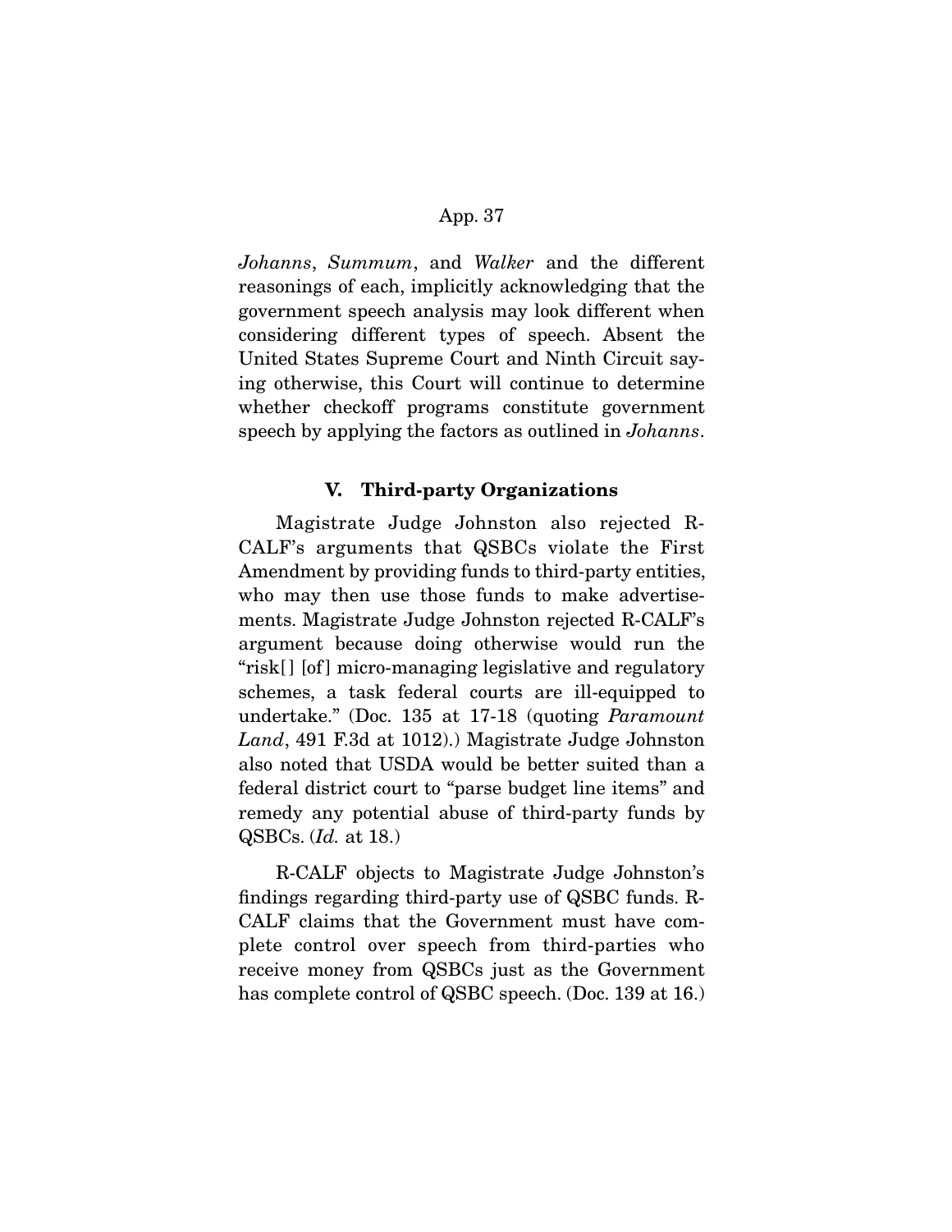*Johanns*, *Summum*, and *Walker* and the different reasonings of each, implicitly acknowledging that the government speech analysis may look different when considering different types of speech. Absent the United States Supreme Court and Ninth Circuit saying otherwise, this Court will continue to determine whether checkoff programs constitute government speech by applying the factors as outlined in *Johanns*.

## V. Third-party Organizations

Magistrate Judge Johnston also rejected R-CALF's arguments that QSBCs violate the First Amendment by providing funds to third-party entities, who may then use those funds to make advertisements. Magistrate Judge Johnston rejected R-CALF's argument because doing otherwise would run the "risk[] [of] micro-managing legislative and regulatory schemes, a task federal courts are ill-equipped to undertake." (Doc. 135 at 17-18 (quoting *Paramount Land*, 491 F.3d at 1012).) Magistrate Judge Johnston also noted that USDA would be better suited than a federal district court to "parse budget line items" and remedy any potential abuse of third-party funds by QSBCs. (*Id.* at 18.)

R-CALF objects to Magistrate Judge Johnston's findings regarding third-party use of QSBC funds. R-CALF claims that the Government must have complete control over speech from third-parties who receive money from QSBCs just as the Government has complete control of QSBC speech. (Doc. 139 at 16.)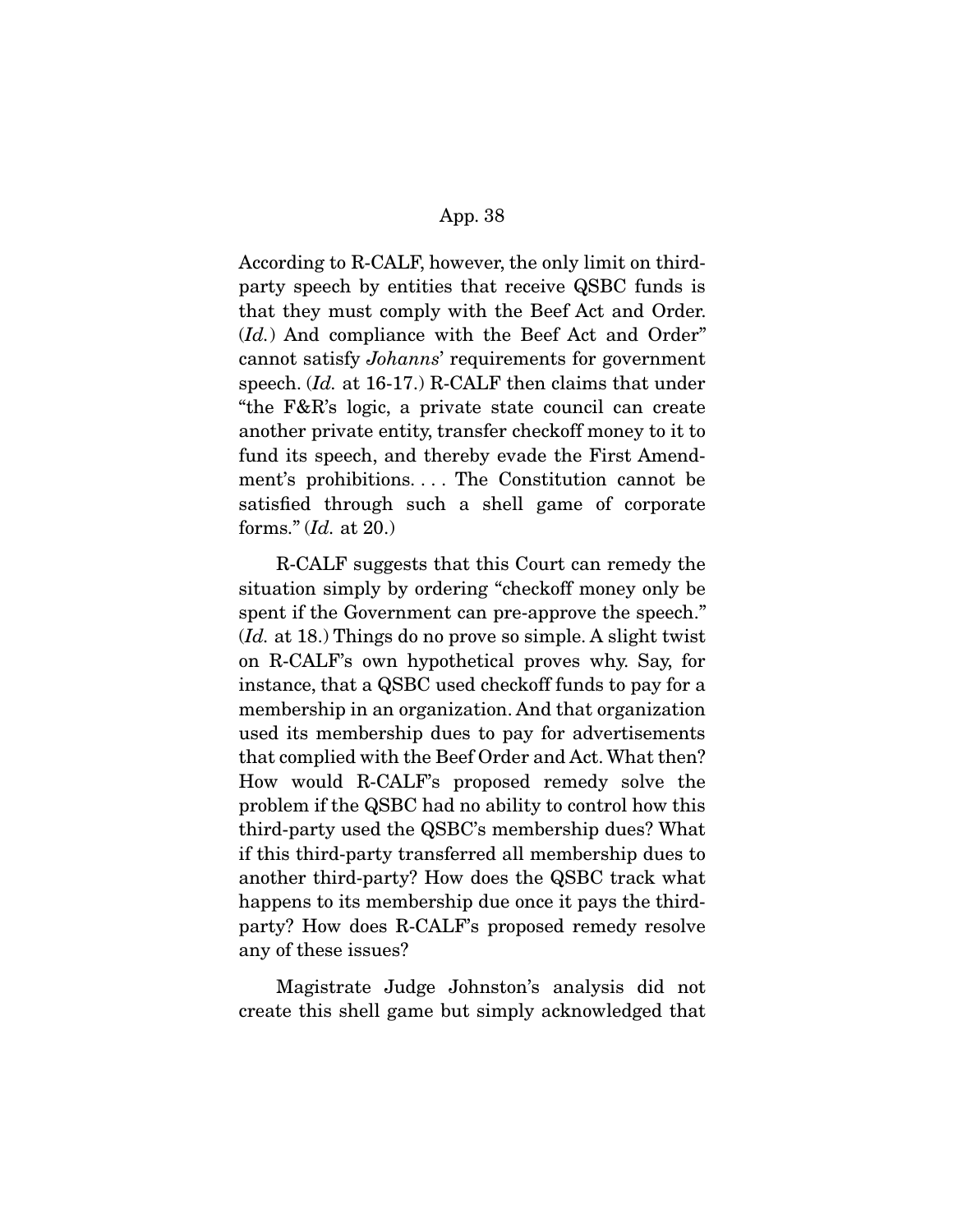According to R-CALF, however, the only limit on third-party speech by entities that receive QSBC funds is that they must comply with the Beef Act and Order. (*Id.*) And compliance with the Beef Act and Order" cannot satisfy *Johanns*' requirements for government speech. (*Id.* at 16-17.) R-CALF then claims that under "the F&R's logic, a private state council can create another private entity, transfer checkoff money to it to fund its speech, and thereby evade the First Amendment's prohibitions. . . . The Constitution cannot be satisfied through such a shell game of corporate forms." (*Id.* at 20.)

R-CALF suggests that this Court can remedy the situation simply by ordering "checkoff money only be spent if the Government can pre-approve the speech." (*Id.* at 18.) Things do no prove so simple. A slight twist on R-CALF's own hypothetical proves why. Say, for instance, that a QSBC used checkoff funds to pay for a membership in an organization. And that organization used its membership dues to pay for advertisements that complied with the Beef Order and Act. What then? How would R-CALF's proposed remedy solve the problem if the QSBC had no ability to control how this third-party used the QSBC's membership dues? What if this third-party transferred all membership dues to another third-party? How does the QSBC track what happens to its membership due once it pays the third-party? How does R-CALF's proposed remedy resolve any of these issues?

Magistrate Judge Johnston's analysis did not create this shell game but simply acknowledged that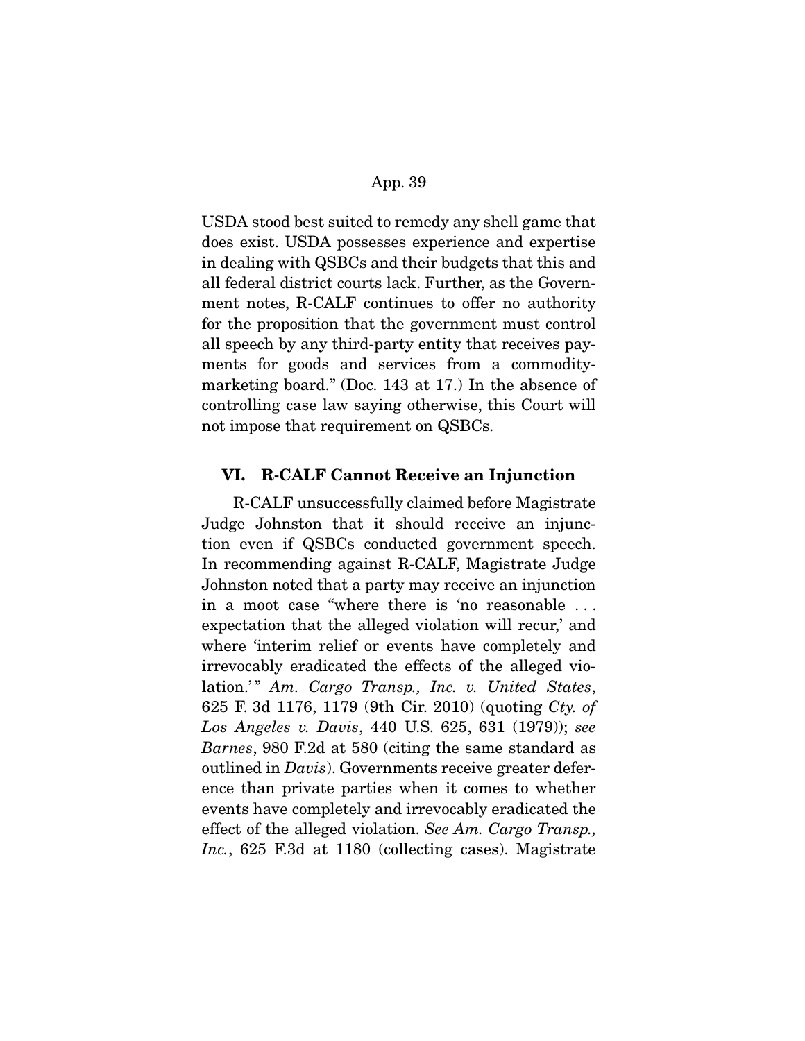USDA stood best suited to remedy any shell game that does exist. USDA possesses experience and expertise in dealing with QSBCs and their budgets that this and all federal district courts lack. Further, as the Government notes, R-CALF continues to offer no authority for the proposition that the government must control all speech by any third-party entity that receives payments for goods and services from a commodity-marketing board." (Doc. 143 at 17.) In the absence of controlling case law saying otherwise, this Court will not impose that requirement on QSBCs.

## VI. R-CALF Cannot Receive an Injunction

R-CALF unsuccessfully claimed before Magistrate Judge Johnston that it should receive an injunction even if QSBCs conducted government speech. In recommending against R-CALF, Magistrate Judge Johnston noted that a party may receive an injunction in a moot case "where there is 'no reasonable . . . expectation that the alleged violation will recur,' and where 'interim relief or events have completely and irrevocably eradicated the effects of the alleged violation.'" *Am. Cargo Transp., Inc. v. United States*, 625 F. 3d 1176, 1179 (9th Cir. 2010) (quoting *Cty. of Los Angeles v. Davis*, 440 U.S. 625, 631 (1979)); *see Barnes*, 980 F.2d at 580 (citing the same standard as outlined in *Davis*). Governments receive greater deference than private parties when it comes to whether events have completely and irrevocably eradicated the effect of the alleged violation. *See Am. Cargo Transp., Inc.*, 625 F.3d at 1180 (collecting cases). Magistrate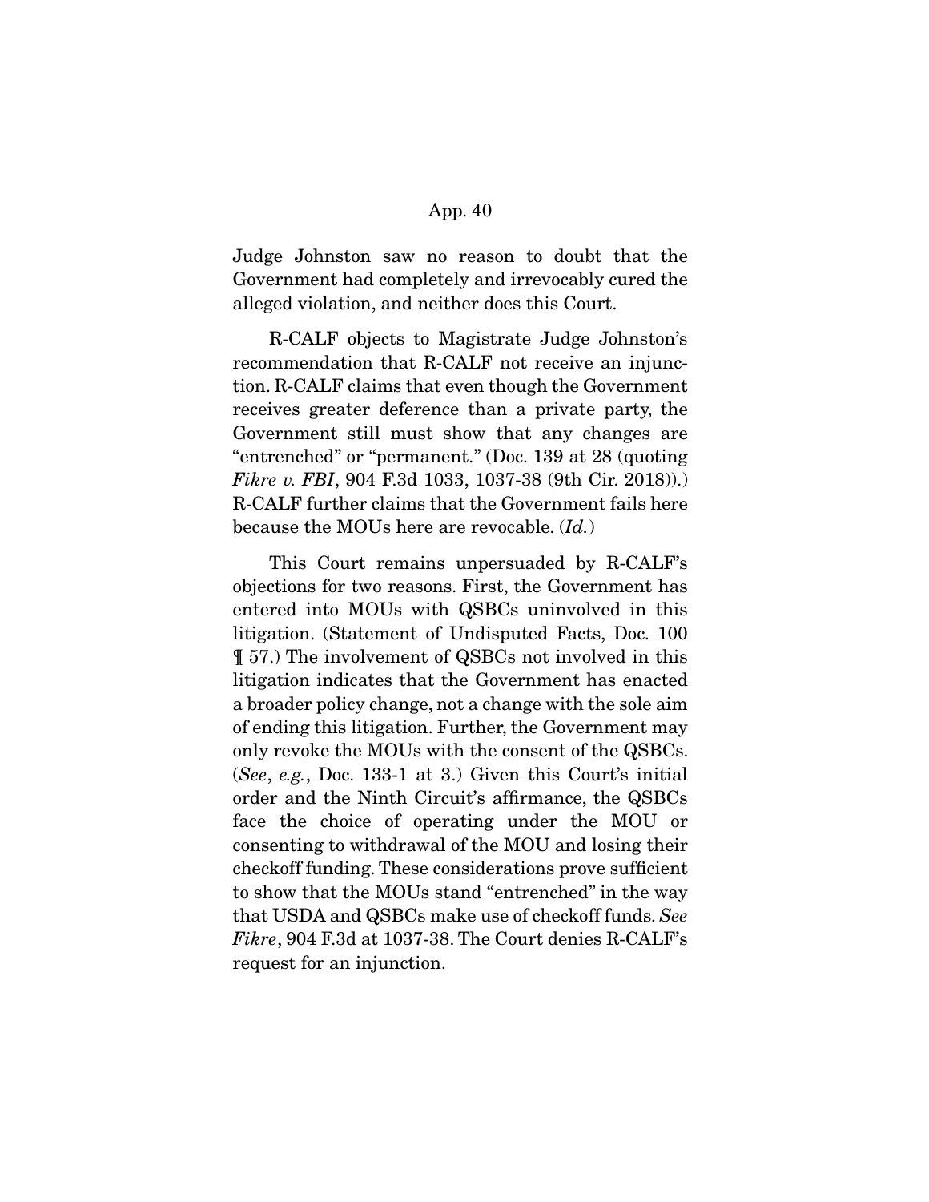Judge Johnston saw no reason to doubt that the Government had completely and irrevocably cured the alleged violation, and neither does this Court.

R-CALF objects to Magistrate Judge Johnston's recommendation that R-CALF not receive an injunction. R-CALF claims that even though the Government receives greater deference than a private party, the Government still must show that any changes are "entrenched" or "permanent." (Doc. 139 at 28 (quoting *Fikre v. FBI*, 904 F.3d 1033, 1037-38 (9th Cir. 2018)).) R-CALF further claims that the Government fails here because the MOUs here are revocable. (*Id.*)

This Court remains unpersuaded by R-CALF's objections for two reasons. First, the Government has entered into MOUs with QSBCs uninvolved in this litigation. (Statement of Undisputed Facts, Doc. 100 ¶ 57.) The involvement of QSBCs not involved in this litigation indicates that the Government has enacted a broader policy change, not a change with the sole aim of ending this litigation. Further, the Government may only revoke the MOUs with the consent of the QSBCs. (*See*, *e.g.*, Doc. 133-1 at 3.) Given this Court's initial order and the Ninth Circuit's affirmance, the QSBCs face the choice of operating under the MOU or consenting to withdrawal of the MOU and losing their checkoff funding. These considerations prove sufficient to show that the MOUs stand "entrenched" in the way that USDA and QSBCs make use of checkoff funds. *See Fikre*, 904 F.3d at 1037-38. The Court denies R-CALF's request for an injunction.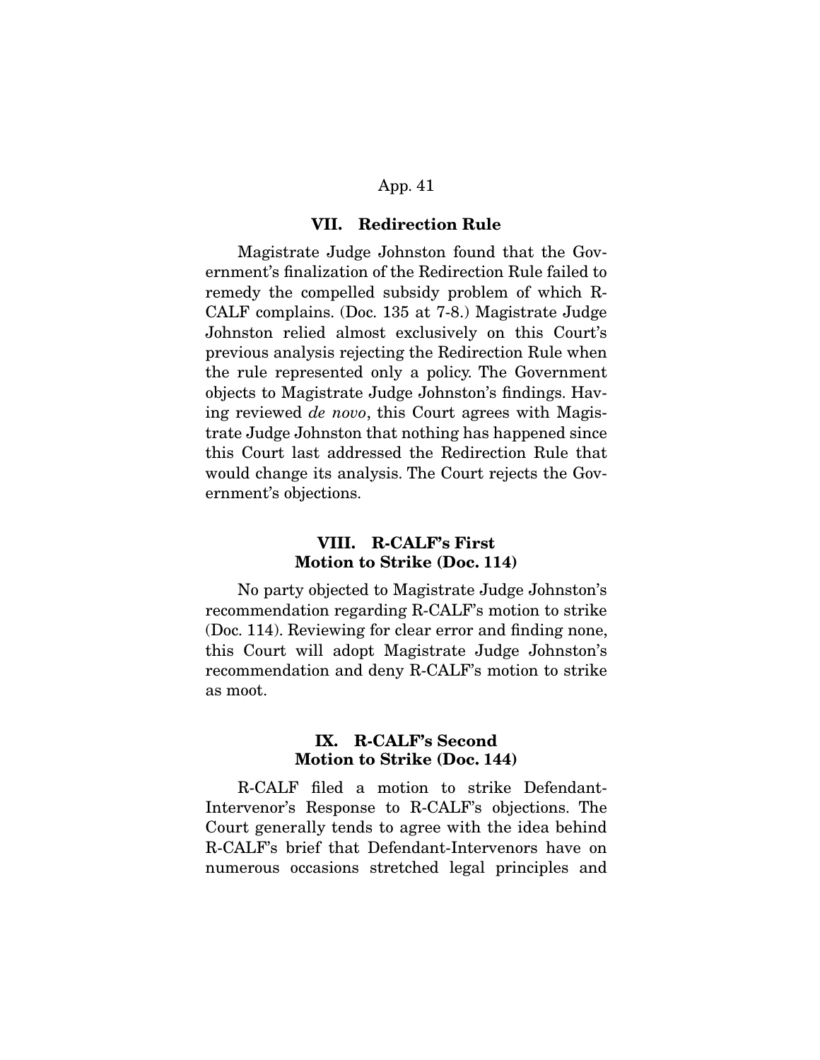## VII. Redirection Rule

Magistrate Judge Johnston found that the Government's finalization of the Redirection Rule failed to remedy the compelled subsidy problem of which R-CALF complains. (Doc. 135 at 7-8.) Magistrate Judge Johnston relied almost exclusively on this Court's previous analysis rejecting the Redirection Rule when the rule represented only a policy. The Government objects to Magistrate Judge Johnston's findings. Having reviewed *de novo*, this Court agrees with Magistrate Judge Johnston that nothing has happened since this Court last addressed the Redirection Rule that would change its analysis. The Court rejects the Government's objections.

## VIII. R-CALF's First Motion to Strike (Doc. 114)

No party objected to Magistrate Judge Johnston's recommendation regarding R-CALF's motion to strike (Doc. 114). Reviewing for clear error and finding none, this Court will adopt Magistrate Judge Johnston's recommendation and deny R-CALF's motion to strike as moot.

## IX. R-CALF's Second Motion to Strike (Doc. 144)

R-CALF filed a motion to strike Defendant-Intervenor's Response to R-CALF's objections. The Court generally tends to agree with the idea behind R-CALF's brief that Defendant-Intervenors have on numerous occasions stretched legal principles and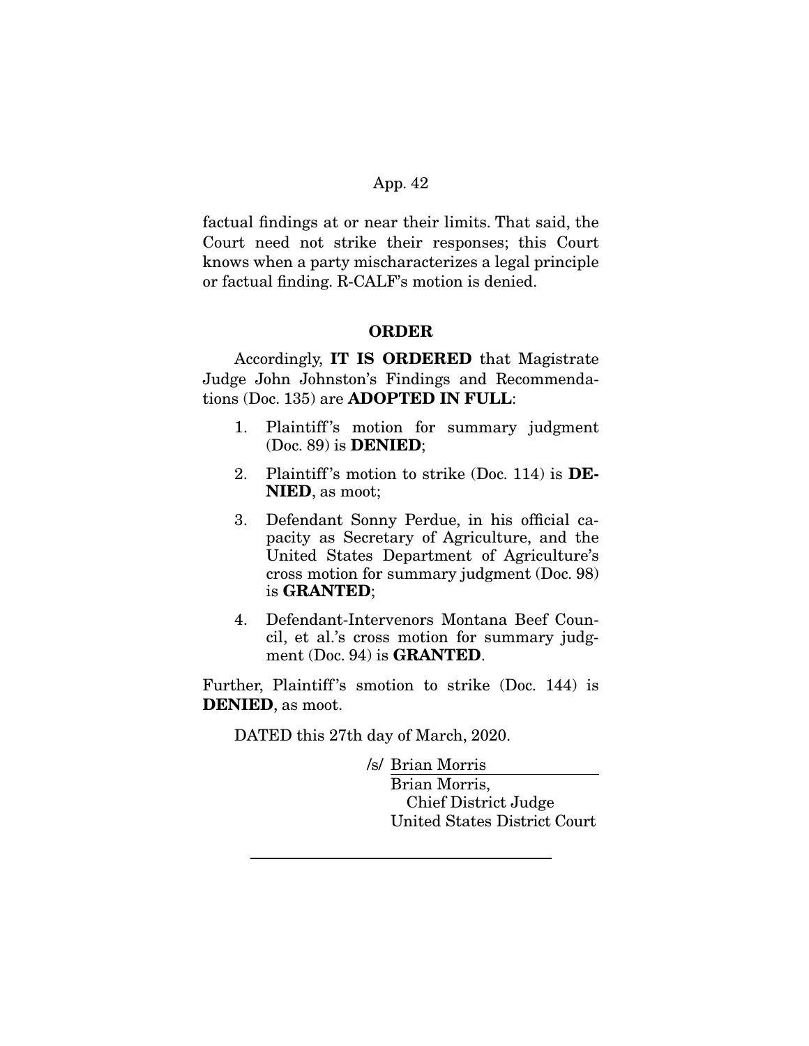factual findings at or near their limits. That said, the Court need not strike their responses; this Court knows when a party mischaracterizes a legal principle or factual finding. R-CALF's motion is denied.

## ORDER

Accordingly, **IT IS ORDERED** that Magistrate Judge John Johnston's Findings and Recommendations (Doc. 135) are **ADOPTED IN FULL**:

1. Plaintiff's motion for summary judgment (Doc. 89) is **DENIED**;
2. Plaintiff's motion to strike (Doc. 114) is **DENIED**, as moot;
3. Defendant Sonny Perdue, in his official capacity as Secretary of Agriculture, and the United States Department of Agriculture's cross motion for summary judgment (Doc. 98) is **GRANTED**;
4. Defendant-Intervenors Montana Beef Council, et al.'s cross motion for summary judgment (Doc. 94) is **GRANTED**.

Further, Plaintiff's smotion to strike (Doc. 144) is **DENIED**, as moot.

DATED this 27th day of March, 2020.

/s/ Brian Morris
Brian Morris,
Chief District Judge
United States District Court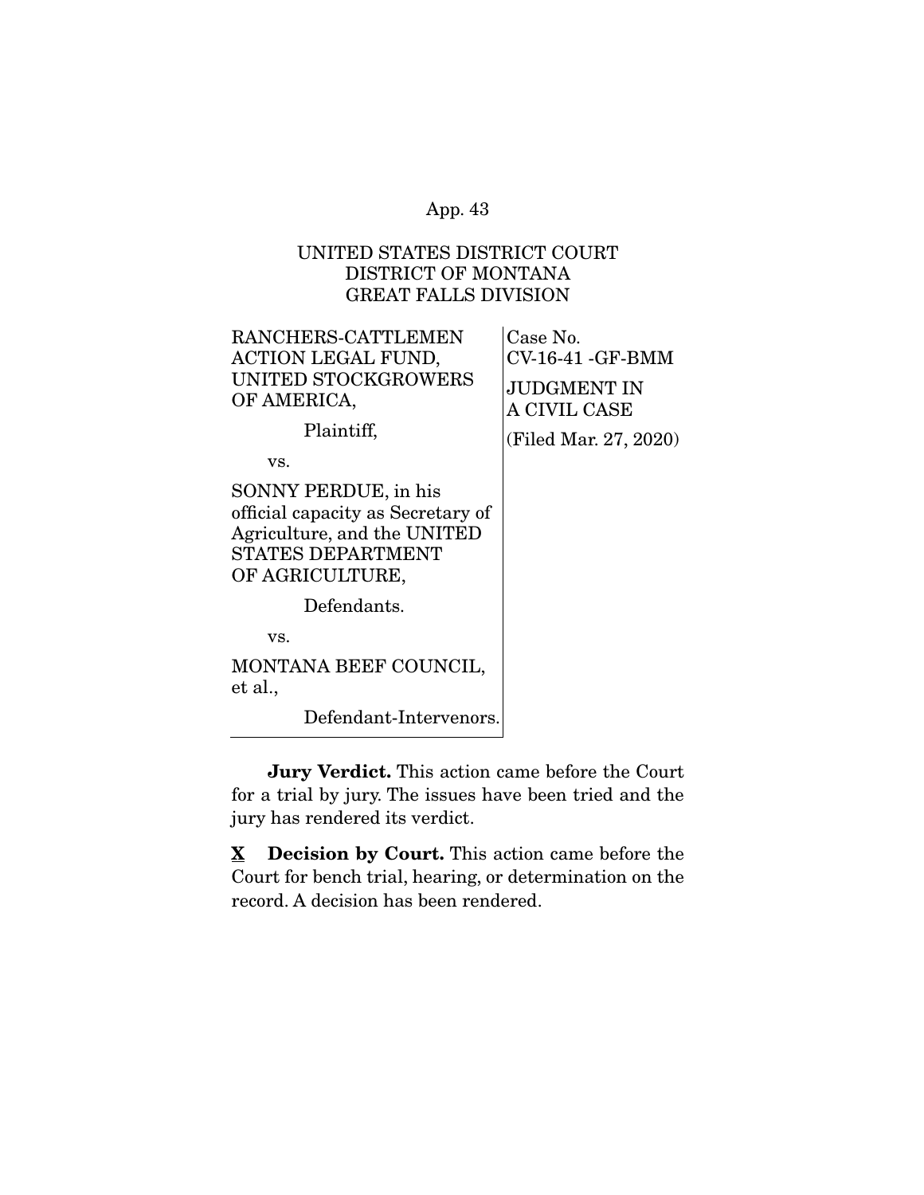UNITED STATES DISTRICT COURT
DISTRICT OF MONTANA
GREAT FALLS DIVISION

| | |
|---|---|
| RANCHERS-CATTLEMEN ACTION LEGAL FUND, UNITED STOCKGROWERS OF AMERICA,<br><br>Plaintiff,<br><br>vs.<br><br>SONNY PERDUE, in his official capacity as Secretary of Agriculture, and the UNITED STATES DEPARTMENT OF AGRICULTURE,<br><br>Defendants.<br><br>vs.<br><br>MONTANA BEEF COUNCIL, et al.,<br><br>Defendant-Intervenors. | Case No. CV-16-41 -GF-BMM<br><br>JUDGMENT IN A CIVIL CASE<br><br>(Filed Mar. 27, 2020) |

**Jury Verdict.** This action came before the Court for a trial by jury. The issues have been tried and the jury has rendered its verdict.

**X** **Decision by Court.** This action came before the Court for bench trial, hearing, or determination on the record. A decision has been rendered.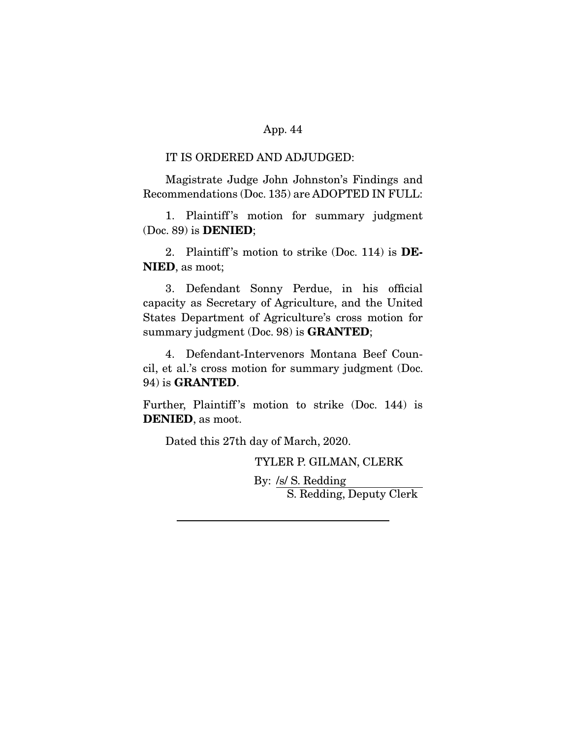IT IS ORDERED AND ADJUDGED:

Magistrate Judge John Johnston's Findings and Recommendations (Doc. 135) are ADOPTED IN FULL:

1. Plaintiff's motion for summary judgment (Doc. 89) is **DENIED**;

2. Plaintiff's motion to strike (Doc. 114) is **DENIED**, as moot;

3. Defendant Sonny Perdue, in his official capacity as Secretary of Agriculture, and the United States Department of Agriculture's cross motion for summary judgment (Doc. 98) is **GRANTED**;

4. Defendant-Intervenors Montana Beef Council, et al.'s cross motion for summary judgment (Doc. 94) is **GRANTED**.

Further, Plaintiff's motion to strike (Doc. 144) is **DENIED**, as moot.

Dated this 27th day of March, 2020.

TYLER P. GILMAN, CLERK

By: /s/ S. Redding
S. Redding, Deputy Clerk

---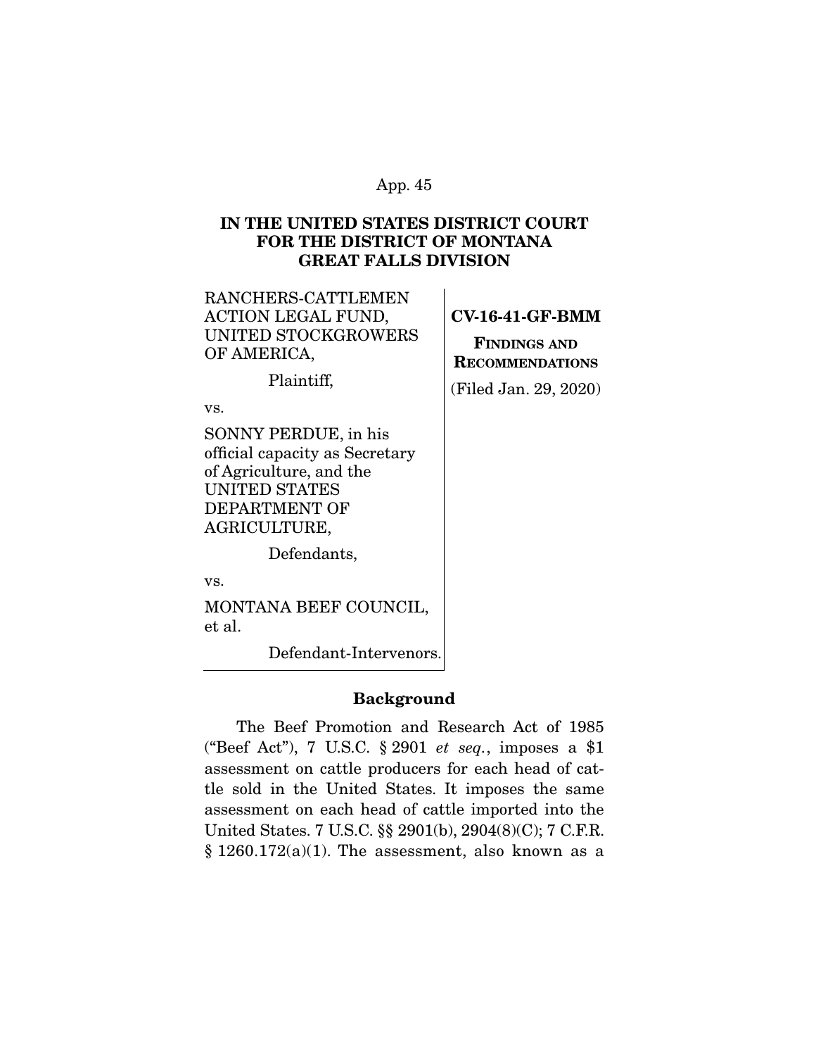**IN THE UNITED STATES DISTRICT COURT FOR THE DISTRICT OF MONTANA GREAT FALLS DIVISION**

RANCHERS-CATTLEMEN ACTION LEGAL FUND, UNITED STOCKGROWERS OF AMERICA,

Plaintiff,

vs.

SONNY PERDUE, in his official capacity as Secretary of Agriculture, and the UNITED STATES DEPARTMENT OF AGRICULTURE,

Defendants,

vs.

MONTANA BEEF COUNCIL, et al.

Defendant-Intervenors.

**CV-16-41-GF-BMM**

**FINDINGS AND RECOMMENDATIONS**

(Filed Jan. 29, 2020)

## Background

The Beef Promotion and Research Act of 1985 ("Beef Act"), 7 U.S.C. § 2901 *et seq.*, imposes a $1 assessment on cattle producers for each head of cattle sold in the United States. It imposes the same assessment on each head of cattle imported into the United States. 7 U.S.C. §§ 2901(b), 2904(8)(C); 7 C.F.R. § 1260.172(a)(1). The assessment, also known as a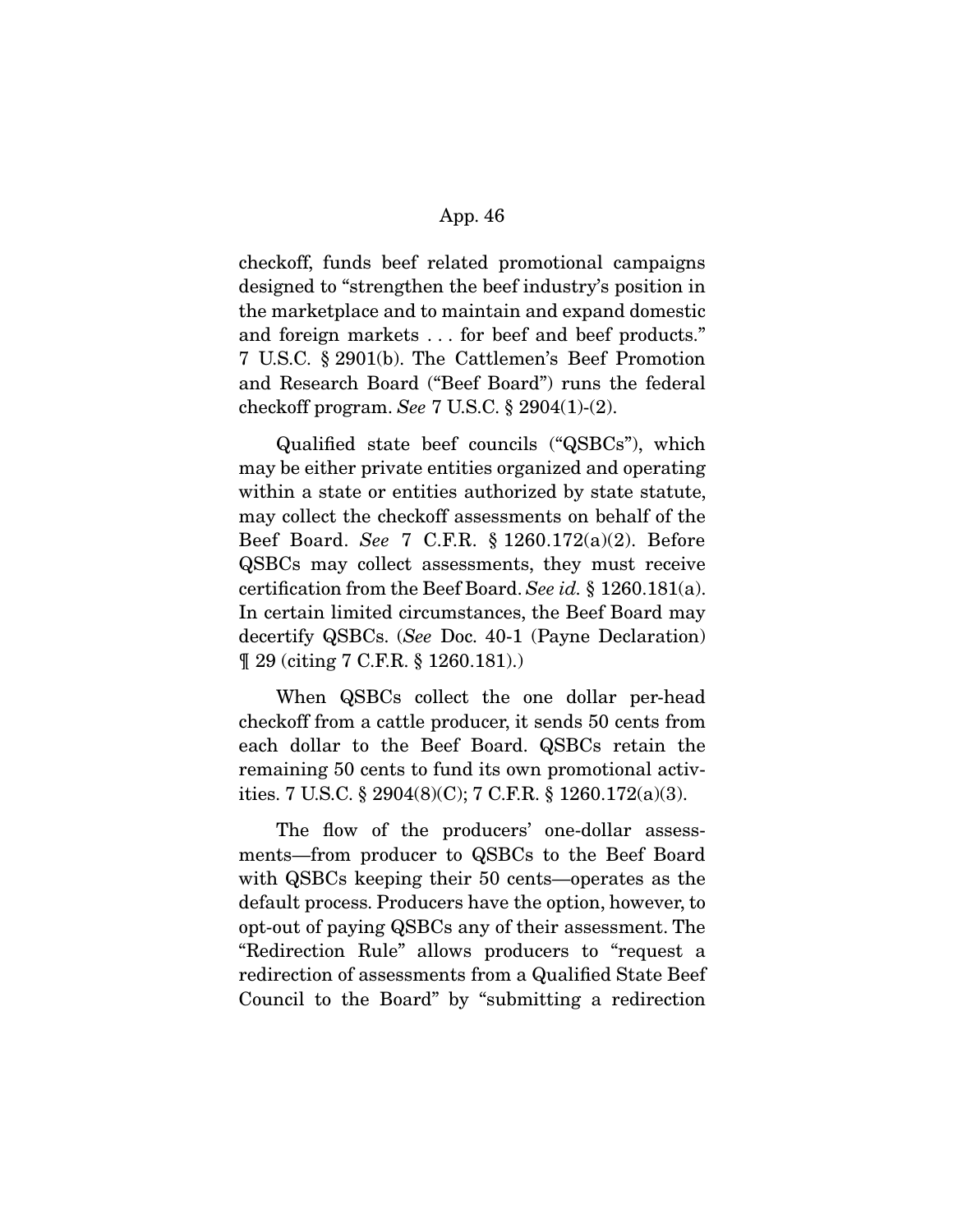checkoff, funds beef related promotional campaigns designed to "strengthen the beef industry's position in the marketplace and to maintain and expand domestic and foreign markets . . . for beef and beef products." 7 U.S.C. § 2901(b). The Cattlemen's Beef Promotion and Research Board ("Beef Board") runs the federal checkoff program. *See* 7 U.S.C. § 2904(1)-(2).

Qualified state beef councils ("QSBCs"), which may be either private entities organized and operating within a state or entities authorized by state statute, may collect the checkoff assessments on behalf of the Beef Board. *See* 7 C.F.R. § 1260.172(a)(2). Before QSBCs may collect assessments, they must receive certification from the Beef Board. *See id.* § 1260.181(a). In certain limited circumstances, the Beef Board may decertify QSBCs. (*See* Doc. 40-1 (Payne Declaration) ¶ 29 (citing 7 C.F.R. § 1260.181).)

When QSBCs collect the one dollar per-head checkoff from a cattle producer, it sends 50 cents from each dollar to the Beef Board. QSBCs retain the remaining 50 cents to fund its own promotional activities. 7 U.S.C. § 2904(8)(C); 7 C.F.R. § 1260.172(a)(3).

The flow of the producers' one-dollar assessments—from producer to QSBCs to the Beef Board with QSBCs keeping their 50 cents—operates as the default process. Producers have the option, however, to opt-out of paying QSBCs any of their assessment. The "Redirection Rule" allows producers to "request a redirection of assessments from a Qualified State Beef Council to the Board" by "submitting a redirection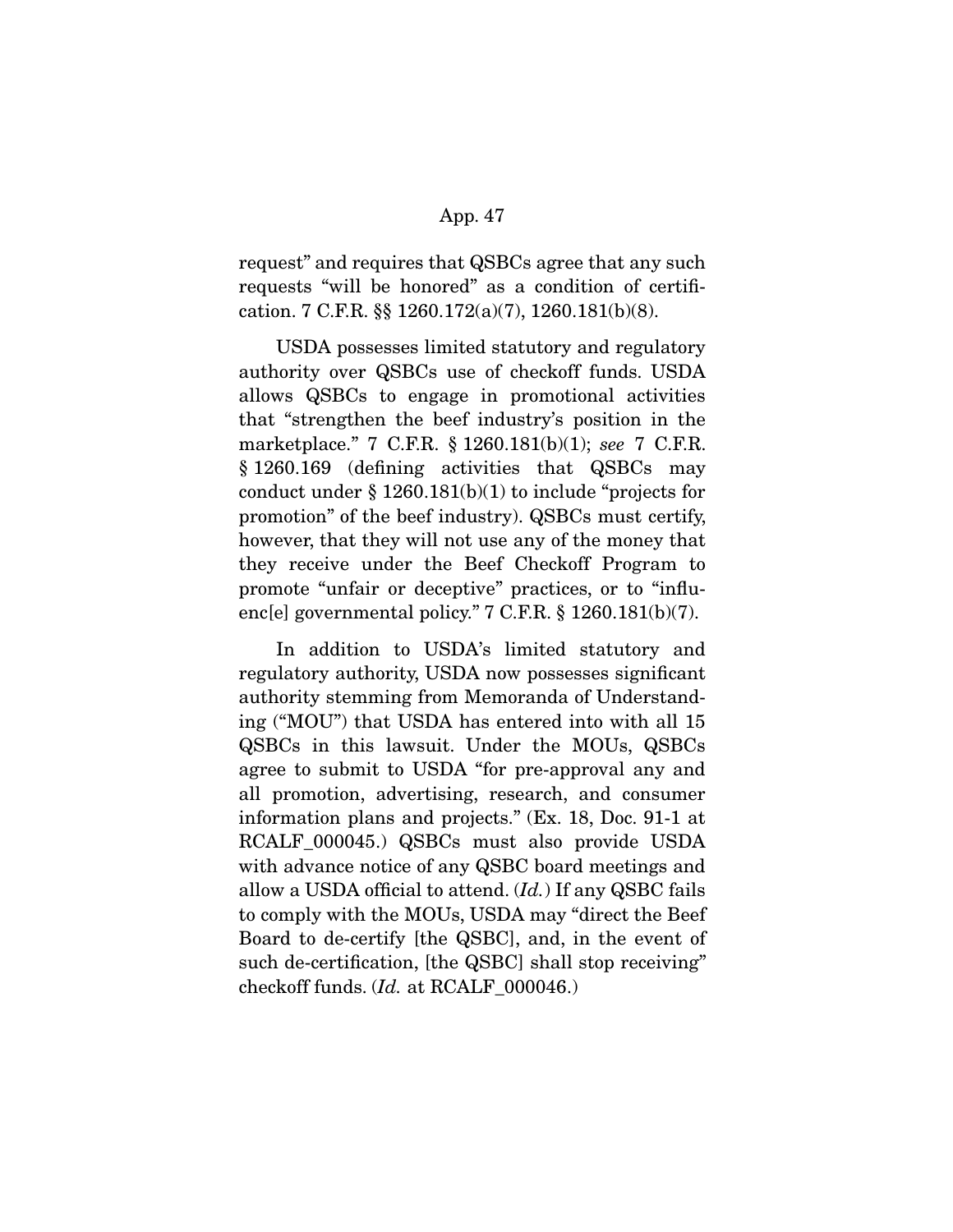request" and requires that QSBCs agree that any such requests "will be honored" as a condition of certification. 7 C.F.R. §§ 1260.172(a)(7), 1260.181(b)(8).

USDA possesses limited statutory and regulatory authority over QSBCs use of checkoff funds. USDA allows QSBCs to engage in promotional activities that "strengthen the beef industry's position in the marketplace." 7 C.F.R. § 1260.181(b)(1); *see* 7 C.F.R. § 1260.169 (defining activities that QSBCs may conduct under § 1260.181(b)(1) to include "projects for promotion" of the beef industry). QSBCs must certify, however, that they will not use any of the money that they receive under the Beef Checkoff Program to promote "unfair or deceptive" practices, or to "influenc[e] governmental policy." 7 C.F.R. § 1260.181(b)(7).

In addition to USDA's limited statutory and regulatory authority, USDA now possesses significant authority stemming from Memoranda of Understanding ("MOU") that USDA has entered into with all 15 QSBCs in this lawsuit. Under the MOUs, QSBCs agree to submit to USDA "for pre-approval any and all promotion, advertising, research, and consumer information plans and projects." (Ex. 18, Doc. 91-1 at RCALF_000045.) QSBCs must also provide USDA with advance notice of any QSBC board meetings and allow a USDA official to attend. (*Id.*) If any QSBC fails to comply with the MOUs, USDA may "direct the Beef Board to de-certify [the QSBC], and, in the event of such de-certification, [the QSBC] shall stop receiving" checkoff funds. (*Id.* at RCALF_000046.)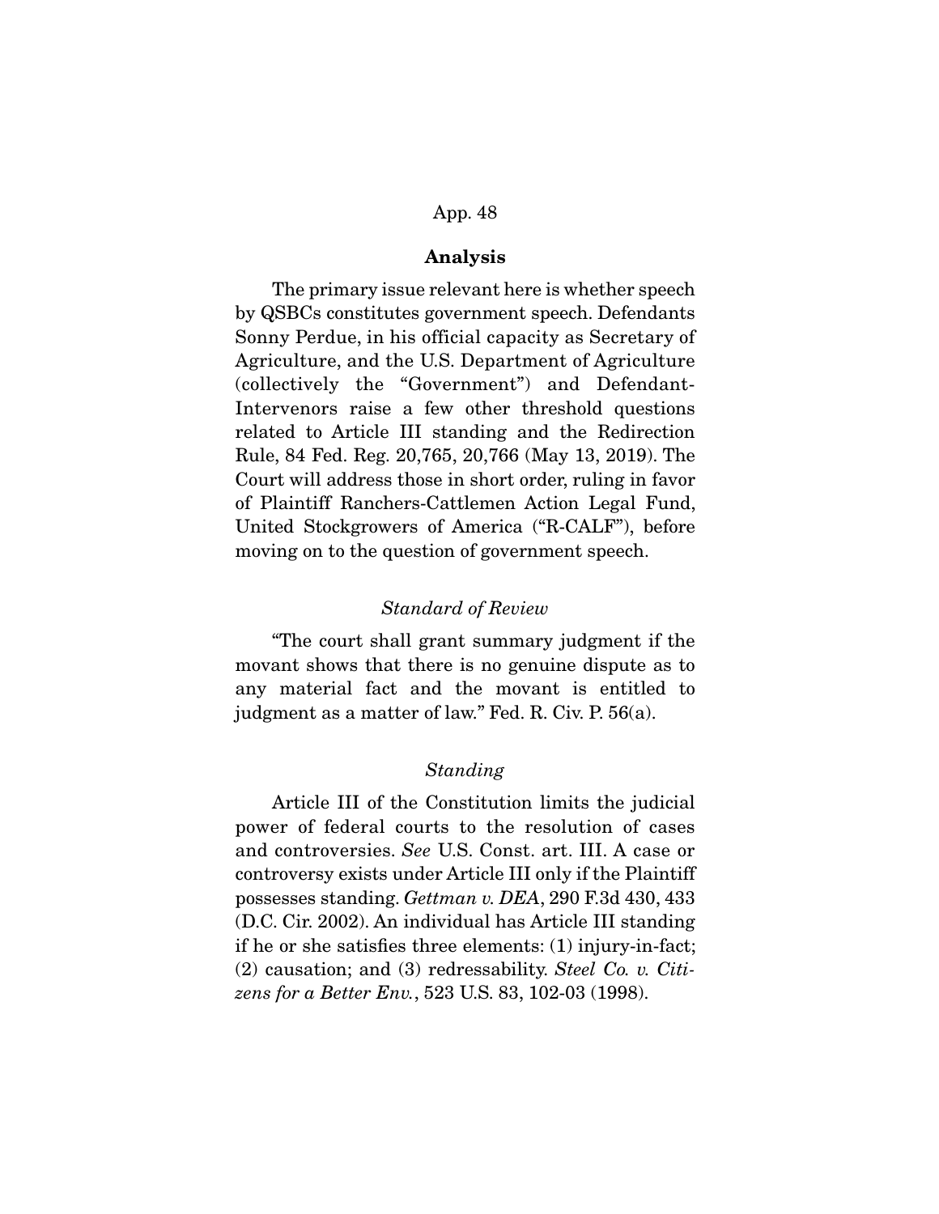## Analysis

The primary issue relevant here is whether speech by QSBCs constitutes government speech. Defendants Sonny Perdue, in his official capacity as Secretary of Agriculture, and the U.S. Department of Agriculture (collectively the "Government") and Defendant-Intervenors raise a few other threshold questions related to Article III standing and the Redirection Rule, 84 Fed. Reg. 20,765, 20,766 (May 13, 2019). The Court will address those in short order, ruling in favor of Plaintiff Ranchers-Cattlemen Action Legal Fund, United Stockgrowers of America ("R-CALF"), before moving on to the question of government speech.

### *Standard of Review*

"The court shall grant summary judgment if the movant shows that there is no genuine dispute as to any material fact and the movant is entitled to judgment as a matter of law." Fed. R. Civ. P. 56(a).

### *Standing*

Article III of the Constitution limits the judicial power of federal courts to the resolution of cases and controversies. *See* U.S. Const. art. III. A case or controversy exists under Article III only if the Plaintiff possesses standing. *Gettman v. DEA*, 290 F.3d 430, 433 (D.C. Cir. 2002). An individual has Article III standing if he or she satisfies three elements: (1) injury-in-fact; (2) causation; and (3) redressability. *Steel Co. v. Citizens for a Better Env.*, 523 U.S. 83, 102-03 (1998).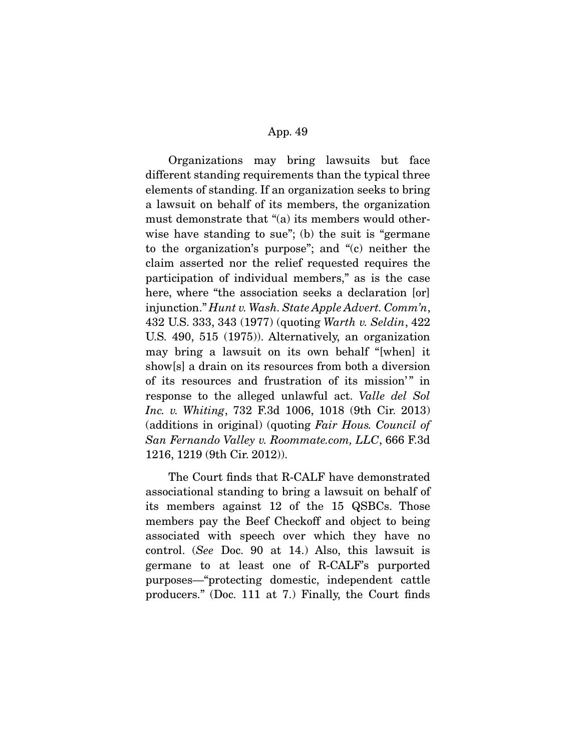Organizations may bring lawsuits but face different standing requirements than the typical three elements of standing. If an organization seeks to bring a lawsuit on behalf of its members, the organization must demonstrate that "(a) its members would otherwise have standing to sue"; (b) the suit is "germane to the organization's purpose"; and "(c) neither the claim asserted nor the relief requested requires the participation of individual members," as is the case here, where "the association seeks a declaration [or] injunction." *Hunt v. Wash. State Apple Advert. Comm'n*, 432 U.S. 333, 343 (1977) (quoting *Warth v. Seldin*, 422 U.S. 490, 515 (1975)). Alternatively, an organization may bring a lawsuit on its own behalf "[when] it show[s] a drain on its resources from both a diversion of its resources and frustration of its mission'" in response to the alleged unlawful act. *Valle del Sol Inc. v. Whiting*, 732 F.3d 1006, 1018 (9th Cir. 2013) (additions in original) (quoting *Fair Hous. Council of San Fernando Valley v. Roommate.com, LLC*, 666 F.3d 1216, 1219 (9th Cir. 2012)).

The Court finds that R-CALF have demonstrated associational standing to bring a lawsuit on behalf of its members against 12 of the 15 QSBCs. Those members pay the Beef Checkoff and object to being associated with speech over which they have no control. (*See* Doc. 90 at 14.) Also, this lawsuit is germane to at least one of R-CALF's purported purposes—"protecting domestic, independent cattle producers." (Doc. 111 at 7.) Finally, the Court finds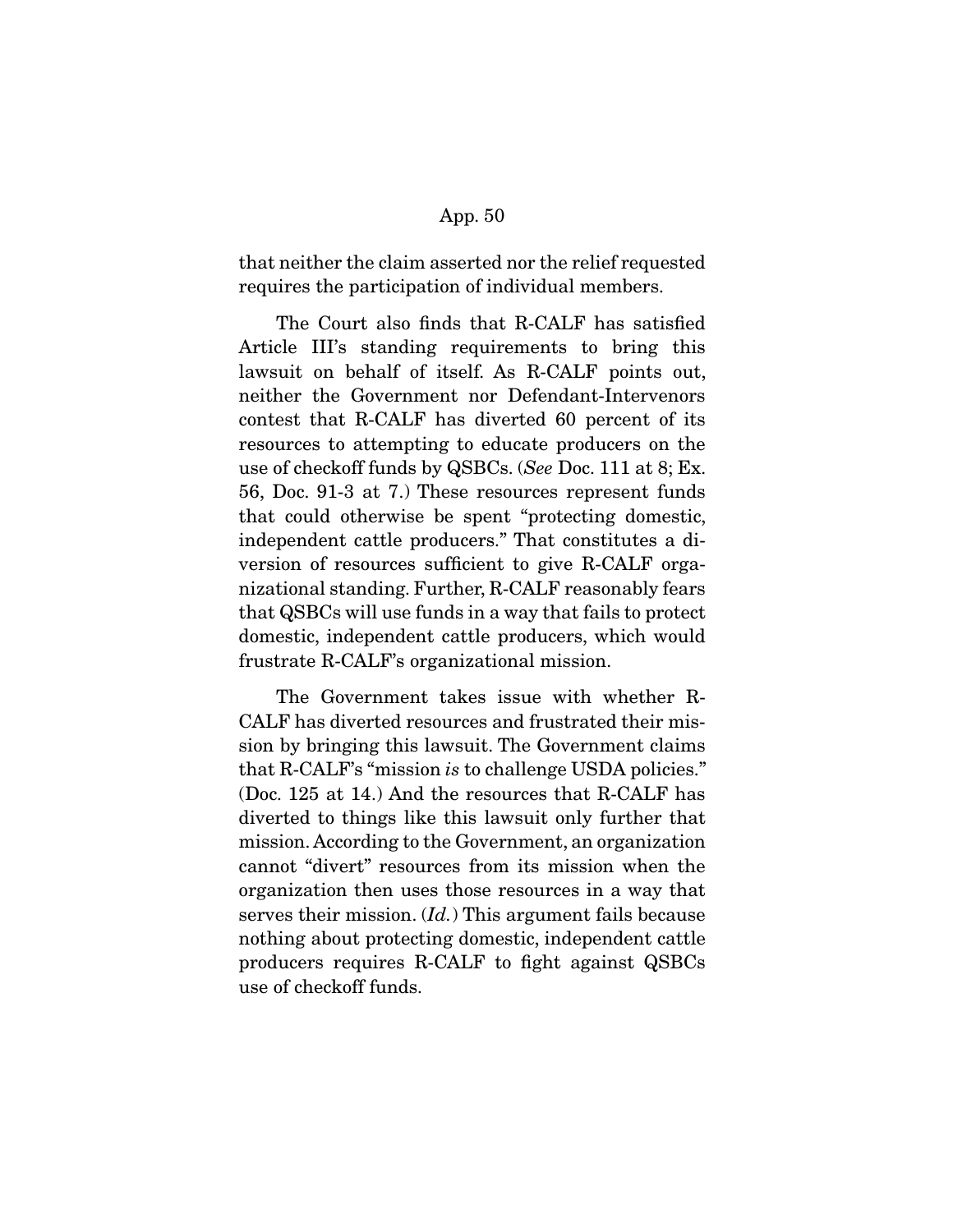that neither the claim asserted nor the relief requested requires the participation of individual members.

The Court also finds that R-CALF has satisfied Article III's standing requirements to bring this lawsuit on behalf of itself. As R-CALF points out, neither the Government nor Defendant-Intervenors contest that R-CALF has diverted 60 percent of its resources to attempting to educate producers on the use of checkoff funds by QSBCs. (*See* Doc. 111 at 8; Ex. 56, Doc. 91-3 at 7.) These resources represent funds that could otherwise be spent "protecting domestic, independent cattle producers." That constitutes a diversion of resources sufficient to give R-CALF organizational standing. Further, R-CALF reasonably fears that QSBCs will use funds in a way that fails to protect domestic, independent cattle producers, which would frustrate R-CALF's organizational mission.

The Government takes issue with whether R-CALF has diverted resources and frustrated their mission by bringing this lawsuit. The Government claims that R-CALF's "mission *is* to challenge USDA policies." (Doc. 125 at 14.) And the resources that R-CALF has diverted to things like this lawsuit only further that mission. According to the Government, an organization cannot "divert" resources from its mission when the organization then uses those resources in a way that serves their mission. (*Id.*) This argument fails because nothing about protecting domestic, independent cattle producers requires R-CALF to fight against QSBCs use of checkoff funds.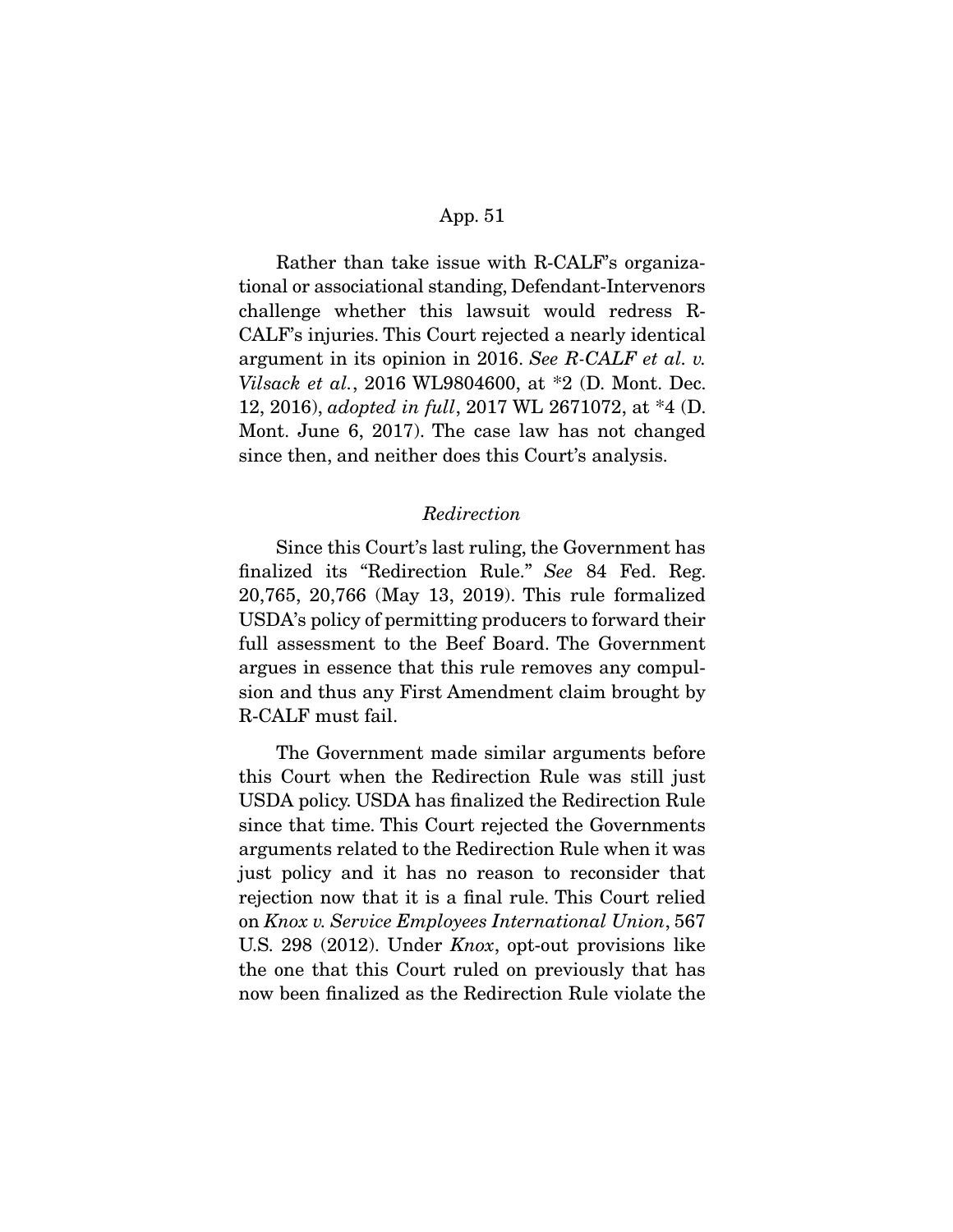Rather than take issue with R-CALF's organizational or associational standing, Defendant-Intervenors challenge whether this lawsuit would redress R-CALF's injuries. This Court rejected a nearly identical argument in its opinion in 2016. *See R-CALF et al. v. Vilsack et al.*, 2016 WL9804600, at *2 (D. Mont. Dec. 12, 2016), *adopted in full*, 2017 WL 2671072, at *4 (D. Mont. June 6, 2017). The case law has not changed since then, and neither does this Court's analysis.

*Redirection*

Since this Court's last ruling, the Government has finalized its "Redirection Rule." *See* 84 Fed. Reg. 20,765, 20,766 (May 13, 2019). This rule formalized USDA's policy of permitting producers to forward their full assessment to the Beef Board. The Government argues in essence that this rule removes any compulsion and thus any First Amendment claim brought by R-CALF must fail.

The Government made similar arguments before this Court when the Redirection Rule was still just USDA policy. USDA has finalized the Redirection Rule since that time. This Court rejected the Governments arguments related to the Redirection Rule when it was just policy and it has no reason to reconsider that rejection now that it is a final rule. This Court relied on *Knox v. Service Employees International Union*, 567 U.S. 298 (2012). Under *Knox*, opt-out provisions like the one that this Court ruled on previously that has now been finalized as the Redirection Rule violate the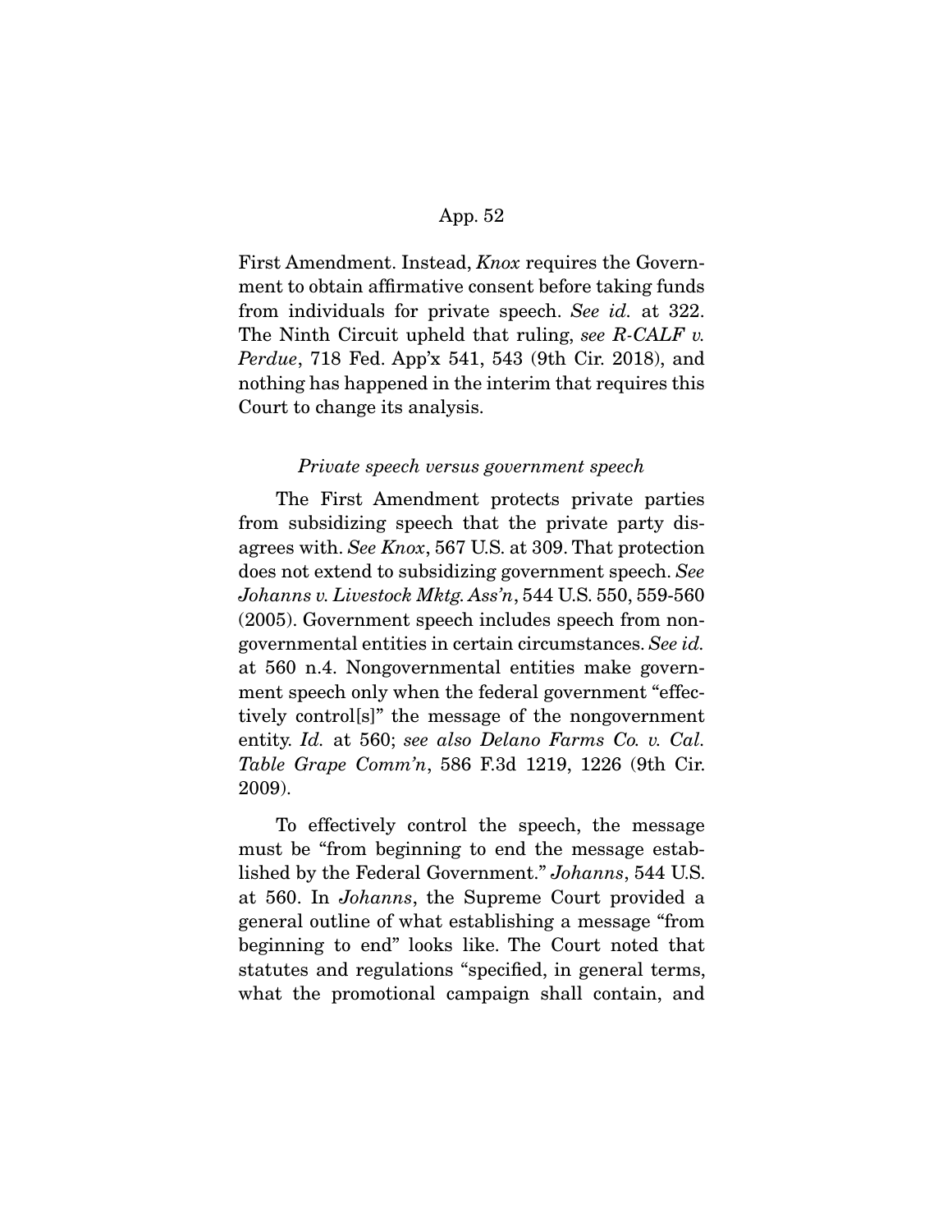First Amendment. Instead, *Knox* requires the Government to obtain affirmative consent before taking funds from individuals for private speech. *See id.* at 322. The Ninth Circuit upheld that ruling, *see R-CALF v. Perdue*, 718 Fed. App'x 541, 543 (9th Cir. 2018), and nothing has happened in the interim that requires this Court to change its analysis.

*Private speech versus government speech*

The First Amendment protects private parties from subsidizing speech that the private party disagrees with. *See Knox*, 567 U.S. at 309. That protection does not extend to subsidizing government speech. *See Johanns v. Livestock Mktg. Ass'n*, 544 U.S. 550, 559-560 (2005). Government speech includes speech from nongovernmental entities in certain circumstances. *See id.* at 560 n.4. Nongovernmental entities make government speech only when the federal government "effectively control[s]" the message of the nongovernment entity. *Id.* at 560; *see also Delano Farms Co. v. Cal. Table Grape Comm'n*, 586 F.3d 1219, 1226 (9th Cir. 2009).

To effectively control the speech, the message must be "from beginning to end the message established by the Federal Government." *Johanns*, 544 U.S. at 560. In *Johanns*, the Supreme Court provided a general outline of what establishing a message "from beginning to end" looks like. The Court noted that statutes and regulations "specified, in general terms, what the promotional campaign shall contain, and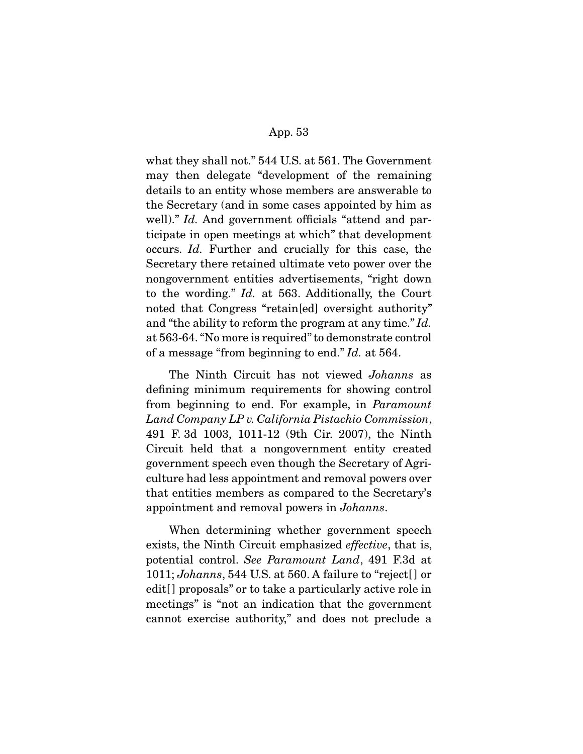what they shall not." 544 U.S. at 561. The Government may then delegate "development of the remaining details to an entity whose members are answerable to the Secretary (and in some cases appointed by him as well)." *Id.* And government officials "attend and participate in open meetings at which" that development occurs. *Id.* Further and crucially for this case, the Secretary there retained ultimate veto power over the nongovernment entities advertisements, "right down to the wording." *Id.* at 563. Additionally, the Court noted that Congress "retain[ed] oversight authority" and "the ability to reform the program at any time." *Id.* at 563-64. "No more is required" to demonstrate control of a message "from beginning to end." *Id.* at 564.

The Ninth Circuit has not viewed *Johanns* as defining minimum requirements for showing control from beginning to end. For example, in *Paramount Land Company LP v. California Pistachio Commission*, 491 F. 3d 1003, 1011-12 (9th Cir. 2007), the Ninth Circuit held that a nongovernment entity created government speech even though the Secretary of Agriculture had less appointment and removal powers over that entities members as compared to the Secretary's appointment and removal powers in *Johanns*.

When determining whether government speech exists, the Ninth Circuit emphasized *effective*, that is, potential control. *See Paramount Land*, 491 F.3d at 1011; *Johanns*, 544 U.S. at 560. A failure to "reject[] or edit[] proposals" or to take a particularly active role in meetings" is "not an indication that the government cannot exercise authority," and does not preclude a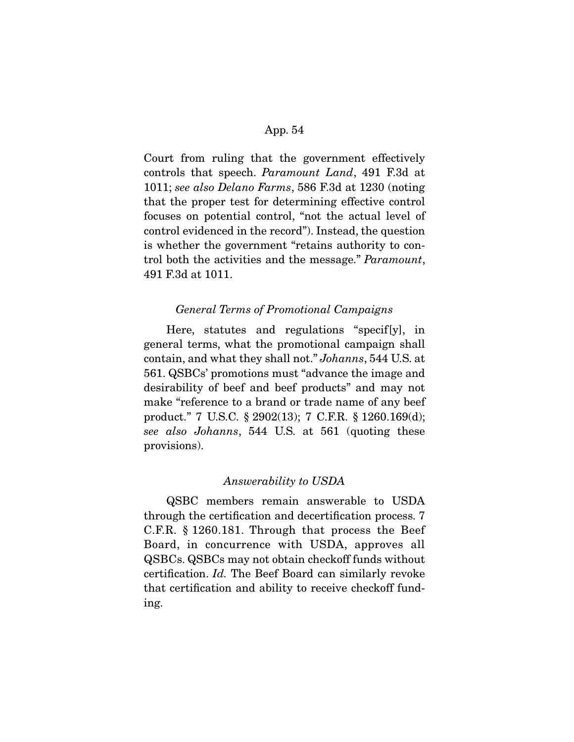Court from ruling that the government effectively controls that speech. *Paramount Land*, 491 F.3d at 1011; *see also Delano Farms*, 586 F.3d at 1230 (noting that the proper test for determining effective control focuses on potential control, "not the actual level of control evidenced in the record"). Instead, the question is whether the government "retains authority to control both the activities and the message." *Paramount*, 491 F.3d at 1011.

*General Terms of Promotional Campaigns*

Here, statutes and regulations "specif[y], in general terms, what the promotional campaign shall contain, and what they shall not." *Johanns*, 544 U.S. at 561. QSBCs' promotions must "advance the image and desirability of beef and beef products" and may not make "reference to a brand or trade name of any beef product." 7 U.S.C. § 2902(13); 7 C.F.R. § 1260.169(d); *see also Johanns*, 544 U.S. at 561 (quoting these provisions).

*Answerability to USDA*

QSBC members remain answerable to USDA through the certification and decertification process. 7 C.F.R. § 1260.181. Through that process the Beef Board, in concurrence with USDA, approves all QSBCs. QSBCs may not obtain checkoff funds without certification. *Id.* The Beef Board can similarly revoke that certification and ability to receive checkoff funding.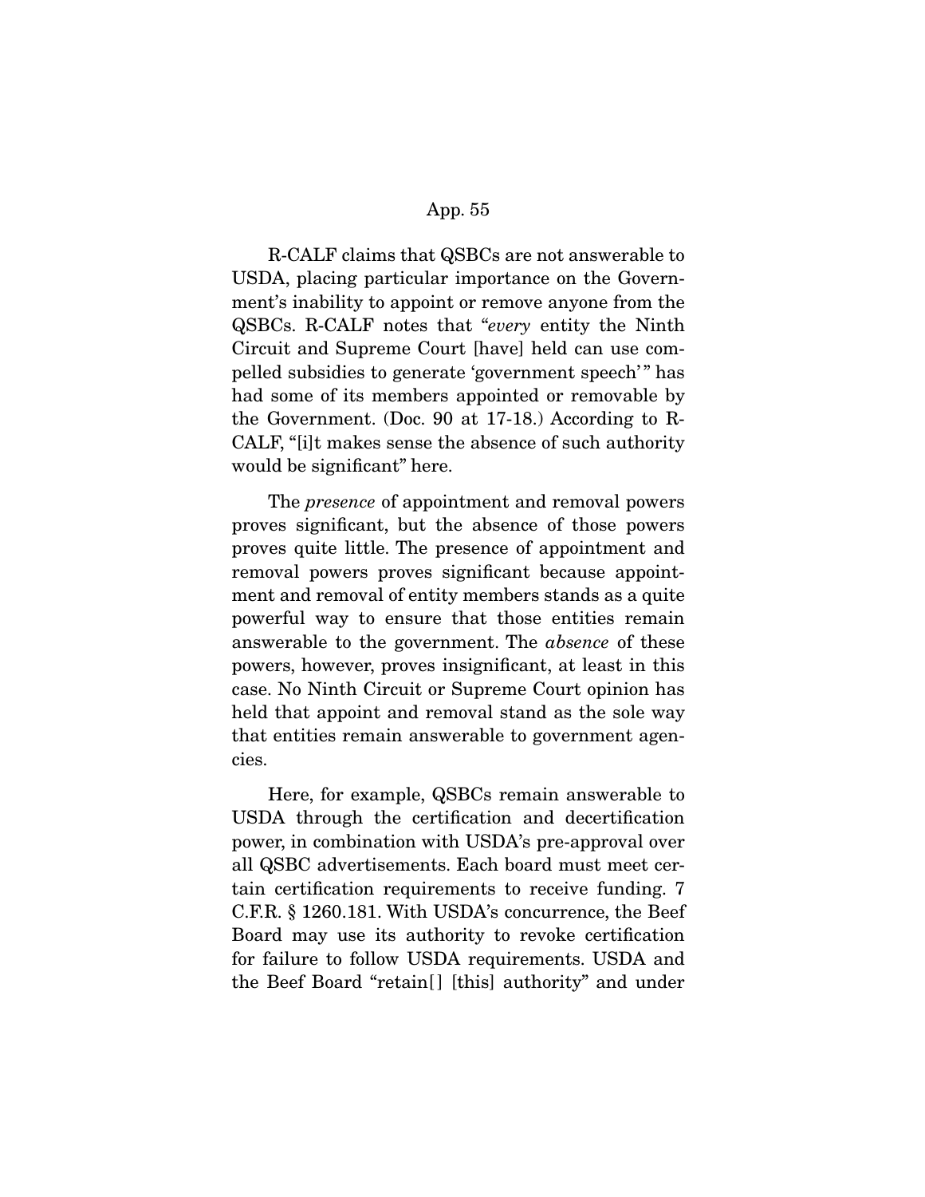R-CALF claims that QSBCs are not answerable to USDA, placing particular importance on the Government's inability to appoint or remove anyone from the QSBCs. R-CALF notes that "*every* entity the Ninth Circuit and Supreme Court [have] held can use compelled subsidies to generate 'government speech'" has had some of its members appointed or removable by the Government. (Doc. 90 at 17-18.) According to R-CALF, "[i]t makes sense the absence of such authority would be significant" here.

The *presence* of appointment and removal powers proves significant, but the absence of those powers proves quite little. The presence of appointment and removal powers proves significant because appointment and removal of entity members stands as a quite powerful way to ensure that those entities remain answerable to the government. The *absence* of these powers, however, proves insignificant, at least in this case. No Ninth Circuit or Supreme Court opinion has held that appoint and removal stand as the sole way that entities remain answerable to government agencies.

Here, for example, QSBCs remain answerable to USDA through the certification and decertification power, in combination with USDA's pre-approval over all QSBC advertisements. Each board must meet certain certification requirements to receive funding. 7 C.F.R. § 1260.181. With USDA's concurrence, the Beef Board may use its authority to revoke certification for failure to follow USDA requirements. USDA and the Beef Board "retain[] [this] authority" and under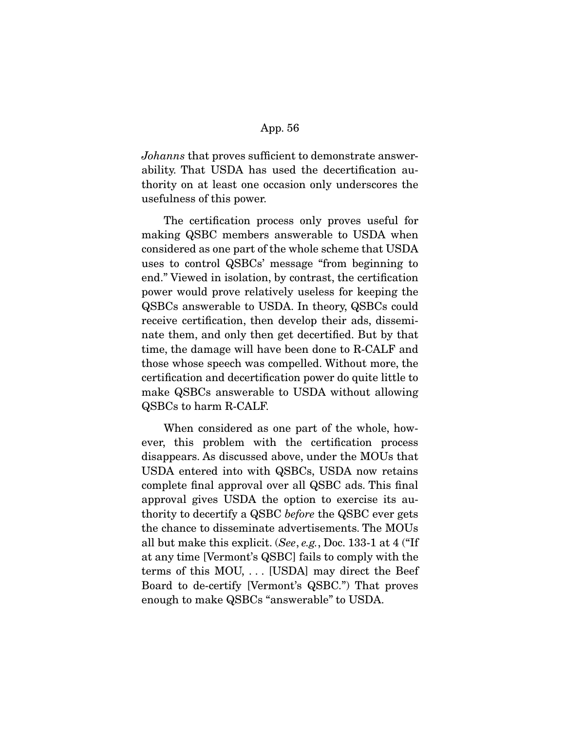*Johanns* that proves sufficient to demonstrate answerability. That USDA has used the decertification authority on at least one occasion only underscores the usefulness of this power.

The certification process only proves useful for making QSBC members answerable to USDA when considered as one part of the whole scheme that USDA uses to control QSBCs' message "from beginning to end." Viewed in isolation, by contrast, the certification power would prove relatively useless for keeping the QSBCs answerable to USDA. In theory, QSBCs could receive certification, then develop their ads, disseminate them, and only then get decertified. But by that time, the damage will have been done to R-CALF and those whose speech was compelled. Without more, the certification and decertification power do quite little to make QSBCs answerable to USDA without allowing QSBCs to harm R-CALF.

When considered as one part of the whole, however, this problem with the certification process disappears. As discussed above, under the MOUs that USDA entered into with QSBCs, USDA now retains complete final approval over all QSBC ads. This final approval gives USDA the option to exercise its authority to decertify a QSBC *before* the QSBC ever gets the chance to disseminate advertisements. The MOUs all but make this explicit. (*See*, *e.g.*, Doc. 133-1 at 4 ("If at any time [Vermont's QSBC] fails to comply with the terms of this MOU, . . . [USDA] may direct the Beef Board to de-certify [Vermont's QSBC.") That proves enough to make QSBCs "answerable" to USDA.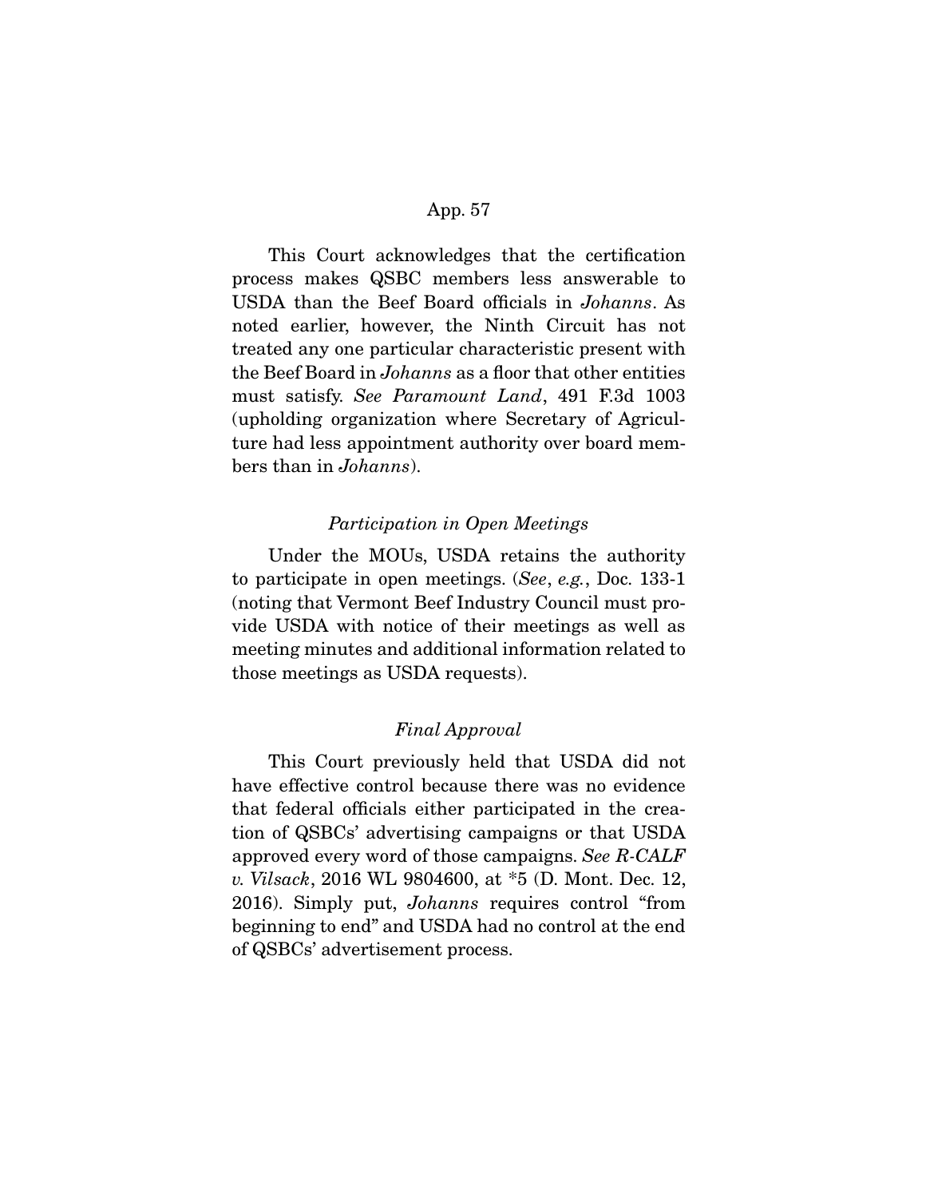This Court acknowledges that the certification process makes QSBC members less answerable to USDA than the Beef Board officials in *Johanns*. As noted earlier, however, the Ninth Circuit has not treated any one particular characteristic present with the Beef Board in *Johanns* as a floor that other entities must satisfy. *See Paramount Land*, 491 F.3d 1003 (upholding organization where Secretary of Agriculture had less appointment authority over board members than in *Johanns*).

*Participation in Open Meetings*

Under the MOUs, USDA retains the authority to participate in open meetings. (*See*, *e.g.*, Doc. 133-1 (noting that Vermont Beef Industry Council must provide USDA with notice of their meetings as well as meeting minutes and additional information related to those meetings as USDA requests).

*Final Approval*

This Court previously held that USDA did not have effective control because there was no evidence that federal officials either participated in the creation of QSBCs' advertising campaigns or that USDA approved every word of those campaigns. *See R-CALF v. Vilsack*, 2016 WL 9804600, at *5 (D. Mont. Dec. 12, 2016). Simply put, *Johanns* requires control "from beginning to end" and USDA had no control at the end of QSBCs' advertisement process.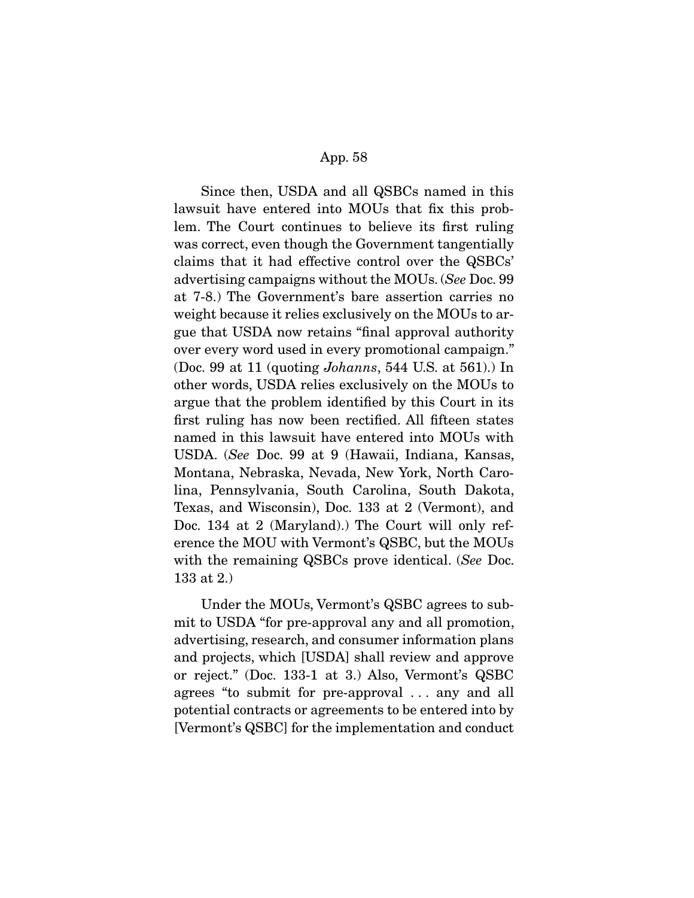Since then, USDA and all QSBCs named in this lawsuit have entered into MOUs that fix this problem. The Court continues to believe its first ruling was correct, even though the Government tangentially claims that it had effective control over the QSBCs' advertising campaigns without the MOUs. (*See* Doc. 99 at 7-8.) The Government's bare assertion carries no weight because it relies exclusively on the MOUs to argue that USDA now retains "final approval authority over every word used in every promotional campaign." (Doc. 99 at 11 (quoting *Johanns*, 544 U.S. at 561).) In other words, USDA relies exclusively on the MOUs to argue that the problem identified by this Court in its first ruling has now been rectified. All fifteen states named in this lawsuit have entered into MOUs with USDA. (*See* Doc. 99 at 9 (Hawaii, Indiana, Kansas, Montana, Nebraska, Nevada, New York, North Carolina, Pennsylvania, South Carolina, South Dakota, Texas, and Wisconsin), Doc. 133 at 2 (Vermont), and Doc. 134 at 2 (Maryland).) The Court will only reference the MOU with Vermont's QSBC, but the MOUs with the remaining QSBCs prove identical. (*See* Doc. 133 at 2.)

Under the MOUs, Vermont's QSBC agrees to submit to USDA "for pre-approval any and all promotion, advertising, research, and consumer information plans and projects, which [USDA] shall review and approve or reject." (Doc. 133-1 at 3.) Also, Vermont's QSBC agrees "to submit for pre-approval . . . any and all potential contracts or agreements to be entered into by [Vermont's QSBC] for the implementation and conduct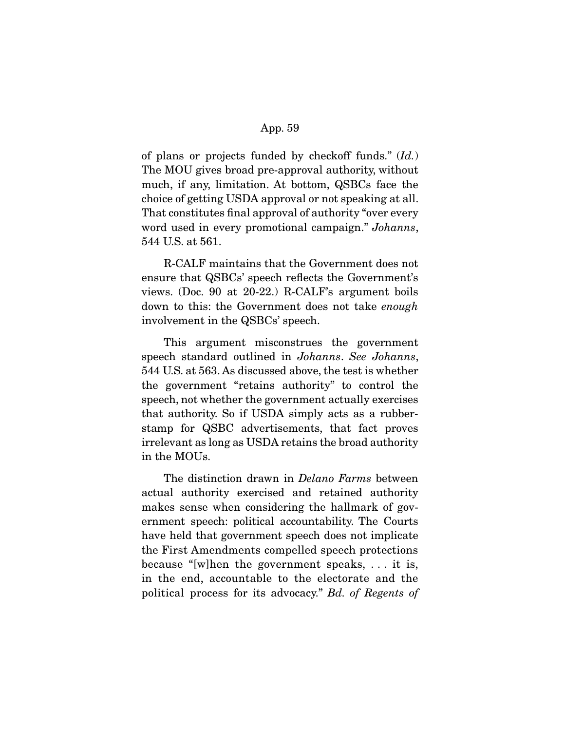of plans or projects funded by checkoff funds." (*Id.*) The MOU gives broad pre-approval authority, without much, if any, limitation. At bottom, QSBCs face the choice of getting USDA approval or not speaking at all. That constitutes final approval of authority "over every word used in every promotional campaign." *Johanns*, 544 U.S. at 561.

R-CALF maintains that the Government does not ensure that QSBCs' speech reflects the Government's views. (Doc. 90 at 20-22.) R-CALF's argument boils down to this: the Government does not take *enough* involvement in the QSBCs' speech.

This argument misconstrues the government speech standard outlined in *Johanns*. *See Johanns*, 544 U.S. at 563. As discussed above, the test is whether the government "retains authority" to control the speech, not whether the government actually exercises that authority. So if USDA simply acts as a rubber-stamp for QSBC advertisements, that fact proves irrelevant as long as USDA retains the broad authority in the MOUs.

The distinction drawn in *Delano Farms* between actual authority exercised and retained authority makes sense when considering the hallmark of government speech: political accountability. The Courts have held that government speech does not implicate the First Amendments compelled speech protections because "[w]hen the government speaks, . . . it is, in the end, accountable to the electorate and the political process for its advocacy." *Bd. of Regents of*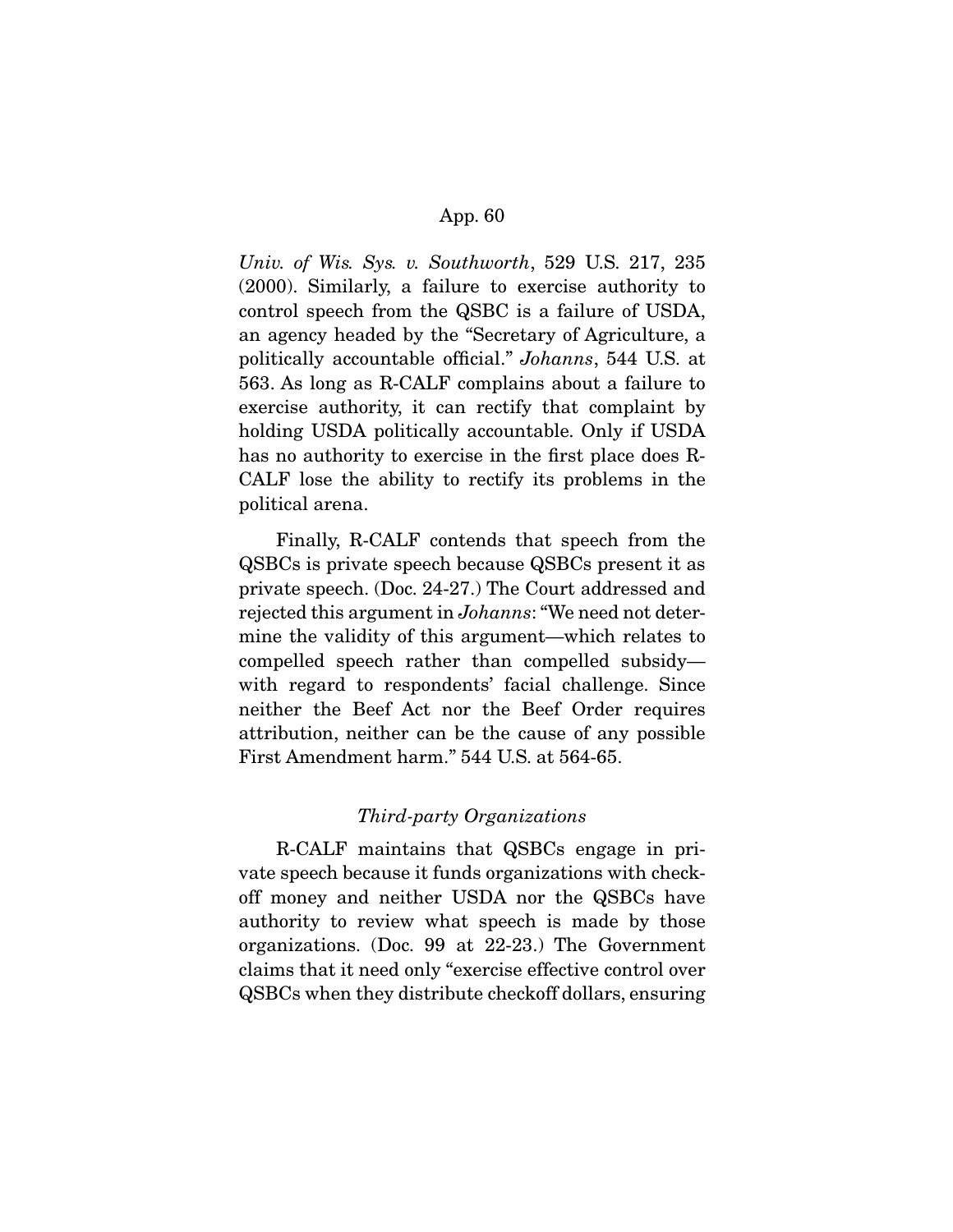*Univ. of Wis. Sys. v. Southworth*, 529 U.S. 217, 235 (2000). Similarly, a failure to exercise authority to control speech from the QSBC is a failure of USDA, an agency headed by the "Secretary of Agriculture, a politically accountable official." *Johanns*, 544 U.S. at 563. As long as R-CALF complains about a failure to exercise authority, it can rectify that complaint by holding USDA politically accountable. Only if USDA has no authority to exercise in the first place does R-CALF lose the ability to rectify its problems in the political arena.

Finally, R-CALF contends that speech from the QSBCs is private speech because QSBCs present it as private speech. (Doc. 24-27.) The Court addressed and rejected this argument in *Johanns*: "We need not determine the validity of this argument—which relates to compelled speech rather than compelled subsidy—with regard to respondents' facial challenge. Since neither the Beef Act nor the Beef Order requires attribution, neither can be the cause of any possible First Amendment harm." 544 U.S. at 564-65.

### *Third-party Organizations*

R-CALF maintains that QSBCs engage in private speech because it funds organizations with checkoff money and neither USDA nor the QSBCs have authority to review what speech is made by those organizations. (Doc. 99 at 22-23.) The Government claims that it need only "exercise effective control over QSBCs when they distribute checkoff dollars, ensuring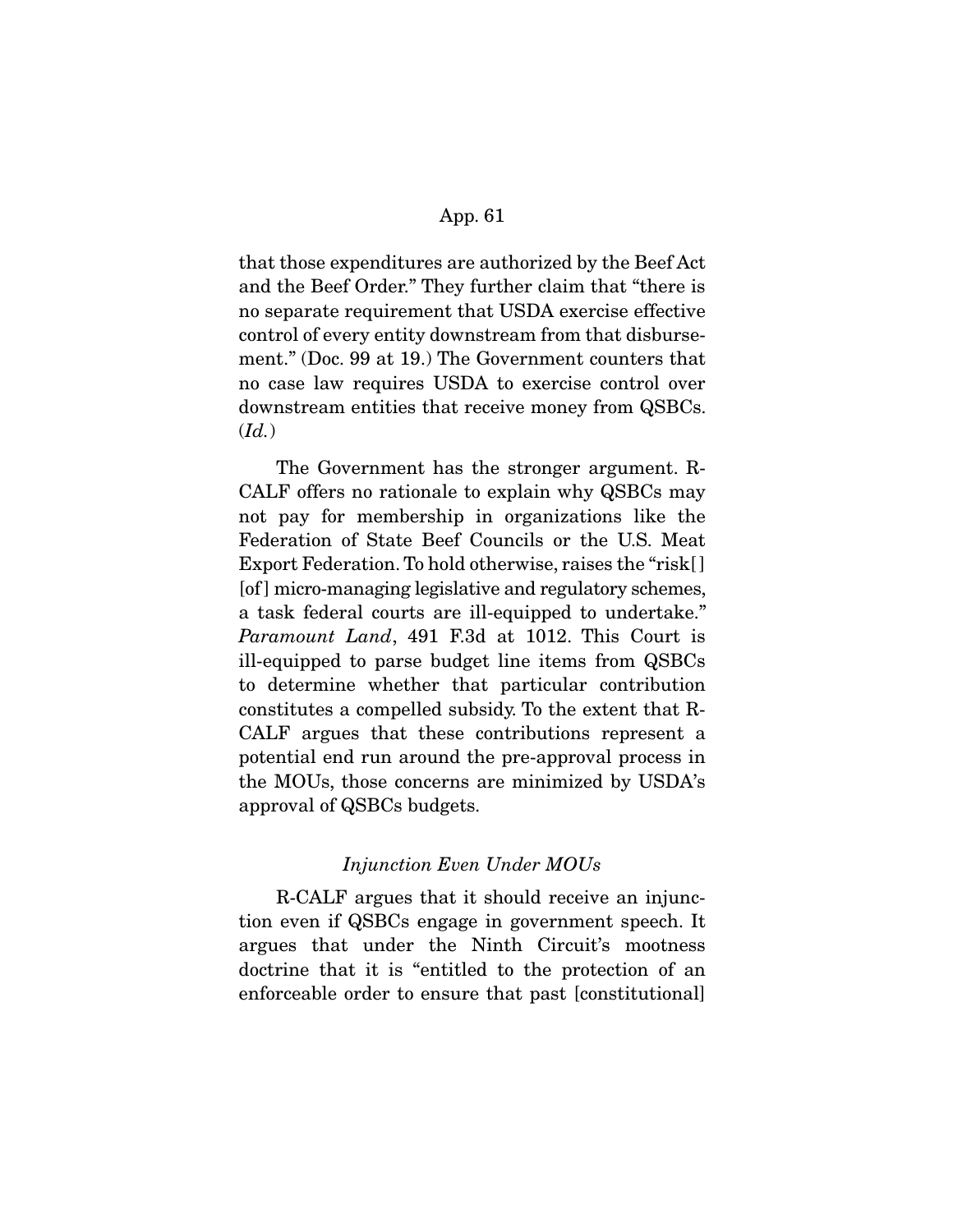that those expenditures are authorized by the Beef Act and the Beef Order." They further claim that "there is no separate requirement that USDA exercise effective control of every entity downstream from that disbursement." (Doc. 99 at 19.) The Government counters that no case law requires USDA to exercise control over downstream entities that receive money from QSBCs. (*Id.*)

The Government has the stronger argument. R-CALF offers no rationale to explain why QSBCs may not pay for membership in organizations like the Federation of State Beef Councils or the U.S. Meat Export Federation. To hold otherwise, raises the "risk[ ] [of] micro-managing legislative and regulatory schemes, a task federal courts are ill-equipped to undertake." *Paramount Land*, 491 F.3d at 1012. This Court is ill-equipped to parse budget line items from QSBCs to determine whether that particular contribution constitutes a compelled subsidy. To the extent that R-CALF argues that these contributions represent a potential end run around the pre-approval process in the MOUs, those concerns are minimized by USDA's approval of QSBCs budgets.

*Injunction Even Under MOUs*

R-CALF argues that it should receive an injunction even if QSBCs engage in government speech. It argues that under the Ninth Circuit's mootness doctrine that it is "entitled to the protection of an enforceable order to ensure that past [constitutional]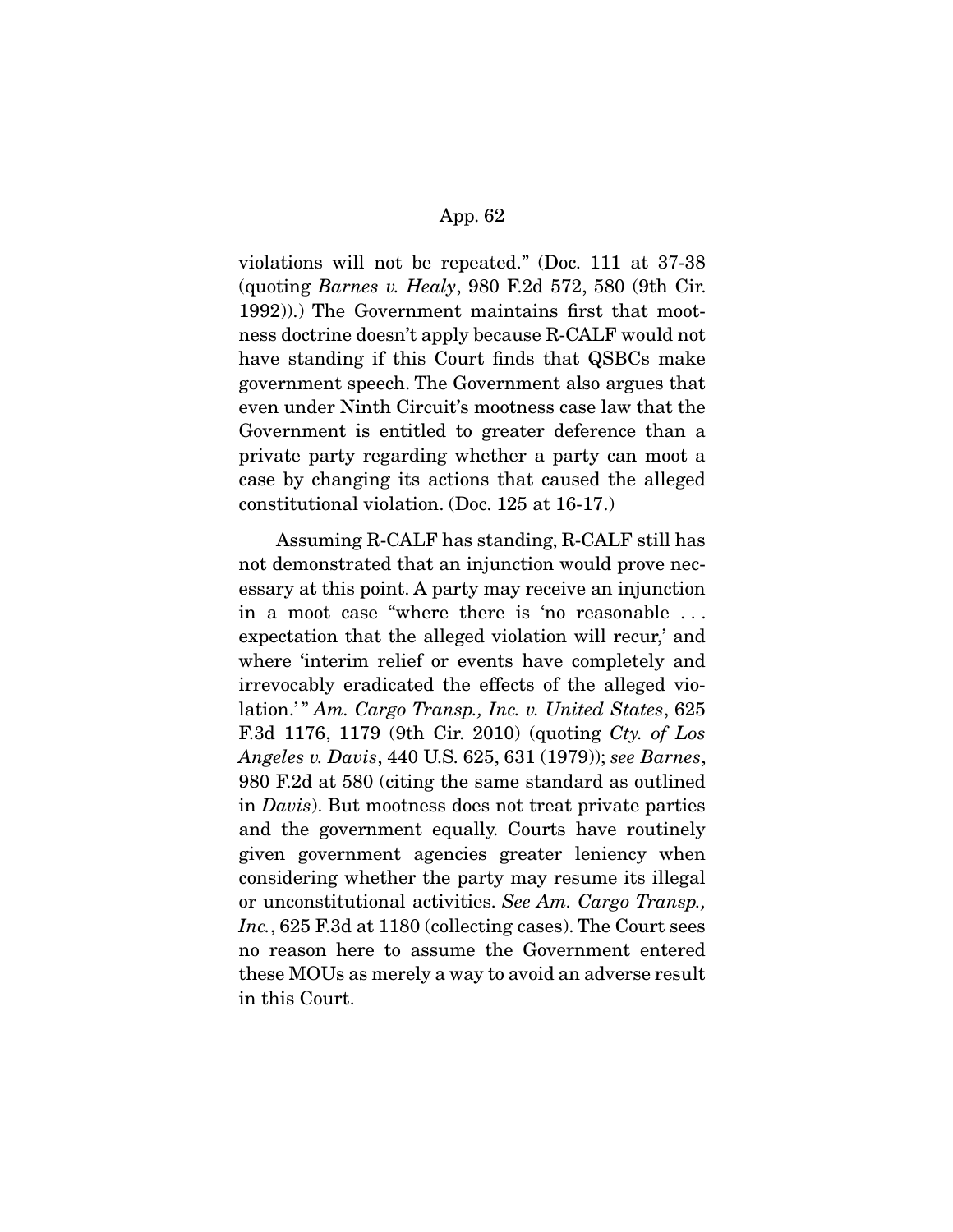violations will not be repeated." (Doc. 111 at 37-38 (quoting *Barnes v. Healy*, 980 F.2d 572, 580 (9th Cir. 1992)).) The Government maintains first that mootness doctrine doesn't apply because R-CALF would not have standing if this Court finds that QSBCs make government speech. The Government also argues that even under Ninth Circuit's mootness case law that the Government is entitled to greater deference than a private party regarding whether a party can moot a case by changing its actions that caused the alleged constitutional violation. (Doc. 125 at 16-17.)

Assuming R-CALF has standing, R-CALF still has not demonstrated that an injunction would prove necessary at this point. A party may receive an injunction in a moot case "where there is 'no reasonable . . . expectation that the alleged violation will recur,' and where 'interim relief or events have completely and irrevocably eradicated the effects of the alleged violation.'" *Am. Cargo Transp., Inc. v. United States*, 625 F.3d 1176, 1179 (9th Cir. 2010) (quoting *Cty. of Los Angeles v. Davis*, 440 U.S. 625, 631 (1979)); *see Barnes*, 980 F.2d at 580 (citing the same standard as outlined in *Davis*). But mootness does not treat private parties and the government equally. Courts have routinely given government agencies greater leniency when considering whether the party may resume its illegal or unconstitutional activities. *See Am. Cargo Transp., Inc.*, 625 F.3d at 1180 (collecting cases). The Court sees no reason here to assume the Government entered these MOUs as merely a way to avoid an adverse result in this Court.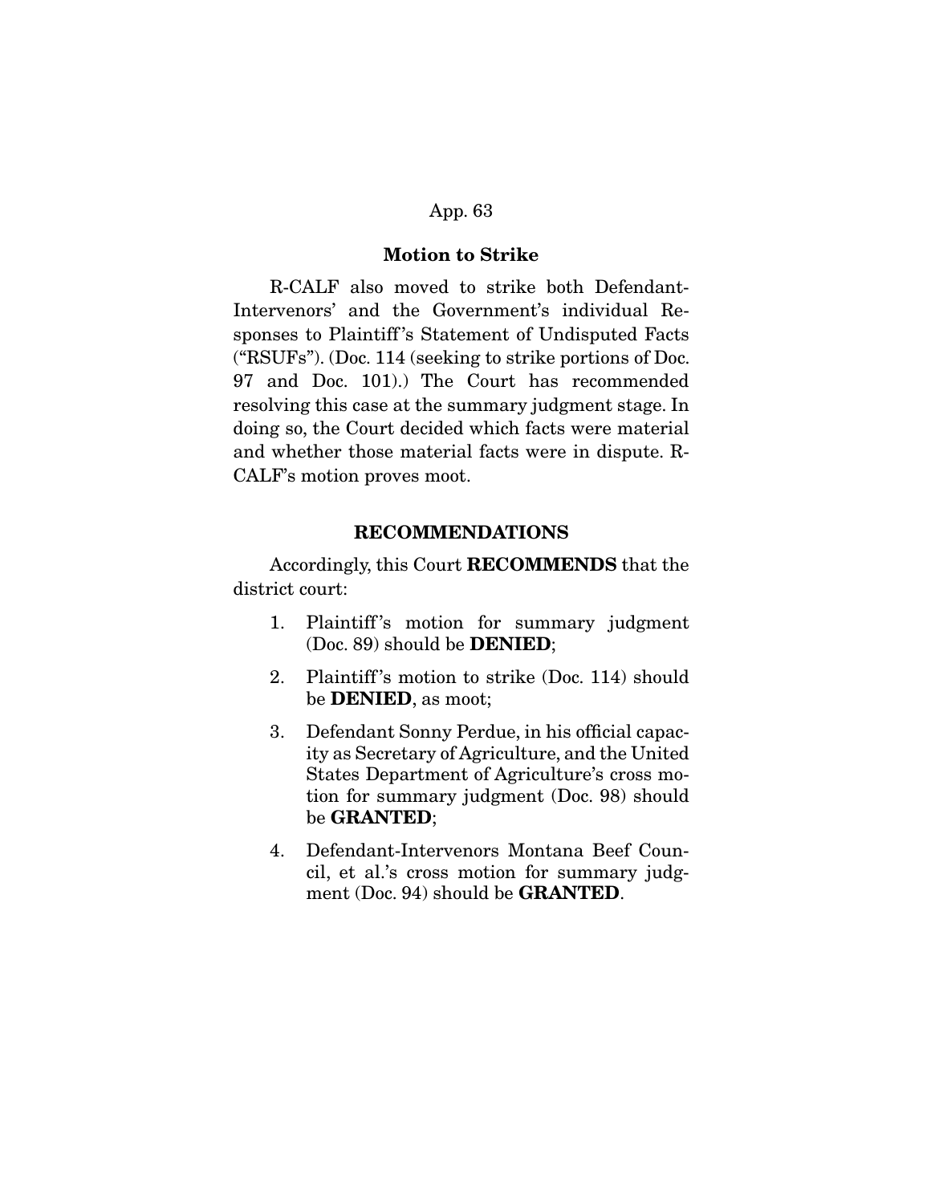### Motion to Strike

R-CALF also moved to strike both Defendant-Intervenors' and the Government's individual Responses to Plaintiff's Statement of Undisputed Facts ("RSUFs"). (Doc. 114 (seeking to strike portions of Doc. 97 and Doc. 101).) The Court has recommended resolving this case at the summary judgment stage. In doing so, the Court decided which facts were material and whether those material facts were in dispute. R-CALF's motion proves moot.

### RECOMMENDATIONS

Accordingly, this Court **RECOMMENDS** that the district court:

1. Plaintiff's motion for summary judgment (Doc. 89) should be **DENIED**;
2. Plaintiff's motion to strike (Doc. 114) should be **DENIED**, as moot;
3. Defendant Sonny Perdue, in his official capacity as Secretary of Agriculture, and the United States Department of Agriculture's cross motion for summary judgment (Doc. 98) should be **GRANTED**;
4. Defendant-Intervenors Montana Beef Council, et al.'s cross motion for summary judgment (Doc. 94) should be **GRANTED**.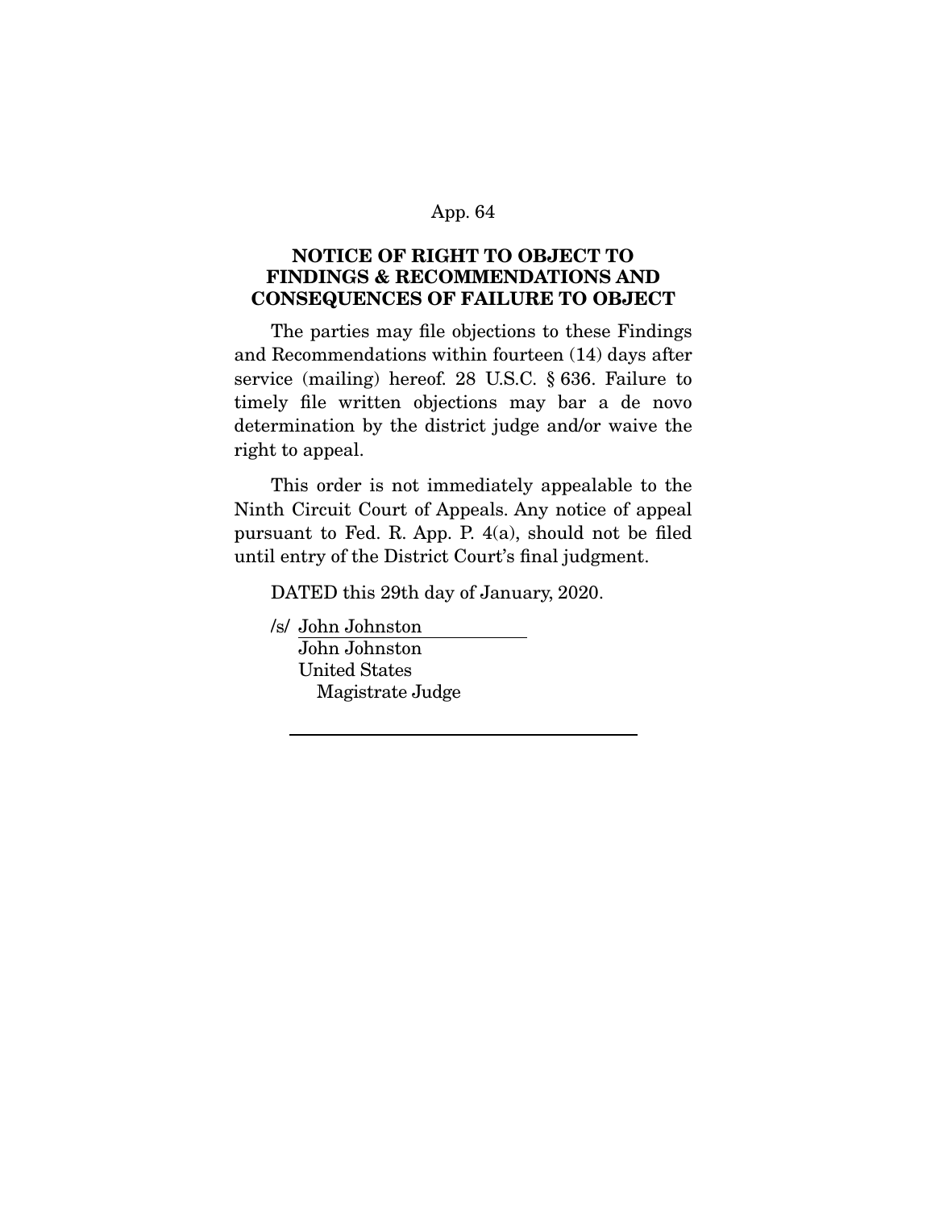## NOTICE OF RIGHT TO OBJECT TO FINDINGS & RECOMMENDATIONS AND CONSEQUENCES OF FAILURE TO OBJECT

The parties may file objections to these Findings and Recommendations within fourteen (14) days after service (mailing) hereof. 28 U.S.C. § 636. Failure to timely file written objections may bar a de novo determination by the district judge and/or waive the right to appeal.

This order is not immediately appealable to the Ninth Circuit Court of Appeals. Any notice of appeal pursuant to Fed. R. App. P. 4(a), should not be filed until entry of the District Court's final judgment.

DATED this 29th day of January, 2020.

/s/ John Johnston
John Johnston
United States
Magistrate Judge